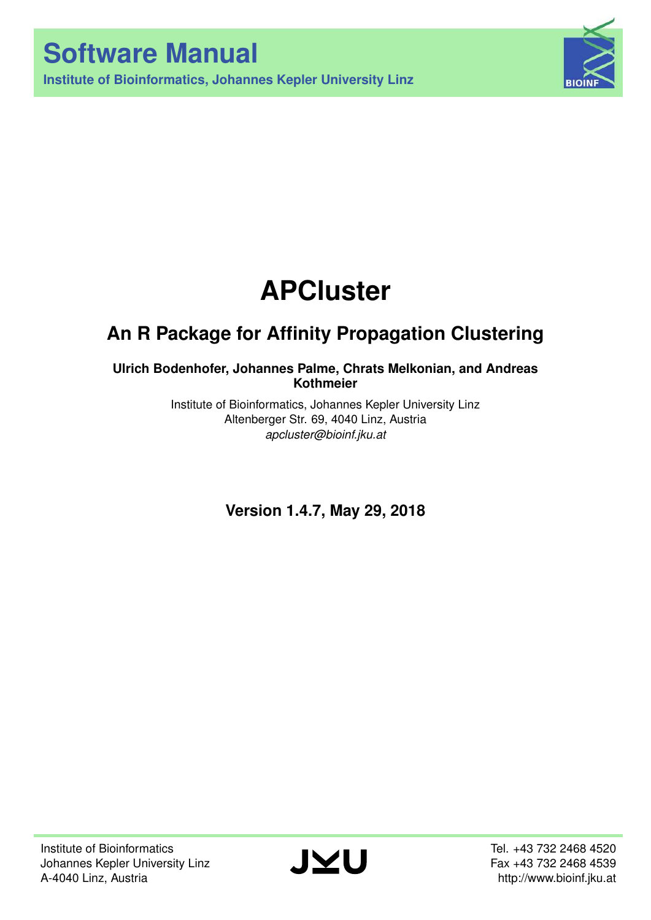# Software Manual

**Institute of Bioinformatics, Johannes Kepler University Linz**

# APCluster

## An R Package for Affinity Propagation Clustering

**Ulrich Bodenhofer, Johannes Palme, Chrats Melkonian, and Andreas Kothmeier**

Institute of Bioinformatics, Johannes Kepler University Linz
Altenberger Str. 69, 4040 Linz, Austria
*apcluster@bioinf.jku.at*

**Version 1.4.7, May 29, 2018**

Institute of Bioinformatics
Johannes Kepler University Linz
A-4040 Linz, Austria

Tel. +43 732 2468 4520
Fax +43 732 2468 4539
http://www.bioinf.jku.at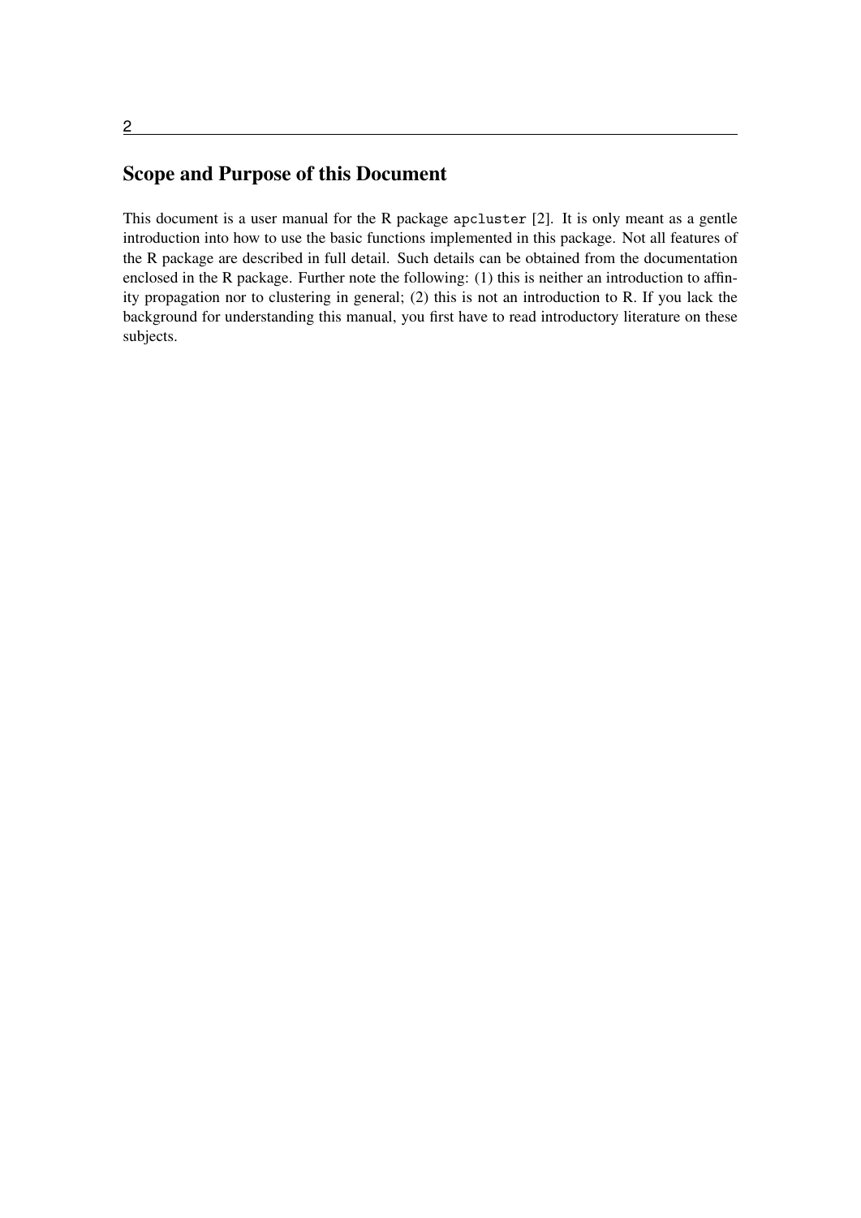## Scope and Purpose of this Document

This document is a user manual for the R package `apcluster` [2]. It is only meant as a gentle introduction into how to use the basic functions implemented in this package. Not all features of the R package are described in full detail. Such details can be obtained from the documentation enclosed in the R package. Further note the following: (1) this is neither an introduction to affinity propagation nor to clustering in general; (2) this is not an introduction to R. If you lack the background for understanding this manual, you first have to read introductory literature on these subjects.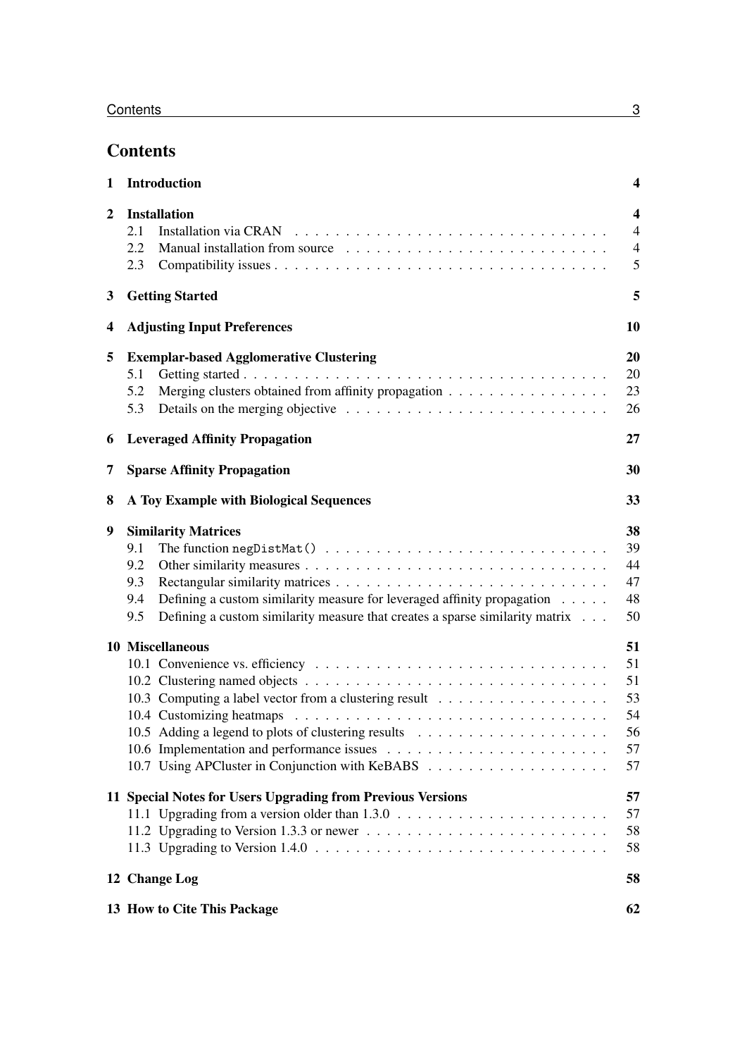# Contents

- **1 Introduction** — **4**
- **2 Installation** — **4**
  - 2.1 Installation via CRAN — 4
  - 2.2 Manual installation from source — 4
  - 2.3 Compatibility issues — 5
- **3 Getting Started** — **5**
- **4 Adjusting Input Preferences** — **10**
- **5 Exemplar-based Agglomerative Clustering** — **20**
  - 5.1 Getting started — 20
  - 5.2 Merging clusters obtained from affinity propagation — 23
  - 5.3 Details on the merging objective — 26
- **6 Leveraged Affinity Propagation** — **27**
- **7 Sparse Affinity Propagation** — **30**
- **8 A Toy Example with Biological Sequences** — **33**
- **9 Similarity Matrices** — **38**
  - 9.1 The function `negDistMat()` — 39
  - 9.2 Other similarity measures — 44
  - 9.3 Rectangular similarity matrices — 47
  - 9.4 Defining a custom similarity measure for leveraged affinity propagation — 48
  - 9.5 Defining a custom similarity measure that creates a sparse similarity matrix — 50
- **10 Miscellaneous** — **51**
  - 10.1 Convenience vs. efficiency — 51
  - 10.2 Clustering named objects — 51
  - 10.3 Computing a label vector from a clustering result — 53
  - 10.4 Customizing heatmaps — 54
  - 10.5 Adding a legend to plots of clustering results — 56
  - 10.6 Implementation and performance issues — 57
  - 10.7 Using APCluster in Conjunction with KeBABS — 57
- **11 Special Notes for Users Upgrading from Previous Versions** — **57**
  - 11.1 Upgrading from a version older than 1.3.0 — 57
  - 11.2 Upgrading to Version 1.3.3 or newer — 58
  - 11.3 Upgrading to Version 1.4.0 — 58
- **12 Change Log** — **58**
- **13 How to Cite This Package** — **62**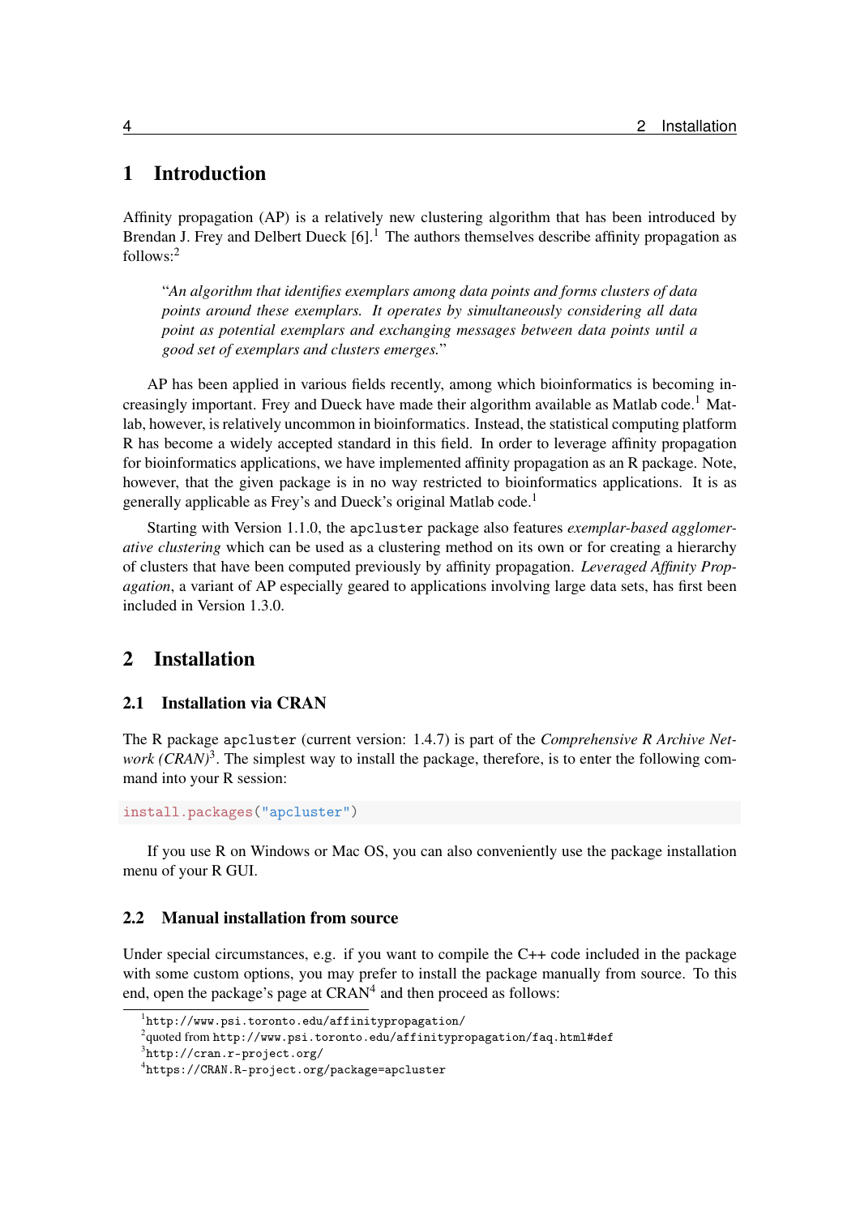# 1 Introduction

Affinity propagation (AP) is a relatively new clustering algorithm that has been introduced by Brendan J. Frey and Delbert Dueck [6].[1] The authors themselves describe affinity propagation as follows:[2]

> "*An algorithm that identifies exemplars among data points and forms clusters of data points around these exemplars. It operates by simultaneously considering all data point as potential exemplars and exchanging messages between data points until a good set of exemplars and clusters emerges.*"

AP has been applied in various fields recently, among which bioinformatics is becoming increasingly important. Frey and Dueck have made their algorithm available as Matlab code.[1] Matlab, however, is relatively uncommon in bioinformatics. Instead, the statistical computing platform R has become a widely accepted standard in this field. In order to leverage affinity propagation for bioinformatics applications, we have implemented affinity propagation as an R package. Note, however, that the given package is in no way restricted to bioinformatics applications. It is as generally applicable as Frey's and Dueck's original Matlab code.[1]

Starting with Version 1.1.0, the `apcluster` package also features *exemplar-based agglomerative clustering* which can be used as a clustering method on its own or for creating a hierarchy of clusters that have been computed previously by affinity propagation. *Leveraged Affinity Propagation*, a variant of AP especially geared to applications involving large data sets, has first been included in Version 1.3.0.

# 2 Installation

## 2.1 Installation via CRAN

The R package `apcluster` (current version: 1.4.7) is part of the *Comprehensive R Archive Network (CRAN)*[3]. The simplest way to install the package, therefore, is to enter the following command into your R session:

```
install.packages("apcluster")
```

If you use R on Windows or Mac OS, you can also conveniently use the package installation menu of your R GUI.

## 2.2 Manual installation from source

Under special circumstances, e.g. if you want to compile the C++ code included in the package with some custom options, you may prefer to install the package manually from source. To this end, open the package's page at CRAN[4] and then proceed as follows:

[1] `http://www.psi.toronto.edu/affinitypropagation/`
[2] quoted from `http://www.psi.toronto.edu/affinitypropagation/faq.html#def`
[3] `http://cran.r-project.org/`
[4] `https://CRAN.R-project.org/package=apcluster`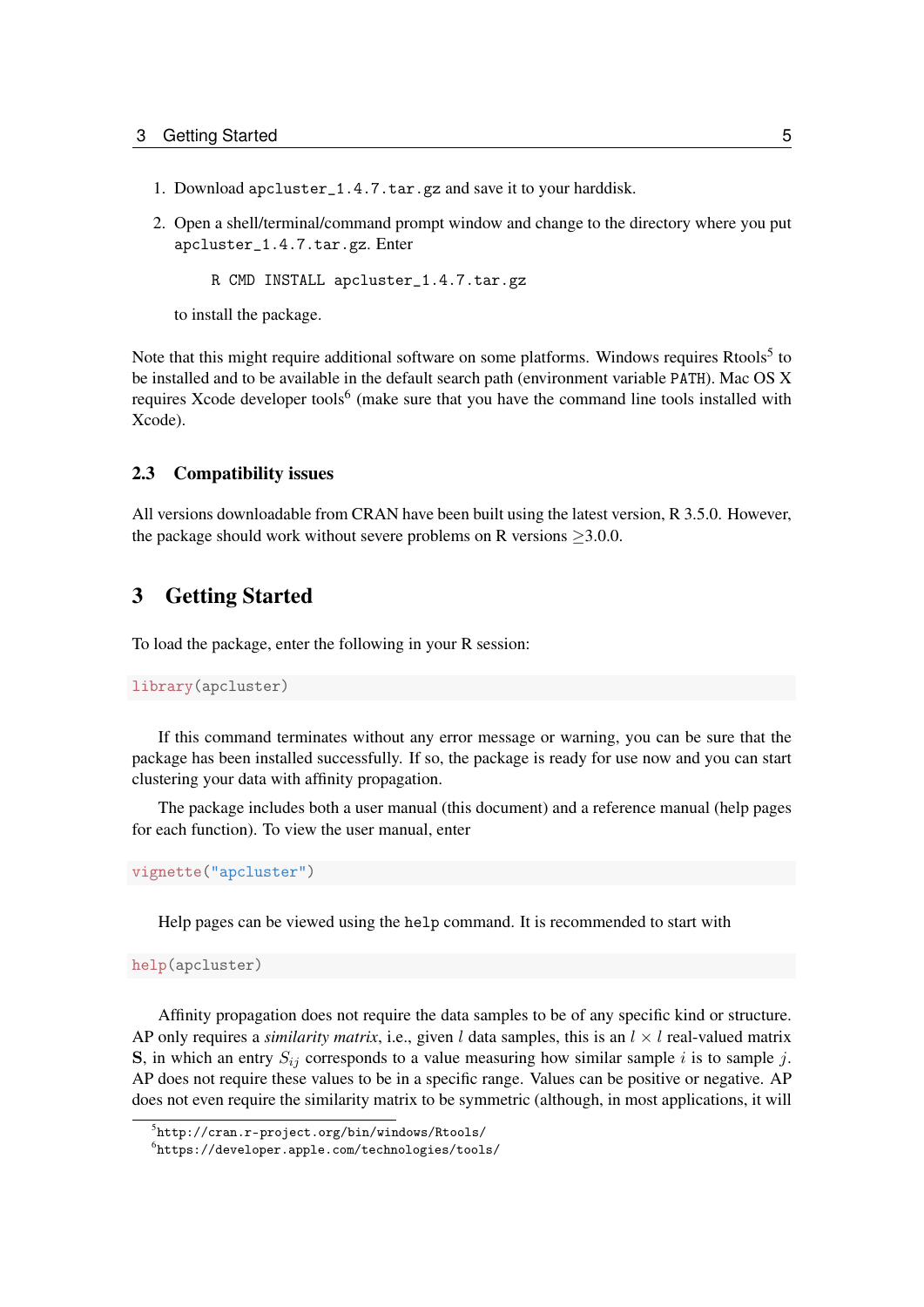1. Download `apcluster_1.4.7.tar.gz` and save it to your harddisk.
2. Open a shell/terminal/command prompt window and change to the directory where you put `apcluster_1.4.7.tar.gz`. Enter

   ```
   R CMD INSTALL apcluster_1.4.7.tar.gz
   ```

   to install the package.

Note that this might require additional software on some platforms. Windows requires Rtools[5] to be installed and to be available in the default search path (environment variable `PATH`). Mac OS X requires Xcode developer tools[6] (make sure that you have the command line tools installed with Xcode).

## 2.3 Compatibility issues

All versions downloadable from CRAN have been built using the latest version, R 3.5.0. However, the package should work without severe problems on R versions $\geq$3.0.0.

# 3 Getting Started

To load the package, enter the following in your R session:

```
library(apcluster)
```

If this command terminates without any error message or warning, you can be sure that the package has been installed successfully. If so, the package is ready for use now and you can start clustering your data with affinity propagation.

The package includes both a user manual (this document) and a reference manual (help pages for each function). To view the user manual, enter

```
vignette("apcluster")
```

Help pages can be viewed using the `help` command. It is recommended to start with

```
help(apcluster)
```

Affinity propagation does not require the data samples to be of any specific kind or structure. AP only requires a *similarity matrix*, i.e., given $l$ data samples, this is an $l \times l$ real-valued matrix $\mathbf{S}$, in which an entry $S_{ij}$ corresponds to a value measuring how similar sample $i$ is to sample $j$. AP does not require these values to be in a specific range. Values can be positive or negative. AP does not even require the similarity matrix to be symmetric (although, in most applications, it will

[5] http://cran.r-project.org/bin/windows/Rtools/

[6] https://developer.apple.com/technologies/tools/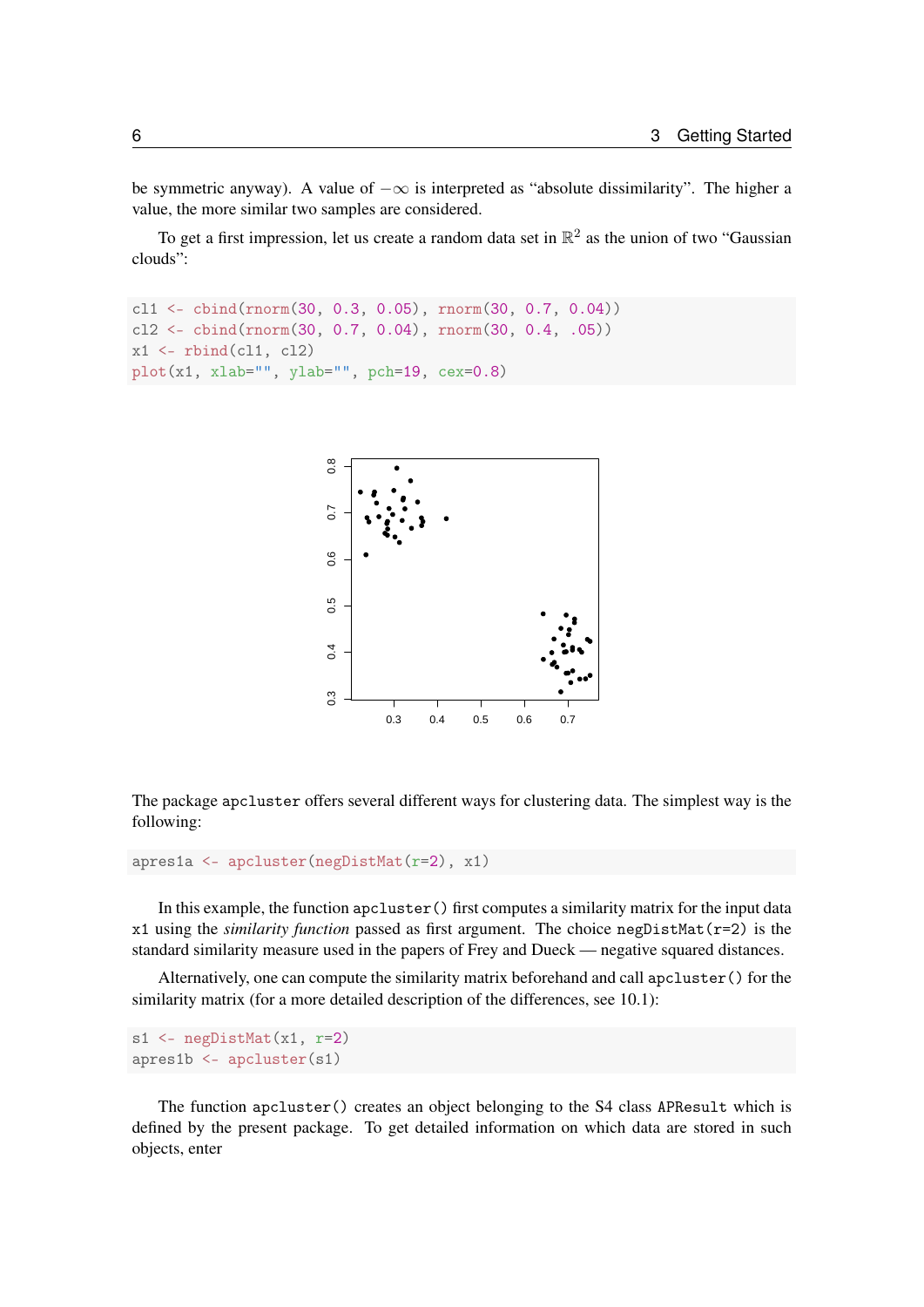be symmetric anyway). A value of $-\infty$ is interpreted as "absolute dissimilarity". The higher a value, the more similar two samples are considered.

To get a first impression, let us create a random data set in $\mathbb{R}^2$ as the union of two "Gaussian clouds":

```
cl1 <- cbind(rnorm(30, 0.3, 0.05), rnorm(30, 0.7, 0.04))
cl2 <- cbind(rnorm(30, 0.7, 0.04), rnorm(30, 0.4, .05))
x1 <- rbind(cl1, cl2)
plot(x1, xlab="", ylab="", pch=19, cex=0.8)
```

The package apcluster offers several different ways for clustering data. The simplest way is the following:

```
apres1a <- apcluster(negDistMat(r=2), x1)
```

In this example, the function apcluster() first computes a similarity matrix for the input data x1 using the *similarity function* passed as first argument. The choice negDistMat(r=2) is the standard similarity measure used in the papers of Frey and Dueck — negative squared distances.

Alternatively, one can compute the similarity matrix beforehand and call apcluster() for the similarity matrix (for a more detailed description of the differences, see 10.1):

```
s1 <- negDistMat(x1, r=2)
apres1b <- apcluster(s1)
```

The function apcluster() creates an object belonging to the S4 class APResult which is defined by the present package. To get detailed information on which data are stored in such objects, enter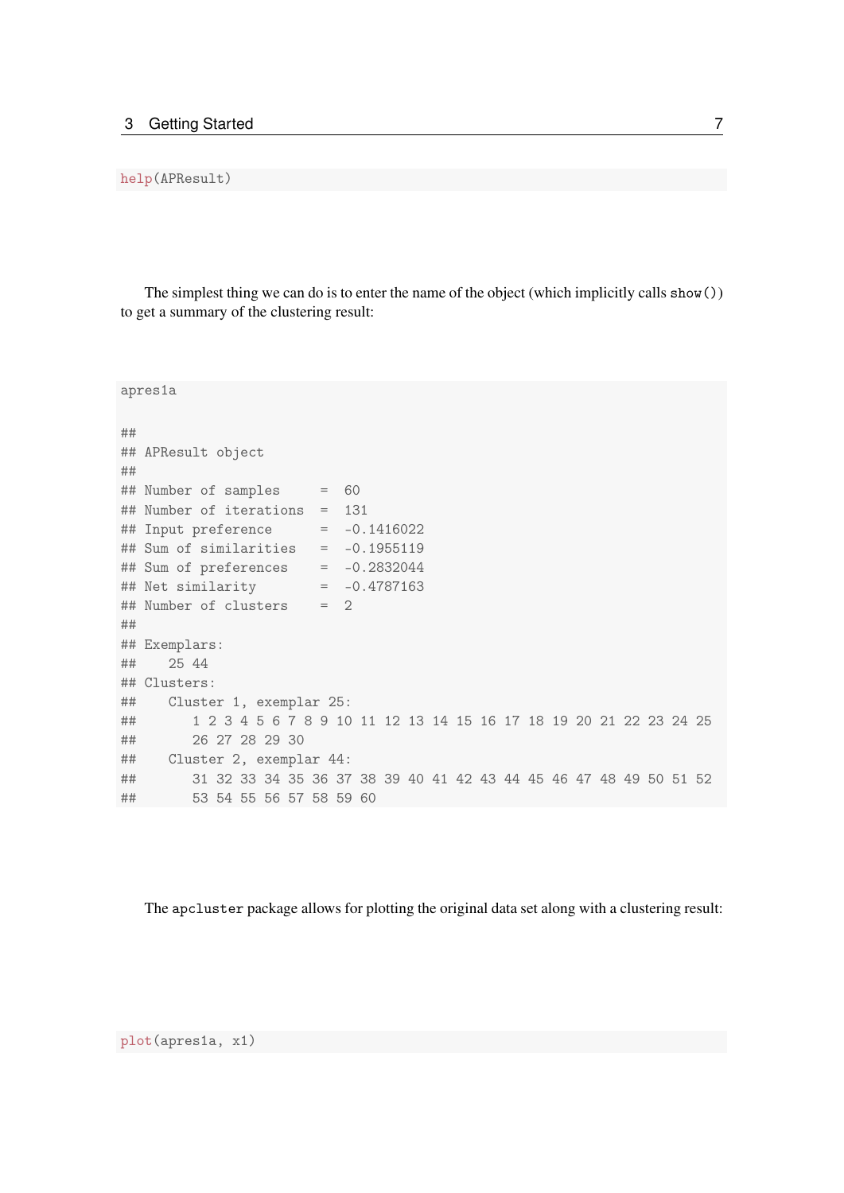```
help(APResult)
```

The simplest thing we can do is to enter the name of the object (which implicitly calls `show()`) to get a summary of the clustering result:

```
apres1a

##
## APResult object
##
## Number of samples     =  60
## Number of iterations  =  131
## Input preference      =  -0.1416022
## Sum of similarities   =  -0.1955119
## Sum of preferences    =  -0.2832044
## Net similarity        =  -0.4787163
## Number of clusters    =  2
##
## Exemplars:
##    25 44
## Clusters:
##    Cluster 1, exemplar 25:
##       1 2 3 4 5 6 7 8 9 10 11 12 13 14 15 16 17 18 19 20 21 22 23 24 25
##       26 27 28 29 30
##    Cluster 2, exemplar 44:
##       31 32 33 34 35 36 37 38 39 40 41 42 43 44 45 46 47 48 49 50 51 52
##       53 54 55 56 57 58 59 60
```

The `apcluster` package allows for plotting the original data set along with a clustering result:

```
plot(apres1a, x1)
```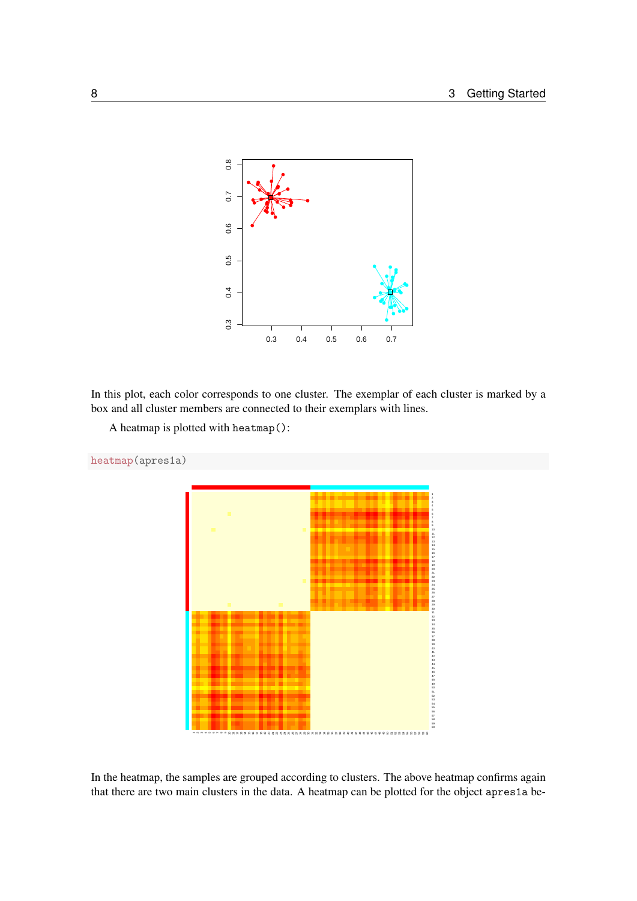In this plot, each color corresponds to one cluster. The exemplar of each cluster is marked by a box and all cluster members are connected to their exemplars with lines.

A heatmap is plotted with `heatmap()`:

```
heatmap(apres1a)
```

In the heatmap, the samples are grouped according to clusters. The above heatmap confirms again that there are two main clusters in the data. A heatmap can be plotted for the object `apres1a` be-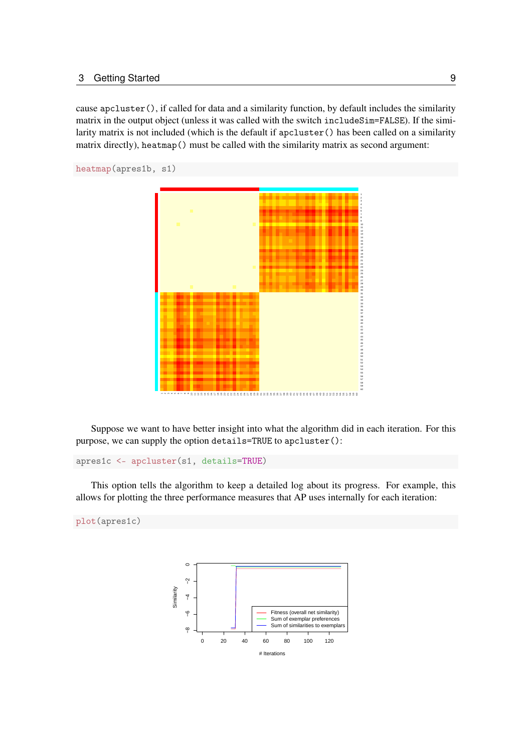cause `apcluster()`, if called for data and a similarity function, by default includes the similarity matrix in the output object (unless it was called with the switch `includeSim=FALSE`). If the similarity matrix is not included (which is the default if `apcluster()` has been called on a similarity matrix directly), `heatmap()` must be called with the similarity matrix as second argument:

```
heatmap(apres1b, s1)
```

Suppose we want to have better insight into what the algorithm did in each iteration. For this purpose, we can supply the option `details=TRUE` to `apcluster()`:

```
apres1c <- apcluster(s1, details=TRUE)
```

This option tells the algorithm to keep a detailed log about its progress. For example, this allows for plotting the three performance measures that AP uses internally for each iteration:

```
plot(apres1c)
```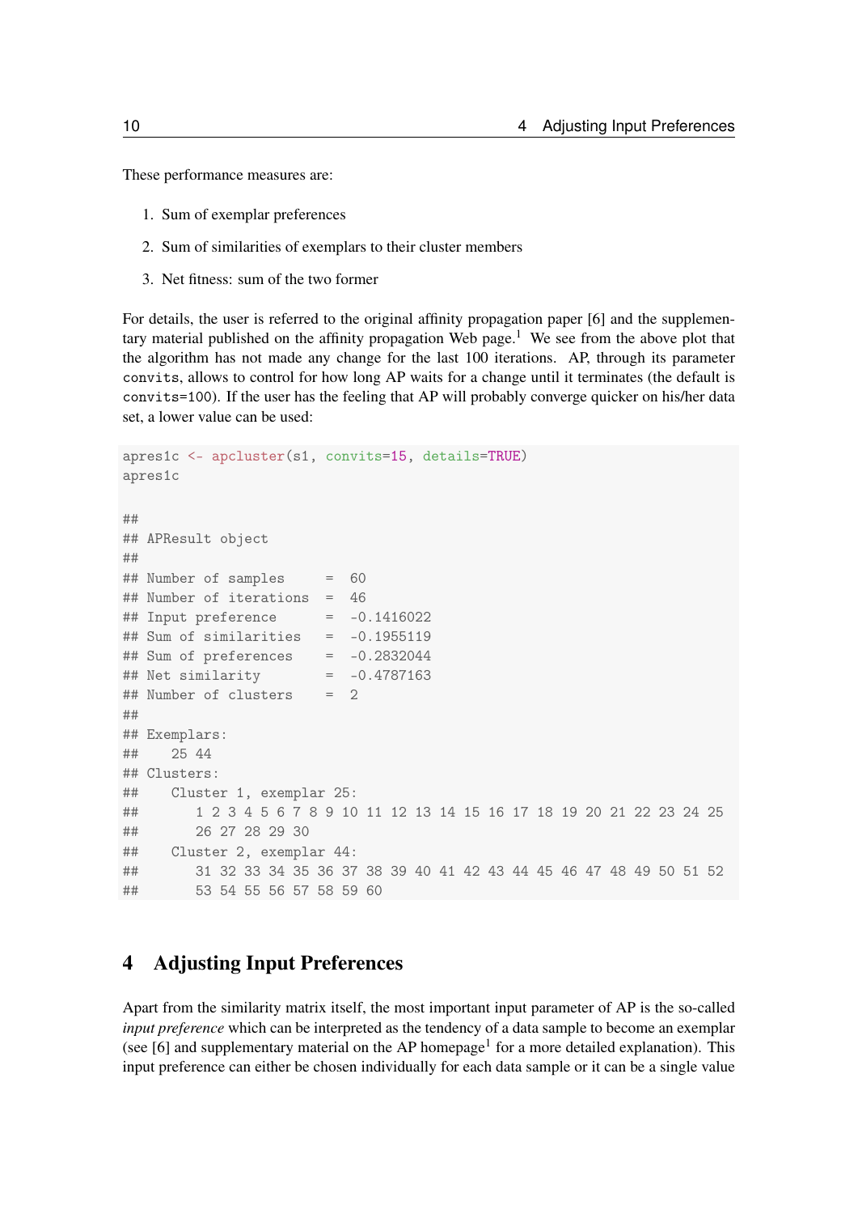These performance measures are:

1. Sum of exemplar preferences
2. Sum of similarities of exemplars to their cluster members
3. Net fitness: sum of the two former

For details, the user is referred to the original affinity propagation paper [6] and the supplementary material published on the affinity propagation Web page.[1] We see from the above plot that the algorithm has not made any change for the last 100 iterations. AP, through its parameter `convits`, allows to control for how long AP waits for a change until it terminates (the default is `convits=100`). If the user has the feeling that AP will probably converge quicker on his/her data set, a lower value can be used:

```
apres1c <- apcluster(s1, convits=15, details=TRUE)
apres1c

##
## APResult object
##
## Number of samples     =  60
## Number of iterations  =  46
## Input preference      =  -0.1416022
## Sum of similarities   =  -0.1955119
## Sum of preferences    =  -0.2832044
## Net similarity        =  -0.4787163
## Number of clusters    =  2
##
## Exemplars:
##    25 44
## Clusters:
##    Cluster 1, exemplar 25:
##       1 2 3 4 5 6 7 8 9 10 11 12 13 14 15 16 17 18 19 20 21 22 23 24 25
##       26 27 28 29 30
##    Cluster 2, exemplar 44:
##       31 32 33 34 35 36 37 38 39 40 41 42 43 44 45 46 47 48 49 50 51 52
##       53 54 55 56 57 58 59 60
```

# 4 Adjusting Input Preferences

Apart from the similarity matrix itself, the most important input parameter of AP is the so-called *input preference* which can be interpreted as the tendency of a data sample to become an exemplar (see [6] and supplementary material on the AP homepage[1] for a more detailed explanation). This input preference can either be chosen individually for each data sample or it can be a single value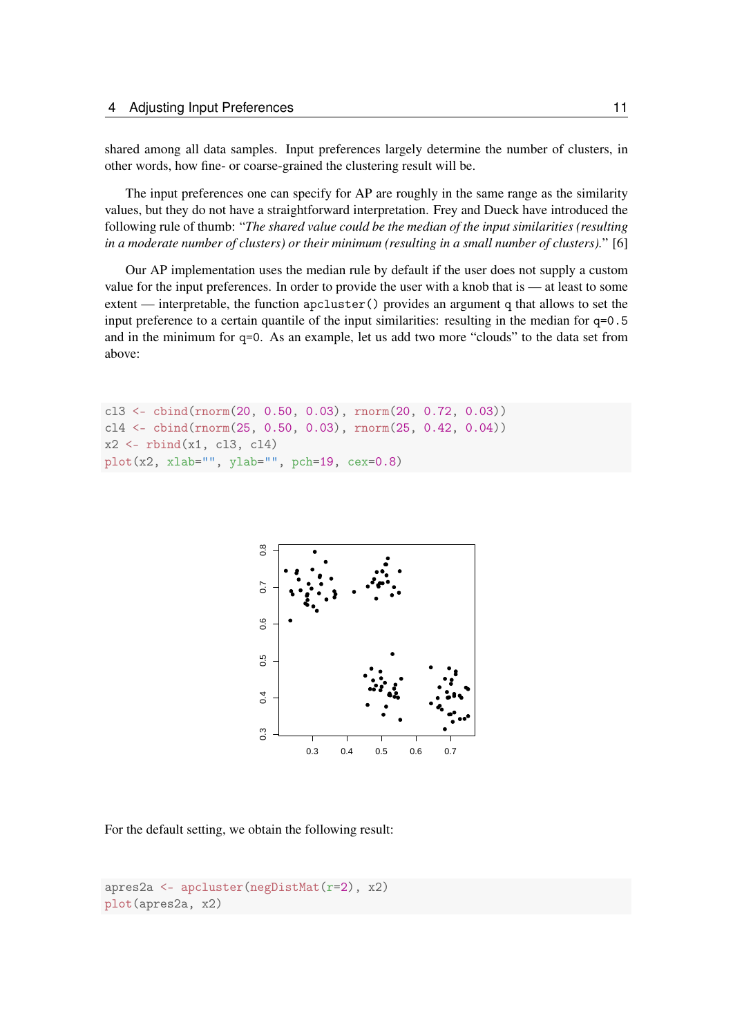shared among all data samples. Input preferences largely determine the number of clusters, in other words, how fine- or coarse-grained the clustering result will be.

The input preferences one can specify for AP are roughly in the same range as the similarity values, but they do not have a straightforward interpretation. Frey and Dueck have introduced the following rule of thumb: "*The shared value could be the median of the input similarities (resulting in a moderate number of clusters) or their minimum (resulting in a small number of clusters).*" [6]

Our AP implementation uses the median rule by default if the user does not supply a custom value for the input preferences. In order to provide the user with a knob that is — at least to some extent — interpretable, the function `apcluster()` provides an argument `q` that allows to set the input preference to a certain quantile of the input similarities: resulting in the median for `q=0.5` and in the minimum for `q=0`. As an example, let us add two more "clouds" to the data set from above:

```
cl3 <- cbind(rnorm(20, 0.50, 0.03), rnorm(20, 0.72, 0.03))
cl4 <- cbind(rnorm(25, 0.50, 0.03), rnorm(25, 0.42, 0.04))
x2 <- rbind(x1, cl3, cl4)
plot(x2, xlab="", ylab="", pch=19, cex=0.8)
```

For the default setting, we obtain the following result:

```
apres2a <- apcluster(negDistMat(r=2), x2)
plot(apres2a, x2)
```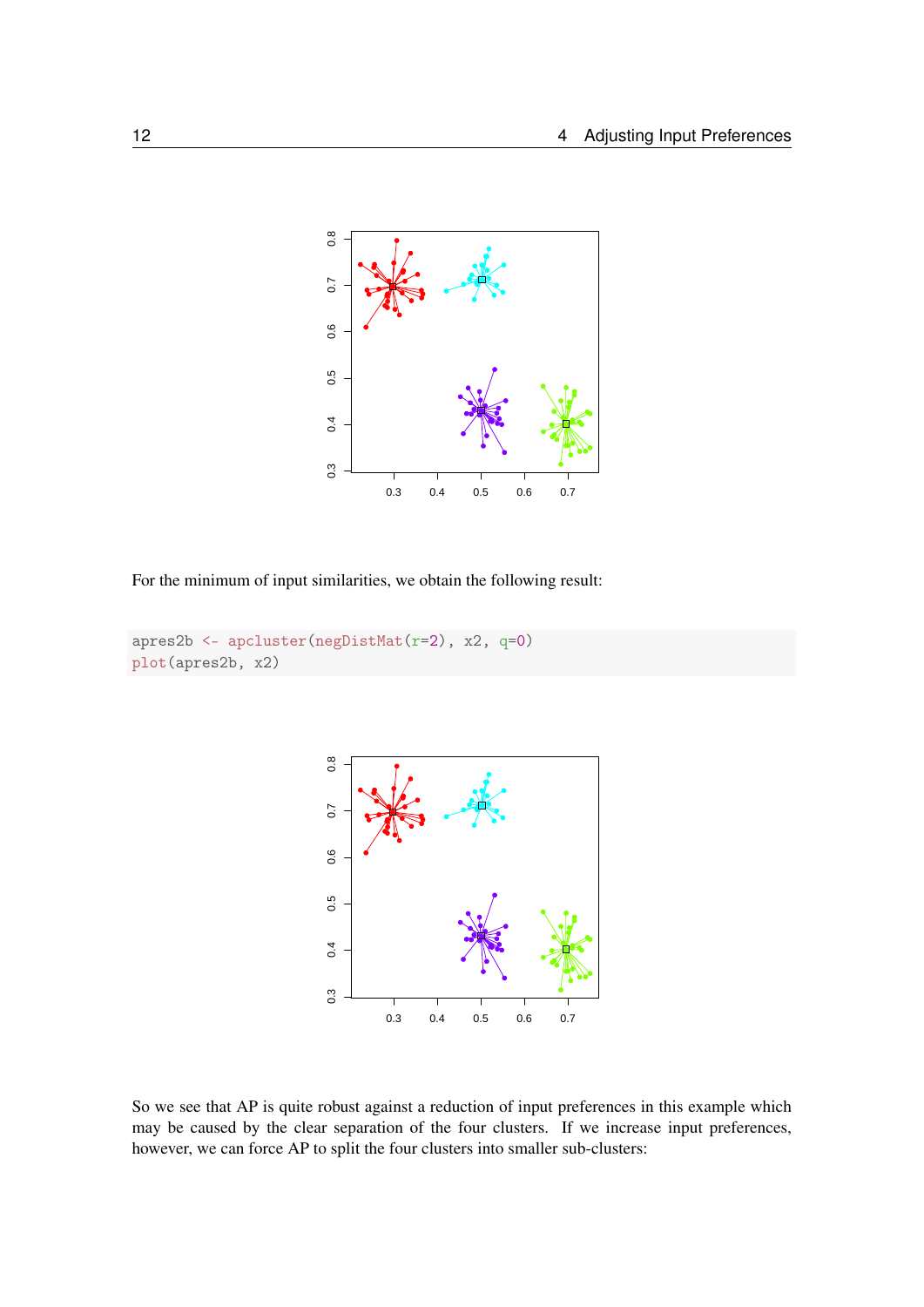For the minimum of input similarities, we obtain the following result:

```
apres2b <- apcluster(negDistMat(r=2), x2, q=0)
plot(apres2b, x2)
```

So we see that AP is quite robust against a reduction of input preferences in this example which may be caused by the clear separation of the four clusters. If we increase input preferences, however, we can force AP to split the four clusters into smaller sub-clusters: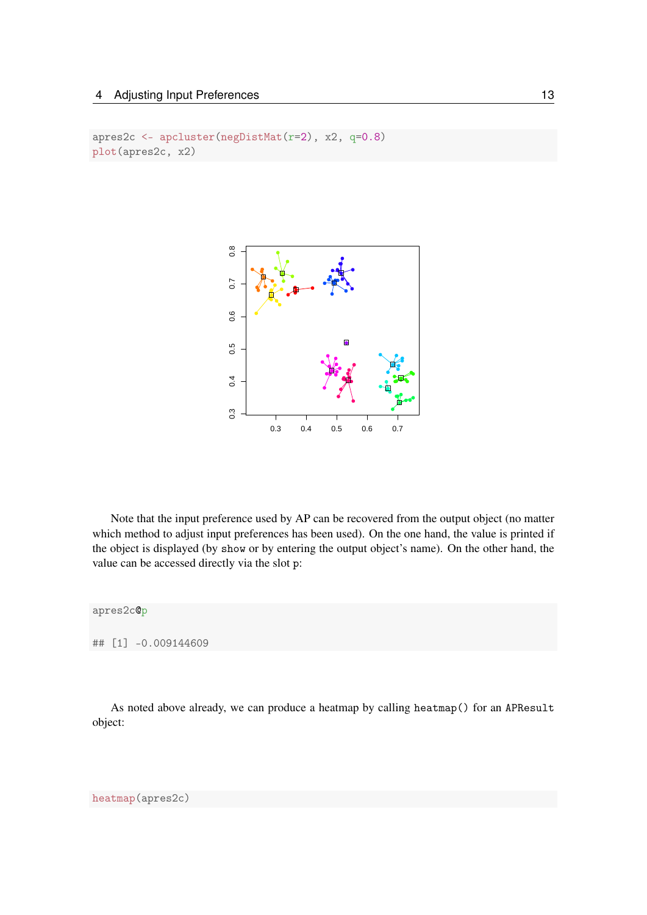```r
apres2c <- apcluster(negDistMat(r=2), x2, q=0.8)
plot(apres2c, x2)
```

Note that the input preference used by AP can be recovered from the output object (no matter which method to adjust input preferences has been used). On the one hand, the value is printed if the object is displayed (by `show` or by entering the output object's name). On the other hand, the value can be accessed directly via the slot `p`:

```r
apres2c@p

## [1] -0.009144609
```

As noted above already, we can produce a heatmap by calling `heatmap()` for an `APResult` object:

```r
heatmap(apres2c)
```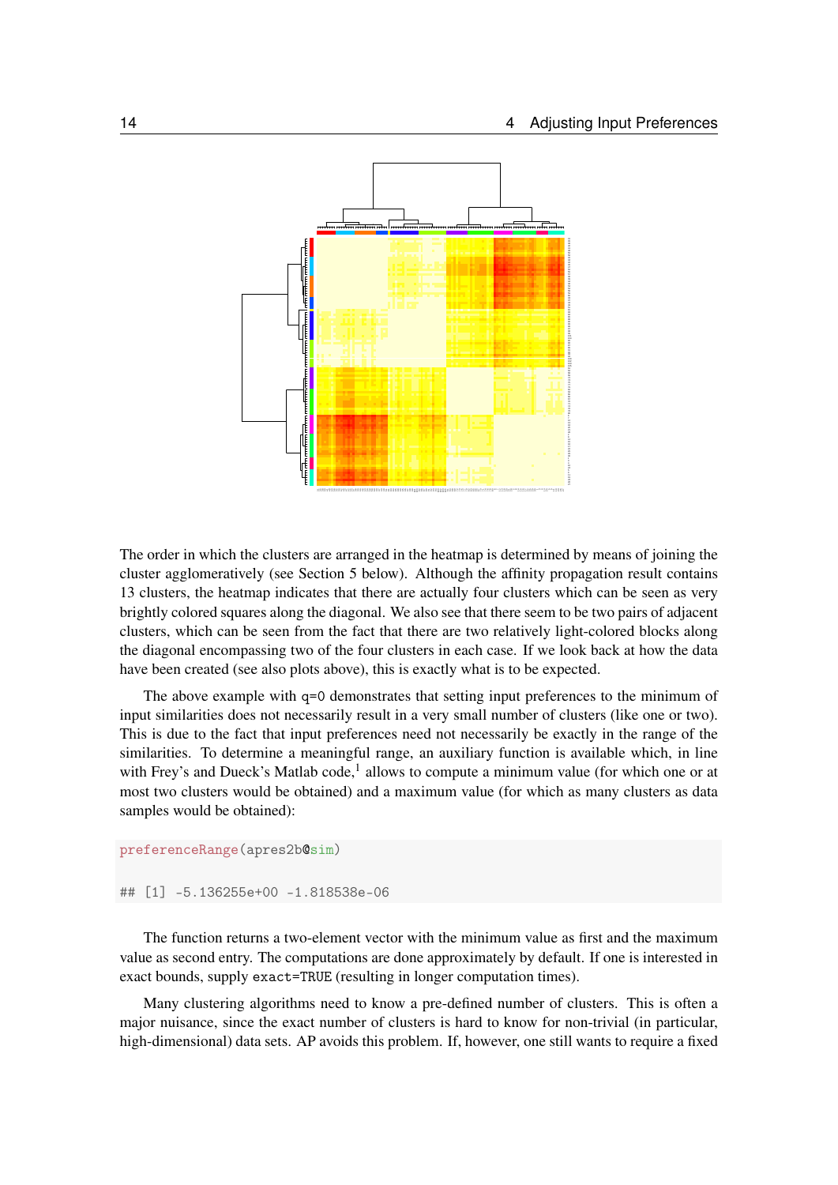The order in which the clusters are arranged in the heatmap is determined by means of joining the cluster agglomeratively (see Section 5 below). Although the affinity propagation result contains 13 clusters, the heatmap indicates that there are actually four clusters which can be seen as very brightly colored squares along the diagonal. We also see that there seem to be two pairs of adjacent clusters, which can be seen from the fact that there are two relatively light-colored blocks along the diagonal encompassing two of the four clusters in each case. If we look back at how the data have been created (see also plots above), this is exactly what is to be expected.

The above example with q=0 demonstrates that setting input preferences to the minimum of input similarities does not necessarily result in a very small number of clusters (like one or two). This is due to the fact that input preferences need not necessarily be exactly in the range of the similarities. To determine a meaningful range, an auxiliary function is available which, in line with Frey's and Dueck's Matlab code,[1] allows to compute a minimum value (for which one or at most two clusters would be obtained) and a maximum value (for which as many clusters as data samples would be obtained):

```
preferenceRange(apres2b@sim)

## [1] -5.136255e+00 -1.818538e-06
```

The function returns a two-element vector with the minimum value as first and the maximum value as second entry. The computations are done approximately by default. If one is interested in exact bounds, supply `exact=TRUE` (resulting in longer computation times).

Many clustering algorithms need to know a pre-defined number of clusters. This is often a major nuisance, since the exact number of clusters is hard to know for non-trivial (in particular, high-dimensional) data sets. AP avoids this problem. If, however, one still wants to require a fixed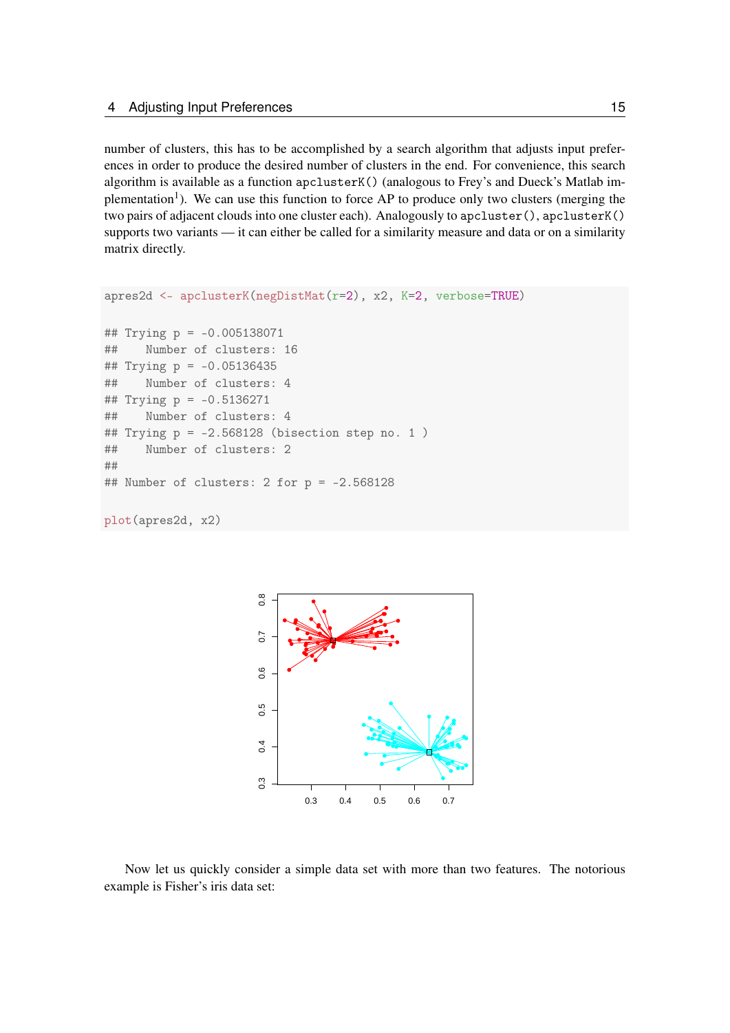number of clusters, this has to be accomplished by a search algorithm that adjusts input preferences in order to produce the desired number of clusters in the end. For convenience, this search algorithm is available as a function apclusterK() (analogous to Frey's and Dueck's Matlab implementation[1]). We can use this function to force AP to produce only two clusters (merging the two pairs of adjacent clouds into one cluster each). Analogously to apcluster(), apclusterK() supports two variants — it can either be called for a similarity measure and data or on a similarity matrix directly.

```
apres2d <- apclusterK(negDistMat(r=2), x2, K=2, verbose=TRUE)

## Trying p = -0.005138071
##    Number of clusters: 16
## Trying p = -0.05136435
##    Number of clusters: 4
## Trying p = -0.5136271
##    Number of clusters: 4
## Trying p = -2.568128 (bisection step no. 1 )
##    Number of clusters: 2
##
## Number of clusters: 2 for p = -2.568128

plot(apres2d, x2)
```

Now let us quickly consider a simple data set with more than two features. The notorious example is Fisher's iris data set: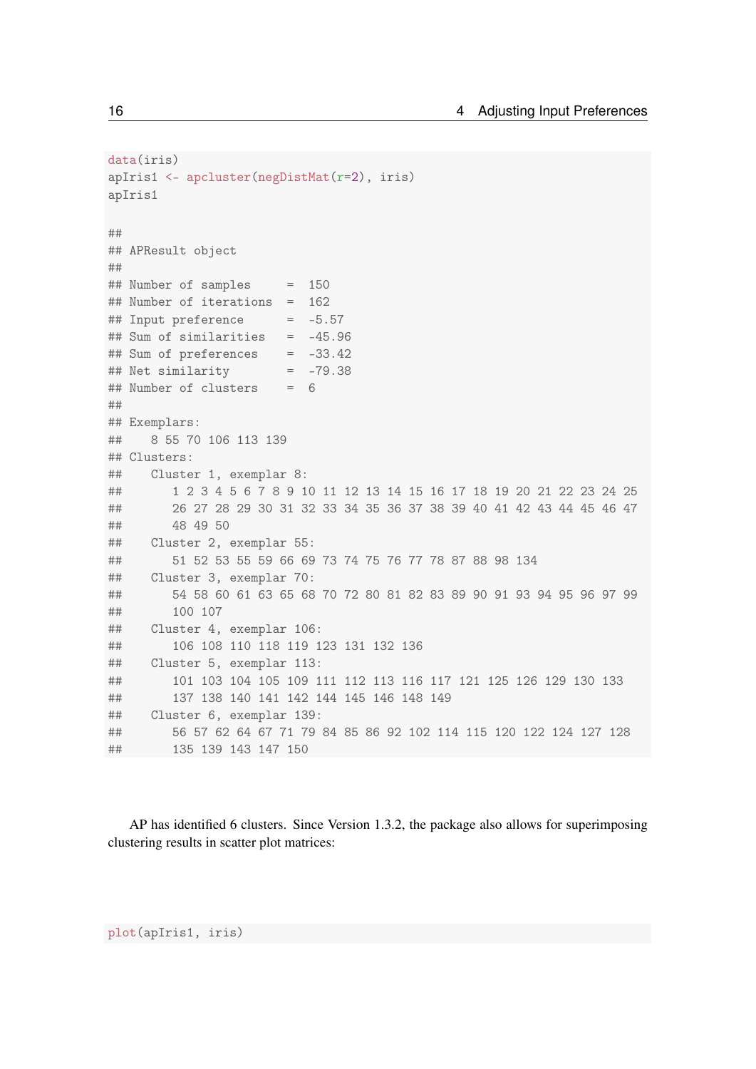```
data(iris)
apIris1 <- apcluster(negDistMat(r=2), iris)
apIris1

##
## APResult object
##
## Number of samples     =  150
## Number of iterations  =  162
## Input preference      =  -5.57
## Sum of similarities   =  -45.96
## Sum of preferences    =  -33.42
## Net similarity        =  -79.38
## Number of clusters    =  6
##
## Exemplars:
##    8 55 70 106 113 139
## Clusters:
##    Cluster 1, exemplar 8:
##       1 2 3 4 5 6 7 8 9 10 11 12 13 14 15 16 17 18 19 20 21 22 23 24 25
##       26 27 28 29 30 31 32 33 34 35 36 37 38 39 40 41 42 43 44 45 46 47
##       48 49 50
##    Cluster 2, exemplar 55:
##       51 52 53 55 59 66 69 73 74 75 76 77 78 87 88 98 134
##    Cluster 3, exemplar 70:
##       54 58 60 61 63 65 68 70 72 80 81 82 83 89 90 91 93 94 95 96 97 99
##       100 107
##    Cluster 4, exemplar 106:
##       106 108 110 118 119 123 131 132 136
##    Cluster 5, exemplar 113:
##       101 103 104 105 109 111 112 113 116 117 121 125 126 129 130 133
##       137 138 140 141 142 144 145 146 148 149
##    Cluster 6, exemplar 139:
##       56 57 62 64 67 71 79 84 85 86 92 102 114 115 120 122 124 127 128
##       135 139 143 147 150
```

AP has identified 6 clusters. Since Version 1.3.2, the package also allows for superimposing clustering results in scatter plot matrices:

```
plot(apIris1, iris)
```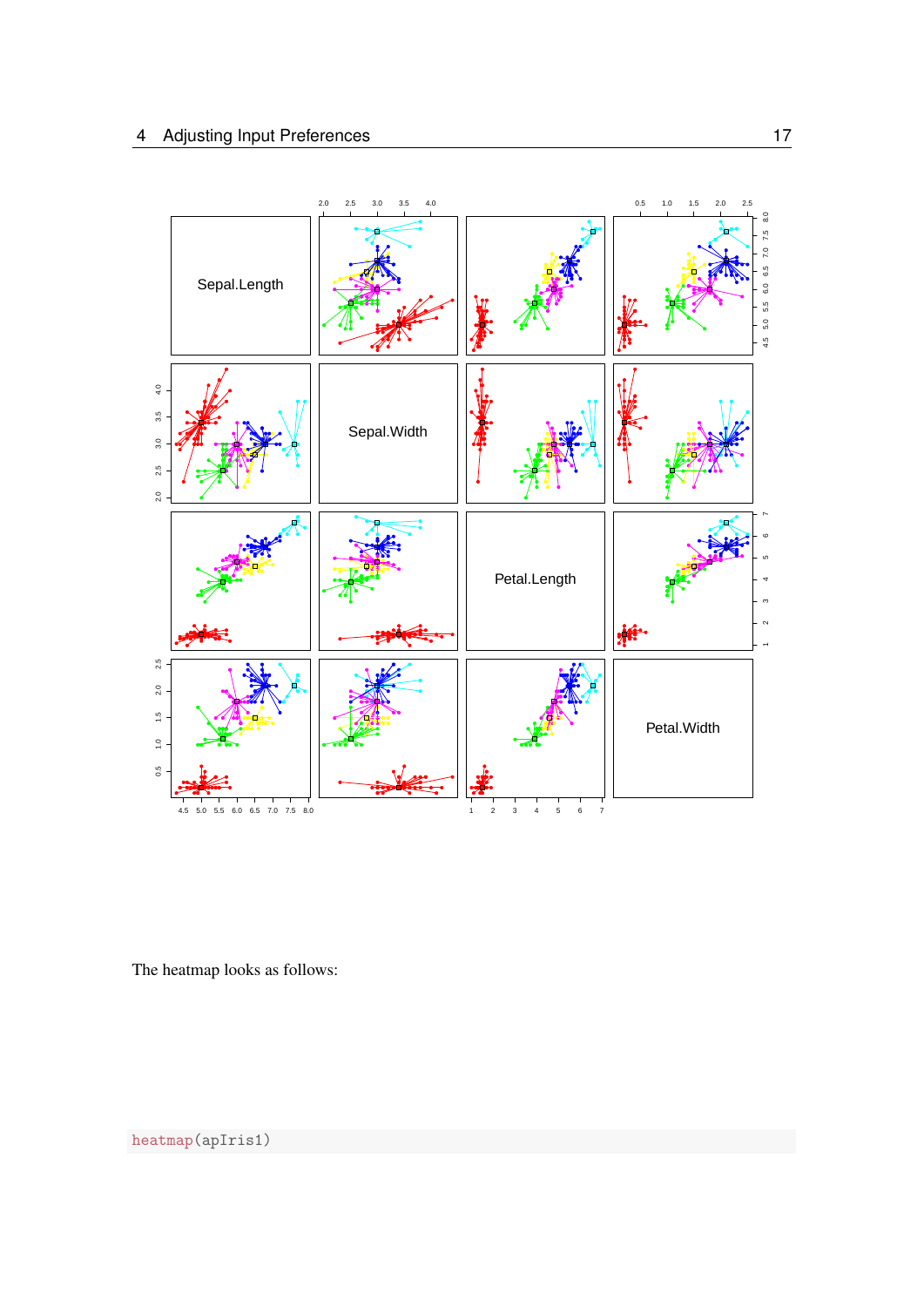The heatmap looks as follows:

```
heatmap(apIris1)
```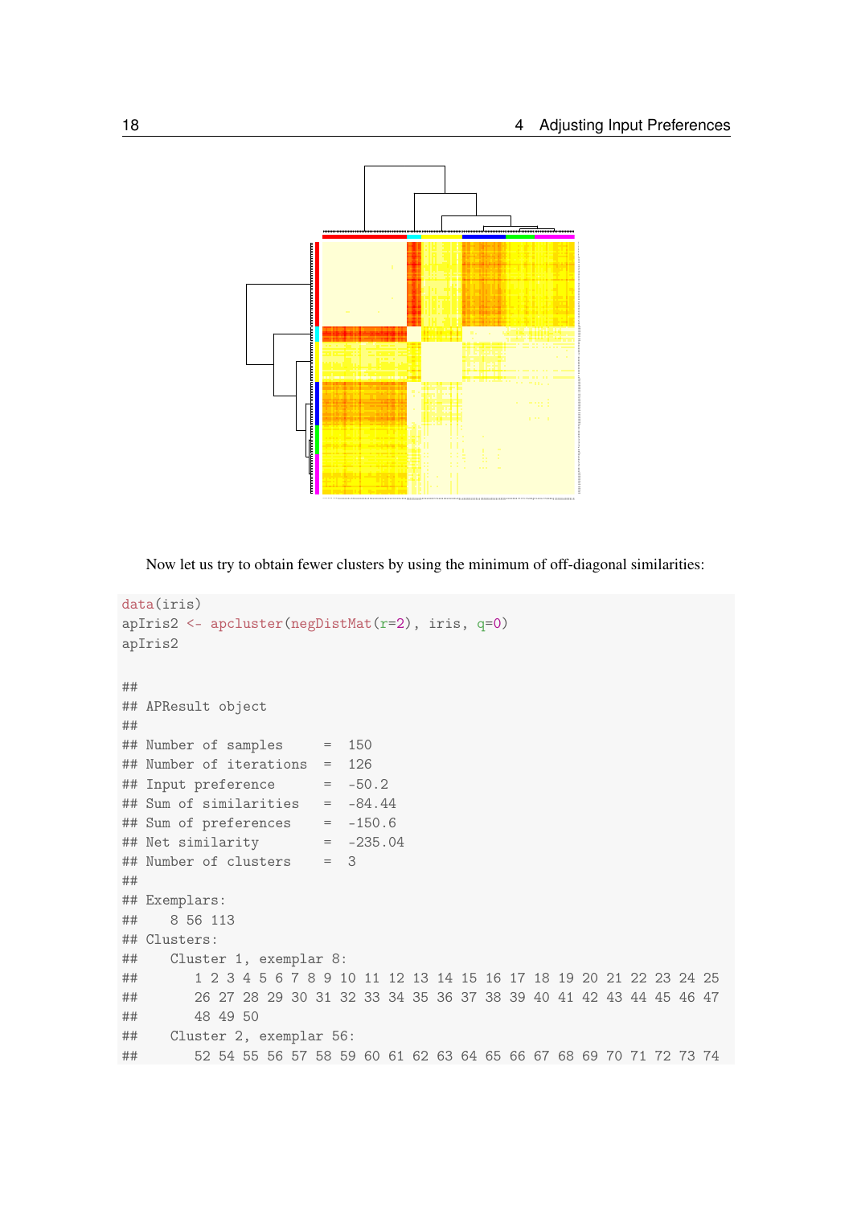Now let us try to obtain fewer clusters by using the minimum of off-diagonal similarities:

```
data(iris)
apIris2 <- apcluster(negDistMat(r=2), iris, q=0)
apIris2

##
## APResult object
##
## Number of samples     =  150
## Number of iterations  =  126
## Input preference      =  -50.2
## Sum of similarities   =  -84.44
## Sum of preferences    =  -150.6
## Net similarity        =  -235.04
## Number of clusters    =  3
##
## Exemplars:
##    8 56 113
## Clusters:
##    Cluster 1, exemplar 8:
##       1 2 3 4 5 6 7 8 9 10 11 12 13 14 15 16 17 18 19 20 21 22 23 24 25
##       26 27 28 29 30 31 32 33 34 35 36 37 38 39 40 41 42 43 44 45 46 47
##       48 49 50
##    Cluster 2, exemplar 56:
##       52 54 55 56 57 58 59 60 61 62 63 64 65 66 67 68 69 70 71 72 73 74
```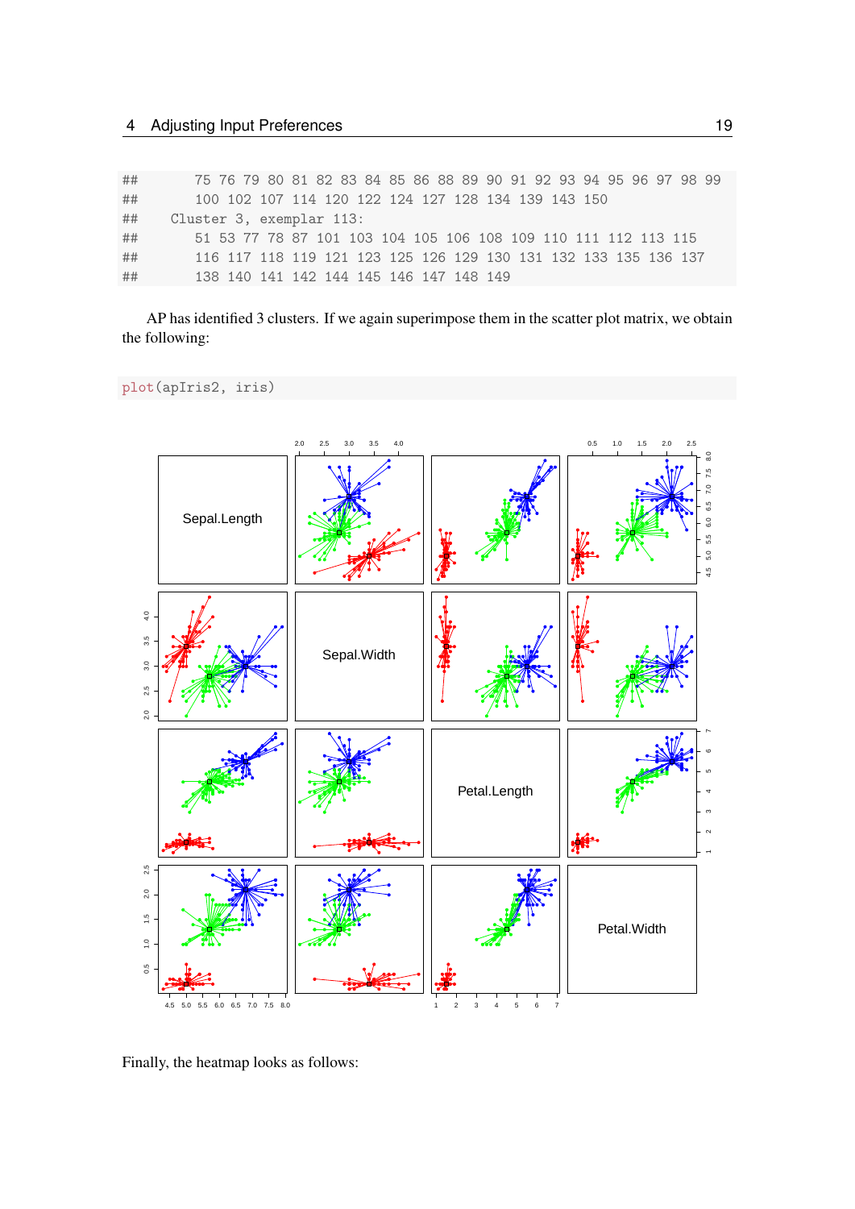```
##       75 76 79 80 81 82 83 84 85 86 88 89 90 91 92 93 94 95 96 97 98 99
##       100 102 107 114 120 122 124 127 128 134 139 143 150
##    Cluster 3, exemplar 113:
##       51 53 77 78 87 101 103 104 105 106 108 109 110 111 112 113 115
##       116 117 118 119 121 123 125 126 129 130 131 132 133 135 136 137
##       138 140 141 142 144 145 146 147 148 149
```

AP has identified 3 clusters. If we again superimpose them in the scatter plot matrix, we obtain the following:

```
plot(apIris2, iris)
```

Finally, the heatmap looks as follows: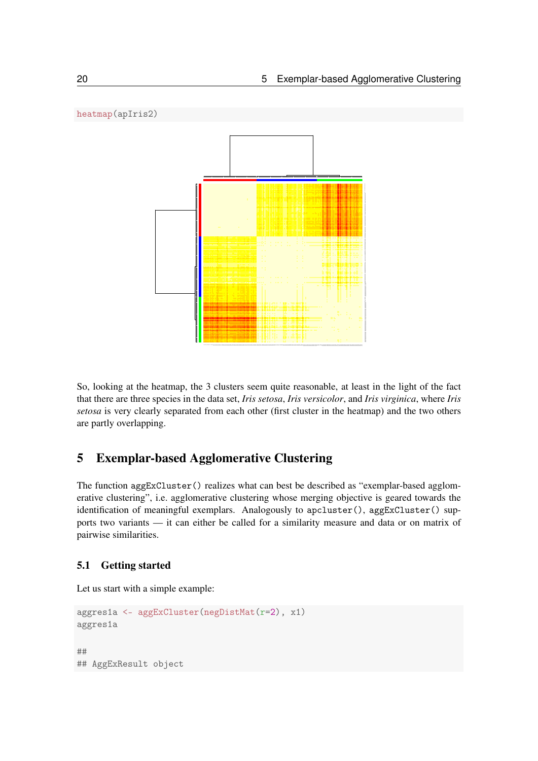```
heatmap(apIris2)
```

So, looking at the heatmap, the 3 clusters seem quite reasonable, at least in the light of the fact that there are three species in the data set, *Iris setosa*, *Iris versicolor*, and *Iris virginica*, where *Iris setosa* is very clearly separated from each other (first cluster in the heatmap) and the two others are partly overlapping.

# 5 Exemplar-based Agglomerative Clustering

The function `aggExCluster()` realizes what can best be described as "exemplar-based agglomerative clustering", i.e. agglomerative clustering whose merging objective is geared towards the identification of meaningful exemplars. Analogously to `apcluster()`, `aggExCluster()` supports two variants — it can either be called for a similarity measure and data or on matrix of pairwise similarities.

## 5.1 Getting started

Let us start with a simple example:

```
aggres1a <- aggExCluster(negDistMat(r=2), x1)
aggres1a

##
## AggExResult object
```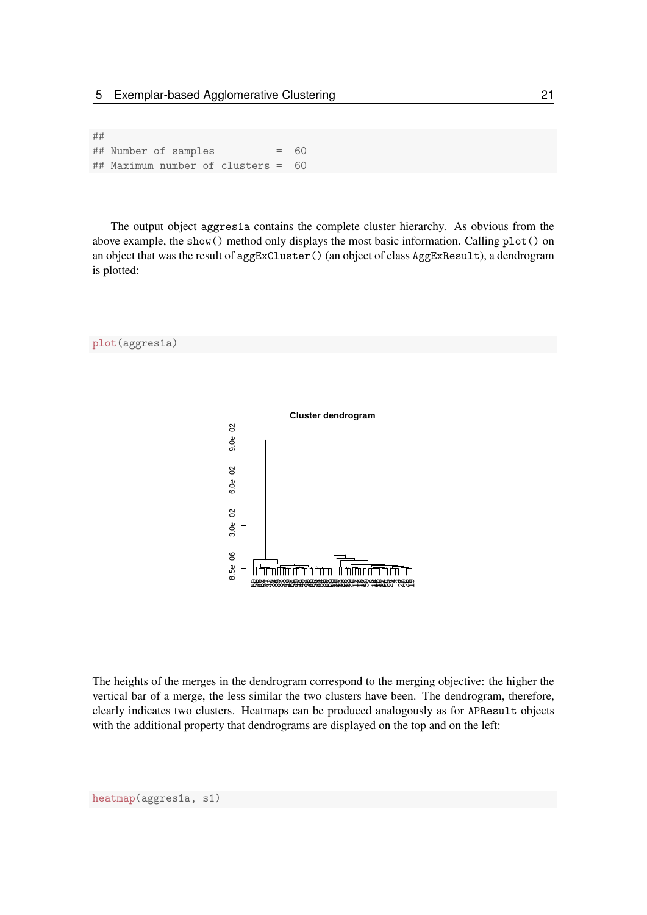```
##
## Number of samples          =  60
## Maximum number of clusters =  60
```

The output object aggres1a contains the complete cluster hierarchy. As obvious from the above example, the show() method only displays the most basic information. Calling plot() on an object that was the result of aggExCluster() (an object of class AggExResult), a dendrogram is plotted:

```
plot(aggres1a)
```

The heights of the merges in the dendrogram correspond to the merging objective: the higher the vertical bar of a merge, the less similar the two clusters have been. The dendrogram, therefore, clearly indicates two clusters. Heatmaps can be produced analogously as for APResult objects with the additional property that dendrograms are displayed on the top and on the left:

```
heatmap(aggres1a, s1)
```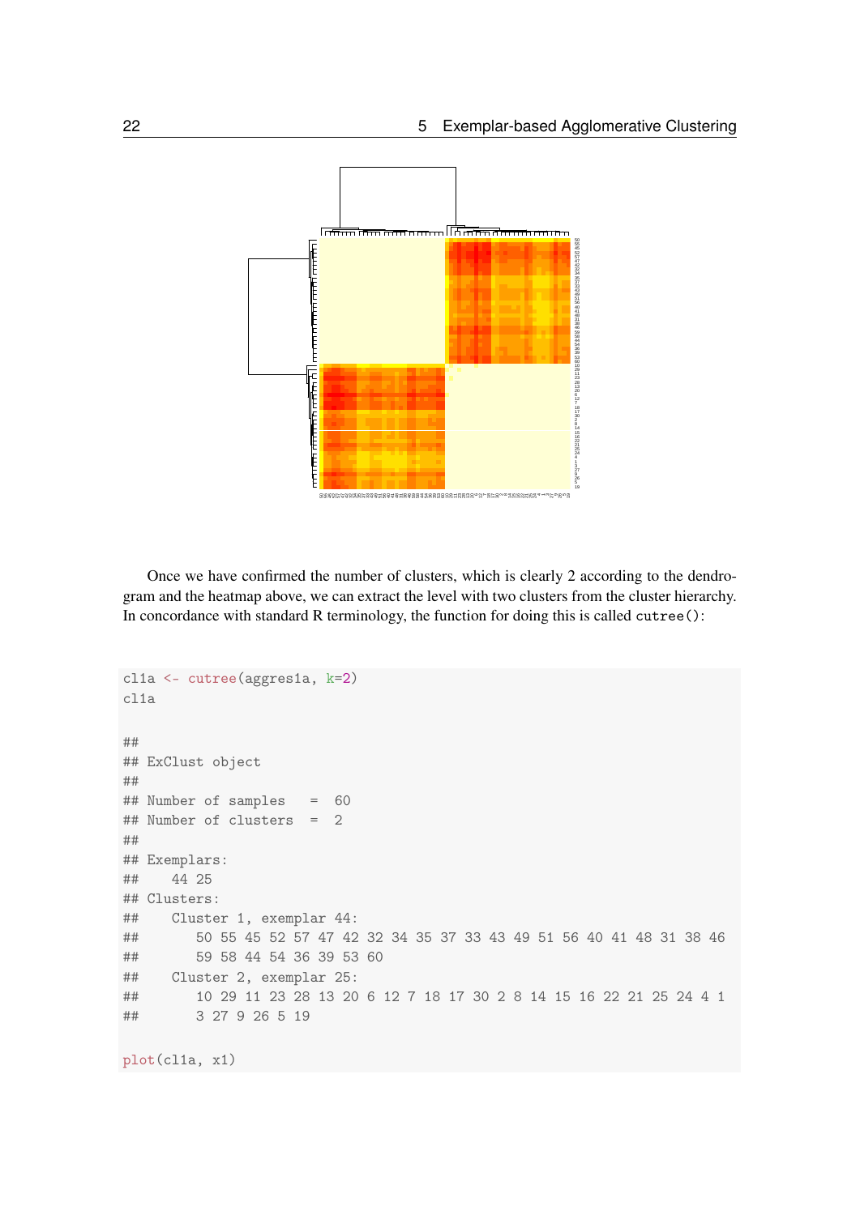Once we have confirmed the number of clusters, which is clearly 2 according to the dendrogram and the heatmap above, we can extract the level with two clusters from the cluster hierarchy. In concordance with standard R terminology, the function for doing this is called `cutree()`:

```
cl1a <- cutree(aggres1a, k=2)
cl1a

##
## ExClust object
##
## Number of samples   =  60
## Number of clusters  =  2
##
## Exemplars:
##    44 25
## Clusters:
##    Cluster 1, exemplar 44:
##       50 55 45 52 57 47 42 32 34 35 37 33 43 49 51 56 40 41 48 31 38 46
##       59 58 44 54 36 39 53 60
##    Cluster 2, exemplar 25:
##       10 29 11 23 28 13 20 6 12 7 18 17 30 2 8 14 15 16 22 21 25 24 4 1
##       3 27 9 26 5 19

plot(cl1a, x1)
```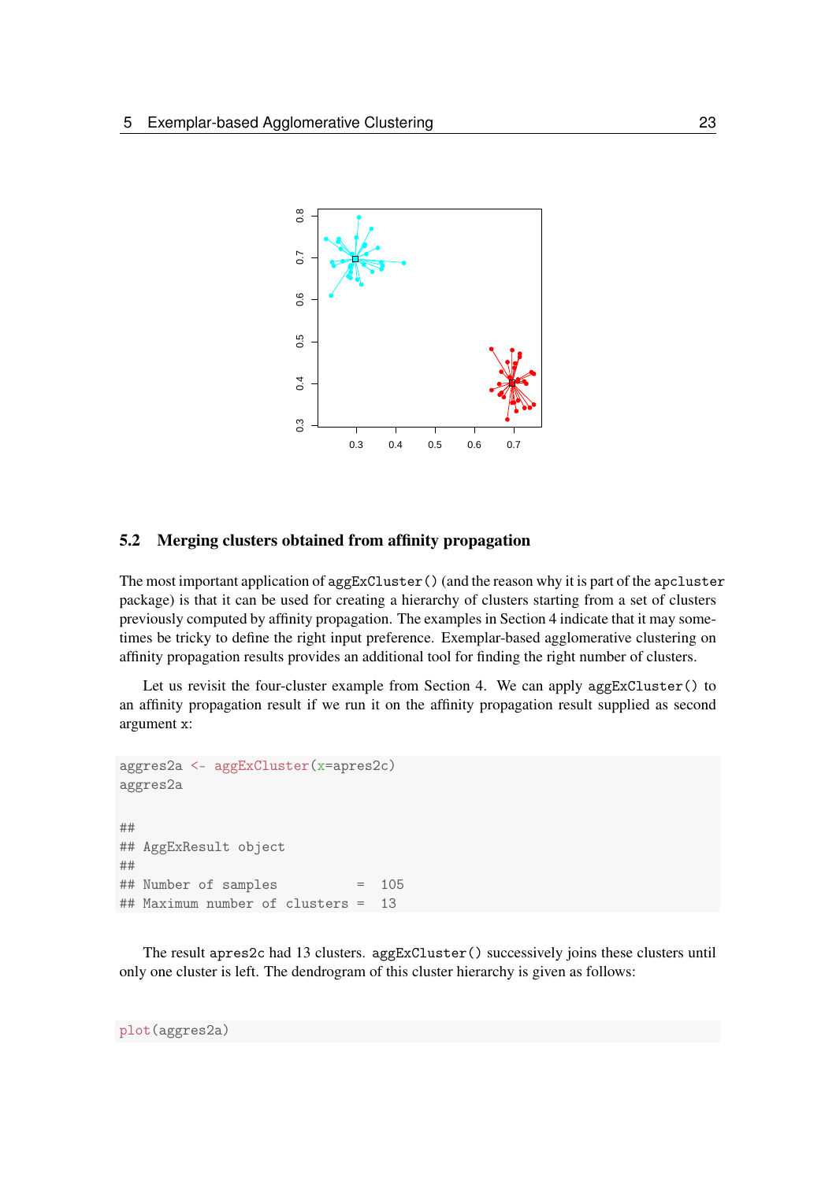## 5.2 Merging clusters obtained from affinity propagation

The most important application of `aggExCluster()` (and the reason why it is part of the `apcluster` package) is that it can be used for creating a hierarchy of clusters starting from a set of clusters previously computed by affinity propagation. The examples in Section 4 indicate that it may sometimes be tricky to define the right input preference. Exemplar-based agglomerative clustering on affinity propagation results provides an additional tool for finding the right number of clusters.

Let us revisit the four-cluster example from Section 4. We can apply `aggExCluster()` to an affinity propagation result if we run it on the affinity propagation result supplied as second argument `x`:

```
aggres2a <- aggExCluster(x=apres2c)
aggres2a

##
## AggExResult object
##
## Number of samples          =  105
## Maximum number of clusters =  13
```

The result `apres2c` had 13 clusters. `aggExCluster()` successively joins these clusters until only one cluster is left. The dendrogram of this cluster hierarchy is given as follows:

```
plot(aggres2a)
```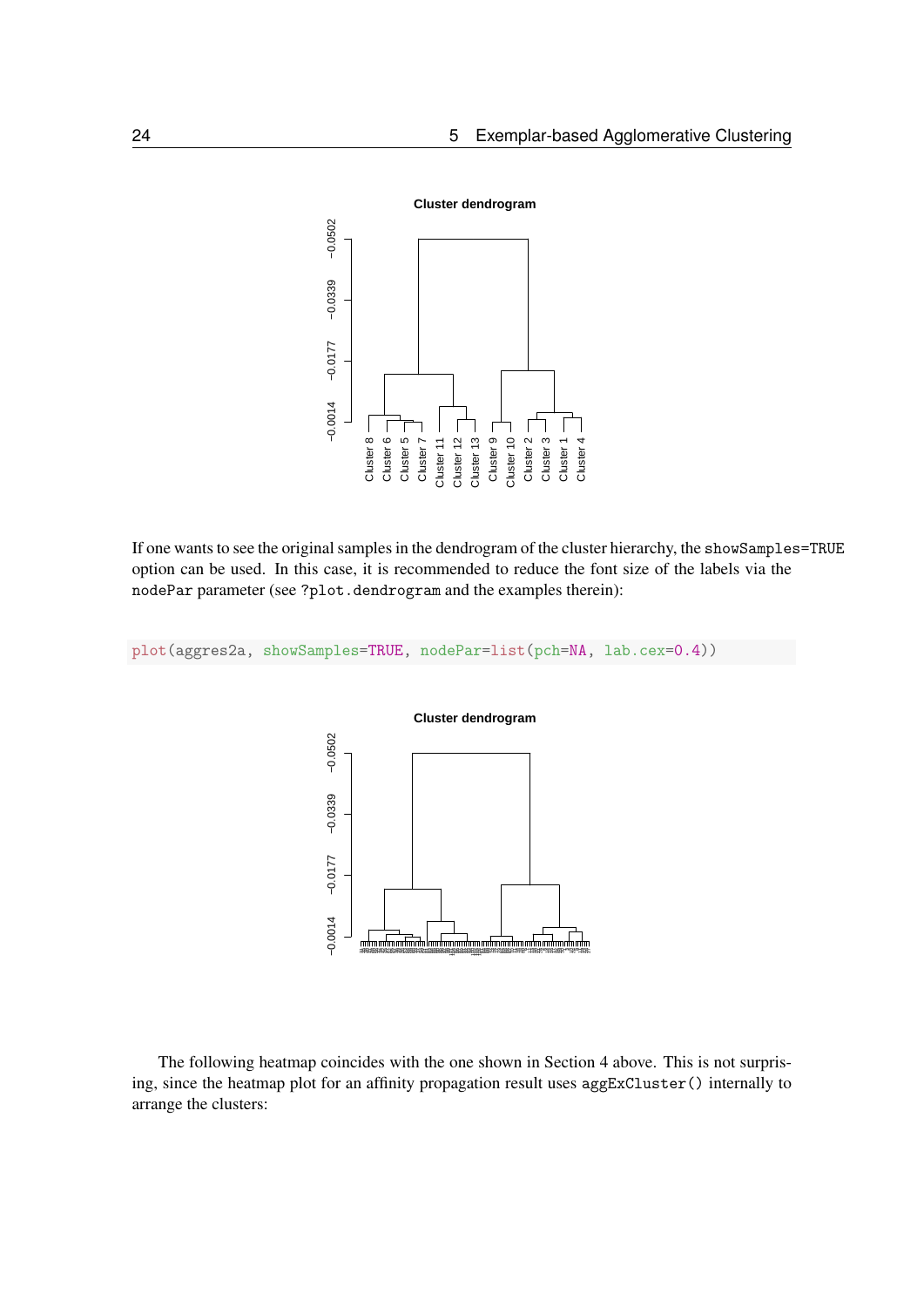If one wants to see the original samples in the dendrogram of the cluster hierarchy, the showSamples=TRUE option can be used. In this case, it is recommended to reduce the font size of the labels via the nodePar parameter (see ?plot.dendrogram and the examples therein):

```
plot(aggres2a, showSamples=TRUE, nodePar=list(pch=NA, lab.cex=0.4))
```

The following heatmap coincides with the one shown in Section 4 above. This is not surprising, since the heatmap plot for an affinity propagation result uses aggExCluster() internally to arrange the clusters: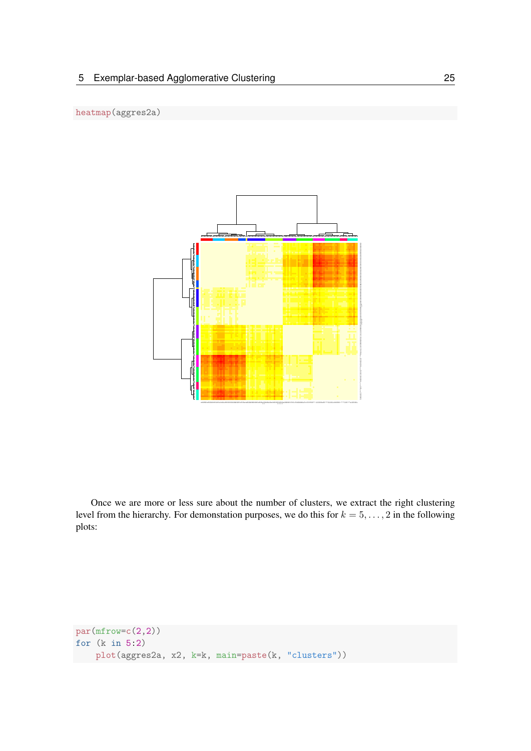```
heatmap(aggres2a)
```

Once we are more or less sure about the number of clusters, we extract the right clustering level from the hierarchy. For demonstation purposes, we do this for $k = 5, \ldots, 2$ in the following plots:

```
par(mfrow=c(2,2))
for (k in 5:2)
    plot(aggres2a, x2, k=k, main=paste(k, "clusters"))
```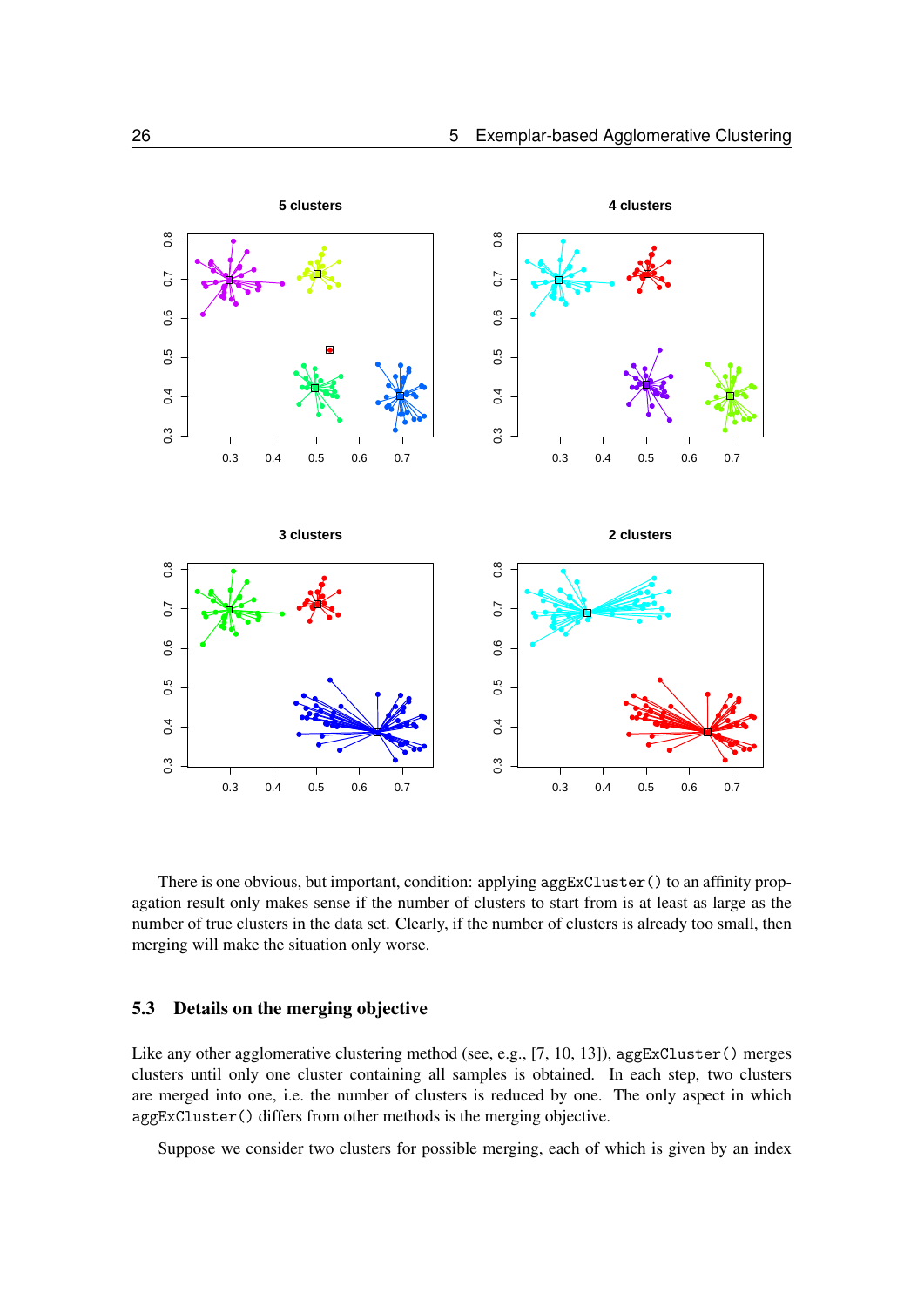There is one obvious, but important, condition: applying aggExCluster() to an affinity propagation result only makes sense if the number of clusters to start from is at least as large as the number of true clusters in the data set. Clearly, if the number of clusters is already too small, then merging will make the situation only worse.

## 5.3 Details on the merging objective

Like any other agglomerative clustering method (see, e.g., [7, 10, 13]), aggExCluster() merges clusters until only one cluster containing all samples is obtained. In each step, two clusters are merged into one, i.e. the number of clusters is reduced by one. The only aspect in which aggExCluster() differs from other methods is the merging objective.

Suppose we consider two clusters for possible merging, each of which is given by an index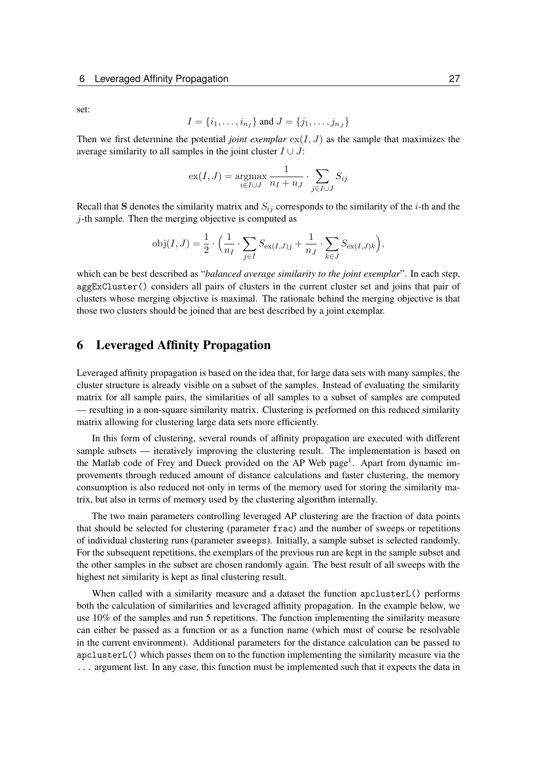set:

$$I = \{i_1, \ldots, i_{n_I}\} \text{ and } J = \{j_1, \ldots, j_{n_J}\}$$

Then we first determine the potential *joint exemplar* $\text{ex}(I, J)$ as the sample that maximizes the average similarity to all samples in the joint cluster $I \cup J$:

$$\text{ex}(I, J) = \underset{i \in I \cup J}{\text{argmax}} \frac{1}{n_I + n_J} \cdot \sum_{j \in I \cup J} S_{ij}$$

Recall that $\mathbf{S}$ denotes the similarity matrix and $S_{ij}$ corresponds to the similarity of the $i$-th and the $j$-th sample. Then the merging objective is computed as

$$\text{obj}(I, J) = \frac{1}{2} \cdot \Big( \frac{1}{n_I} \cdot \sum_{j \in I} S_{\text{ex}(I,J)j} + \frac{1}{n_J} \cdot \sum_{k \in J} S_{\text{ex}(I,J)k} \Big),$$

which can be best described as "*balanced average similarity to the joint exemplar*". In each step, aggExCluster() considers all pairs of clusters in the current cluster set and joins that pair of clusters whose merging objective is maximal. The rationale behind the merging objective is that those two clusters should be joined that are best described by a joint exemplar.

# 6 Leveraged Affinity Propagation

Leveraged affinity propagation is based on the idea that, for large data sets with many samples, the cluster structure is already visible on a subset of the samples. Instead of evaluating the similarity matrix for all sample pairs, the similarities of all samples to a subset of samples are computed — resulting in a non-square similarity matrix. Clustering is performed on this reduced similarity matrix allowing for clustering large data sets more efficiently.

In this form of clustering, several rounds of affinity propagation are executed with different sample subsets — iteratively improving the clustering result. The implementation is based on the Matlab code of Frey and Dueck provided on the AP Web page[1]. Apart from dynamic improvements through reduced amount of distance calculations and faster clustering, the memory consumption is also reduced not only in terms of the memory used for storing the similarity matrix, but also in terms of memory used by the clustering algorithm internally.

The two main parameters controlling leveraged AP clustering are the fraction of data points that should be selected for clustering (parameter frac) and the number of sweeps or repetitions of individual clustering runs (parameter sweeps). Initially, a sample subset is selected randomly. For the subsequent repetitions, the exemplars of the previous run are kept in the sample subset and the other samples in the subset are chosen randomly again. The best result of all sweeps with the highest net similarity is kept as final clustering result.

When called with a similarity measure and a dataset the function apclusterL() performs both the calculation of similarities and leveraged affinity propagation. In the example below, we use 10% of the samples and run 5 repetitions. The function implementing the similarity measure can either be passed as a function or as a function name (which must of course be resolvable in the current environment). Additional parameters for the distance calculation can be passed to apclusterL() which passes them on to the function implementing the similarity measure via the ... argument list. In any case, this function must be implemented such that it expects the data in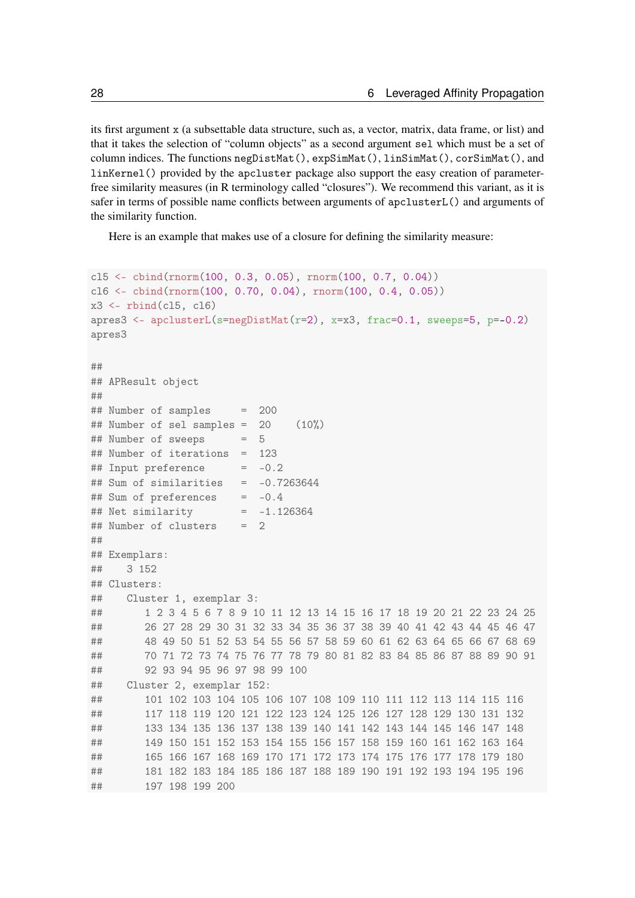its first argument `x` (a subsettable data structure, such as, a vector, matrix, data frame, or list) and that it takes the selection of "column objects" as a second argument `sel` which must be a set of column indices. The functions `negDistMat()`, `expSimMat()`, `linSimMat()`, `corSimMat()`, and `linKernel()` provided by the `apcluster` package also support the easy creation of parameter-free similarity measures (in R terminology called "closures"). We recommend this variant, as it is safer in terms of possible name conflicts between arguments of `apclusterL()` and arguments of the similarity function.

Here is an example that makes use of a closure for defining the similarity measure:

```
cl5 <- cbind(rnorm(100, 0.3, 0.05), rnorm(100, 0.7, 0.04))
cl6 <- cbind(rnorm(100, 0.70, 0.04), rnorm(100, 0.4, 0.05))
x3 <- rbind(cl5, cl6)
apres3 <- apclusterL(s=negDistMat(r=2), x=x3, frac=0.1, sweeps=5, p=-0.2)
apres3

##
## APResult object
##
## Number of samples     =  200
## Number of sel samples =  20    (10%)
## Number of sweeps      =  5
## Number of iterations  =  123
## Input preference      =  -0.2
## Sum of similarities   =  -0.7263644
## Sum of preferences    =  -0.4
## Net similarity        =  -1.126364
## Number of clusters    =  2
##
## Exemplars:
##    3 152
## Clusters:
##    Cluster 1, exemplar 3:
##       1 2 3 4 5 6 7 8 9 10 11 12 13 14 15 16 17 18 19 20 21 22 23 24 25
##       26 27 28 29 30 31 32 33 34 35 36 37 38 39 40 41 42 43 44 45 46 47
##       48 49 50 51 52 53 54 55 56 57 58 59 60 61 62 63 64 65 66 67 68 69
##       70 71 72 73 74 75 76 77 78 79 80 81 82 83 84 85 86 87 88 89 90 91
##       92 93 94 95 96 97 98 99 100
##    Cluster 2, exemplar 152:
##       101 102 103 104 105 106 107 108 109 110 111 112 113 114 115 116
##       117 118 119 120 121 122 123 124 125 126 127 128 129 130 131 132
##       133 134 135 136 137 138 139 140 141 142 143 144 145 146 147 148
##       149 150 151 152 153 154 155 156 157 158 159 160 161 162 163 164
##       165 166 167 168 169 170 171 172 173 174 175 176 177 178 179 180
##       181 182 183 184 185 186 187 188 189 190 191 192 193 194 195 196
##       197 198 199 200
```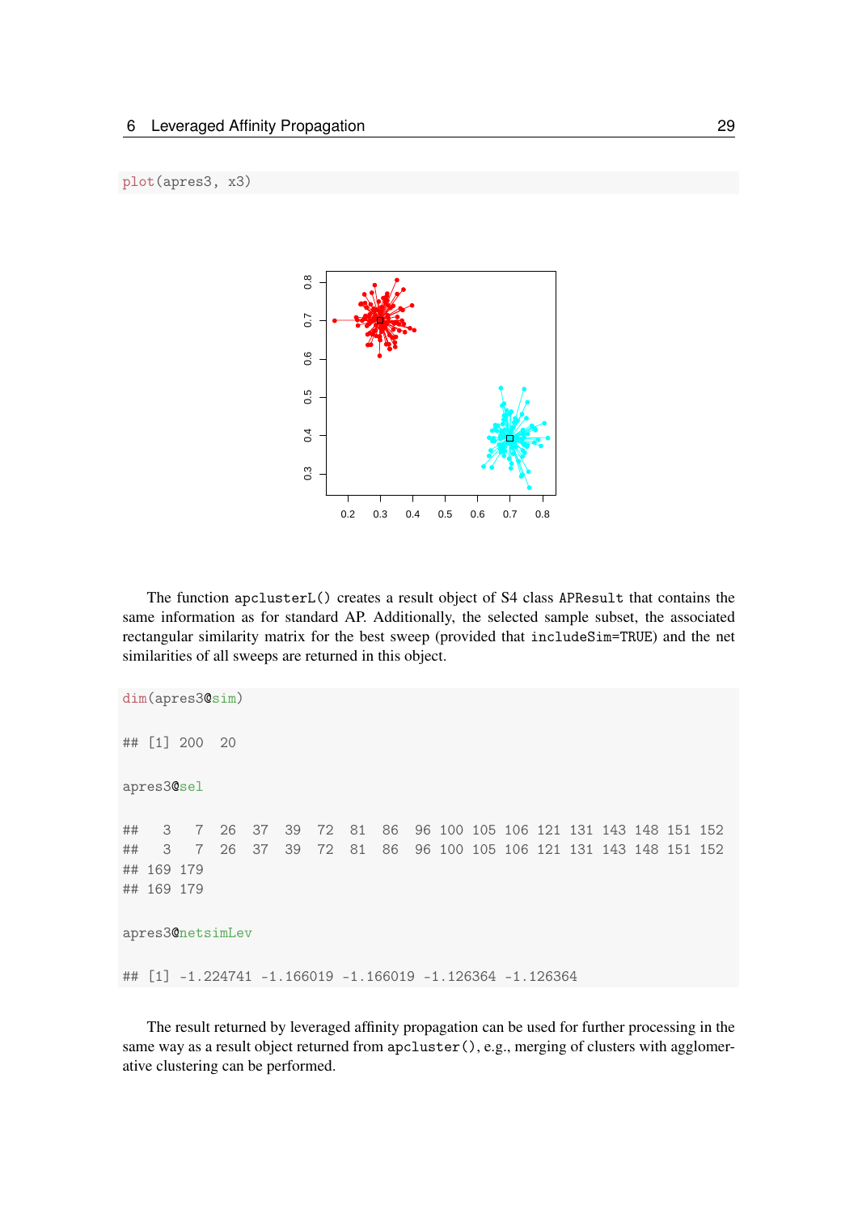```
plot(apres3, x3)
```

The function apclusterL() creates a result object of S4 class APResult that contains the same information as for standard AP. Additionally, the selected sample subset, the associated rectangular similarity matrix for the best sweep (provided that includeSim=TRUE) and the net similarities of all sweeps are returned in this object.

```
dim(apres3@sim)

## [1] 200  20

apres3@sel

##   3   7  26  37  39  72  81  86  96 100 105 106 121 131 143 148 151 152
##   3   7  26  37  39  72  81  86  96 100 105 106 121 131 143 148 151 152
## 169 179
## 169 179

apres3@netsimLev

## [1] -1.224741 -1.166019 -1.166019 -1.126364 -1.126364
```

The result returned by leveraged affinity propagation can be used for further processing in the same way as a result object returned from apcluster(), e.g., merging of clusters with agglomerative clustering can be performed.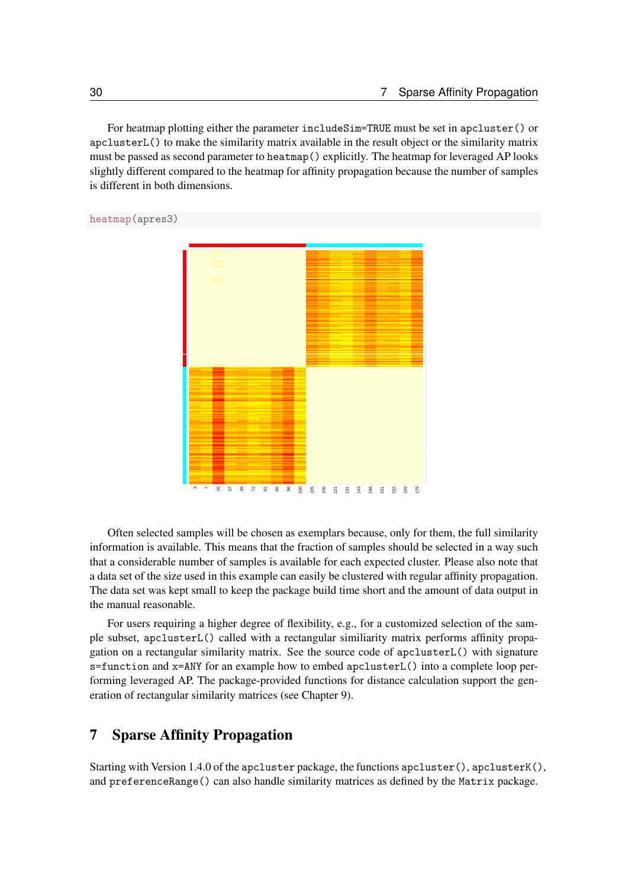For heatmap plotting either the parameter `includeSim=TRUE` must be set in `apcluster()` or `apclusterL()` to make the similarity matrix available in the result object or the similarity matrix must be passed as second parameter to `heatmap()` explicitly. The heatmap for leveraged AP looks slightly different compared to the heatmap for affinity propagation because the number of samples is different in both dimensions.

```
heatmap(apres3)
```

Often selected samples will be chosen as exemplars because, only for them, the full similarity information is available. This means that the fraction of samples should be selected in a way such that a considerable number of samples is available for each expected cluster. Please also note that a data set of the size used in this example can easily be clustered with regular affinity propagation. The data set was kept small to keep the package build time short and the amount of data output in the manual reasonable.

For users requiring a higher degree of flexibility, e.g., for a customized selection of the sample subset, `apclusterL()` called with a rectangular similiarity matrix performs affinity propagation on a rectangular similarity matrix. See the source code of `apclusterL()` with signature `s=function` and `x=ANY` for an example how to embed `apclusterL()` into a complete loop performing leveraged AP. The package-provided functions for distance calculation support the generation of rectangular similarity matrices (see Chapter 9).

# 7 Sparse Affinity Propagation

Starting with Version 1.4.0 of the `apcluster` package, the functions `apcluster()`, `apclusterK()`, and `preferenceRange()` can also handle similarity matrices as defined by the `Matrix` package.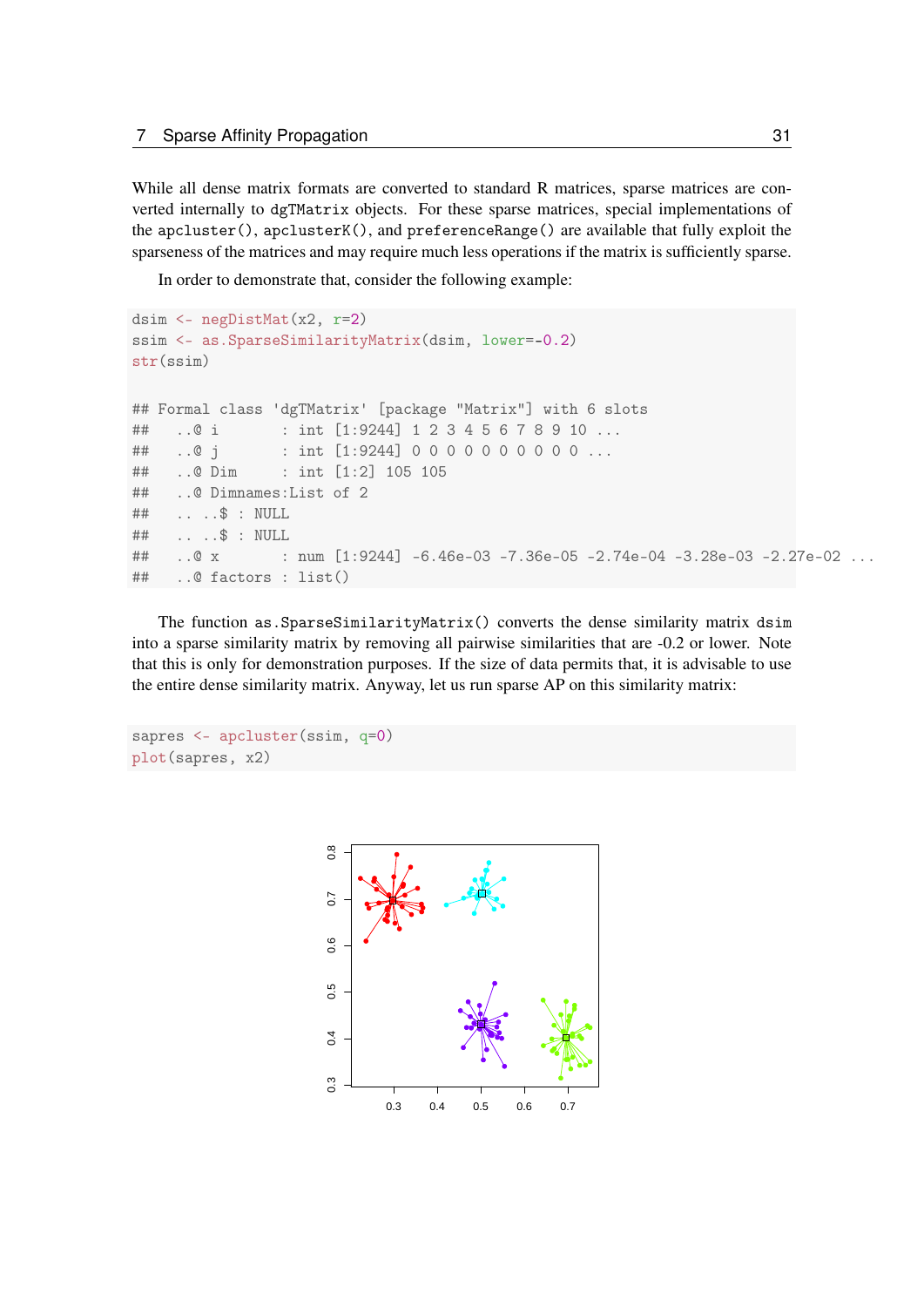While all dense matrix formats are converted to standard R matrices, sparse matrices are converted internally to `dgTMatrix` objects. For these sparse matrices, special implementations of the `apcluster()`, `apclusterK()`, and `preferenceRange()` are available that fully exploit the sparseness of the matrices and may require much less operations if the matrix is sufficiently sparse.

In order to demonstrate that, consider the following example:

```
dsim <- negDistMat(x2, r=2)
ssim <- as.SparseSimilarityMatrix(dsim, lower=-0.2)
str(ssim)

## Formal class 'dgTMatrix' [package "Matrix"] with 6 slots
##   ..@ i       : int [1:9244] 1 2 3 4 5 6 7 8 9 10 ...
##   ..@ j       : int [1:9244] 0 0 0 0 0 0 0 0 0 0 ...
##   ..@ Dim     : int [1:2] 105 105
##   ..@ Dimnames:List of 2
##   .. ..$ : NULL
##   .. ..$ : NULL
##   ..@ x       : num [1:9244] -6.46e-03 -7.36e-05 -2.74e-04 -3.28e-03 -2.27e-02 ...
##   ..@ factors : list()
```

The function `as.SparseSimilarityMatrix()` converts the dense similarity matrix `dsim` into a sparse similarity matrix by removing all pairwise similarities that are -0.2 or lower. Note that this is only for demonstration purposes. If the size of data permits that, it is advisable to use the entire dense similarity matrix. Anyway, let us run sparse AP on this similarity matrix:

```
sapres <- apcluster(ssim, q=0)
plot(sapres, x2)
```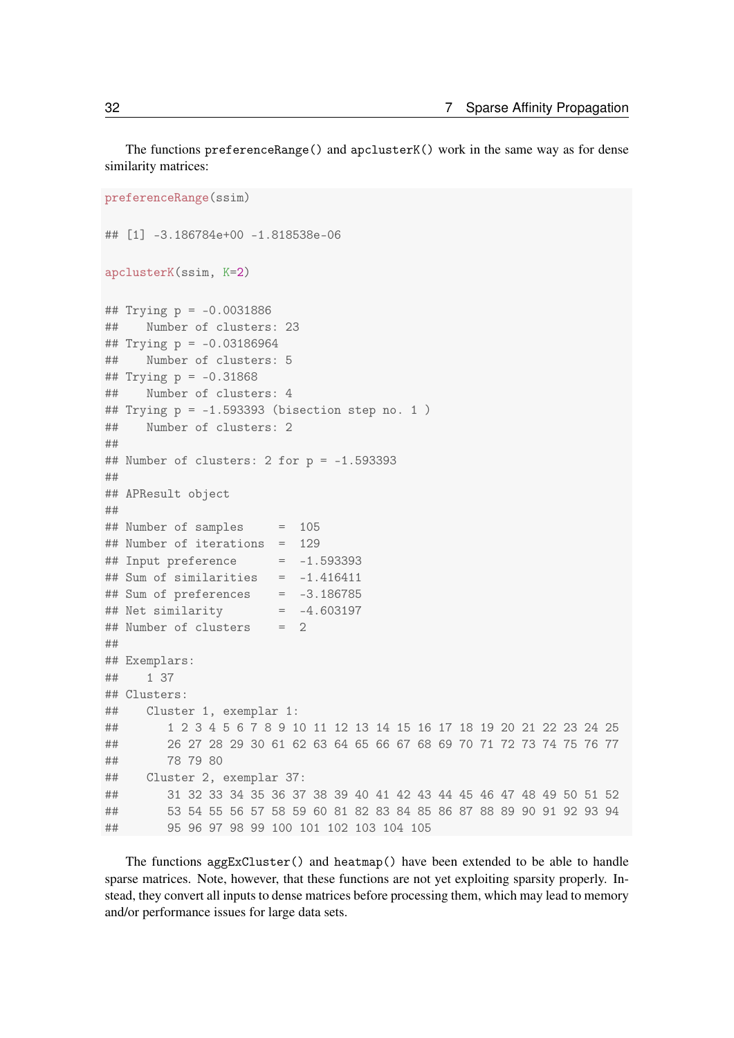The functions `preferenceRange()` and `apclusterK()` work in the same way as for dense similarity matrices:

```
preferenceRange(ssim)

## [1] -3.186784e+00 -1.818538e-06

apclusterK(ssim, K=2)

## Trying p = -0.0031886
##    Number of clusters: 23
## Trying p = -0.03186964
##    Number of clusters: 5
## Trying p = -0.31868
##    Number of clusters: 4
## Trying p = -1.593393 (bisection step no. 1 )
##    Number of clusters: 2
##
## Number of clusters: 2 for p = -1.593393
##
## APResult object
##
## Number of samples     =  105
## Number of iterations  =  129
## Input preference      =  -1.593393
## Sum of similarities   =  -1.416411
## Sum of preferences    =  -3.186785
## Net similarity        =  -4.603197
## Number of clusters    =  2
##
## Exemplars:
##    1 37
## Clusters:
##    Cluster 1, exemplar 1:
##       1 2 3 4 5 6 7 8 9 10 11 12 13 14 15 16 17 18 19 20 21 22 23 24 25
##       26 27 28 29 30 61 62 63 64 65 66 67 68 69 70 71 72 73 74 75 76 77
##       78 79 80
##    Cluster 2, exemplar 37:
##       31 32 33 34 35 36 37 38 39 40 41 42 43 44 45 46 47 48 49 50 51 52
##       53 54 55 56 57 58 59 60 81 82 83 84 85 86 87 88 89 90 91 92 93 94
##       95 96 97 98 99 100 101 102 103 104 105
```

The functions `aggExCluster()` and `heatmap()` have been extended to be able to handle sparse matrices. Note, however, that these functions are not yet exploiting sparsity properly. Instead, they convert all inputs to dense matrices before processing them, which may lead to memory and/or performance issues for large data sets.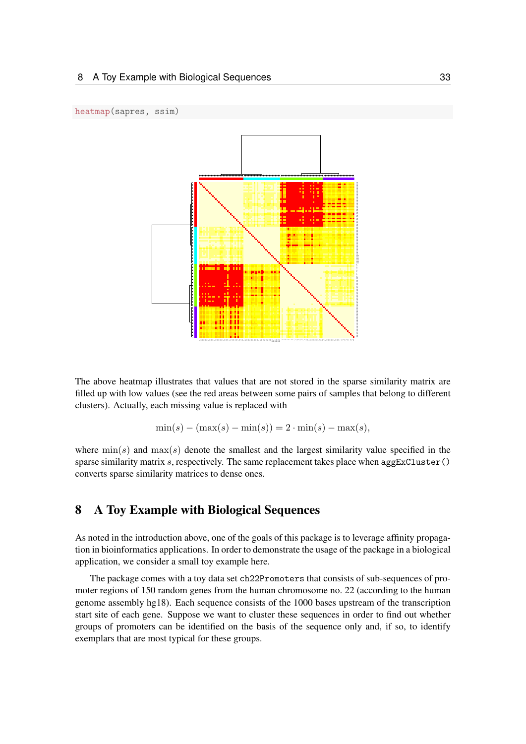```
heatmap(sapres, ssim)
```

The above heatmap illustrates that values that are not stored in the sparse similarity matrix are filled up with low values (see the red areas between some pairs of samples that belong to different clusters). Actually, each missing value is replaced with

$$\min(s) - (\max(s) - \min(s)) = 2 \cdot \min(s) - \max(s),$$

where $\min(s)$ and $\max(s)$ denote the smallest and the largest similarity value specified in the sparse similarity matrix $s$, respectively. The same replacement takes place when `aggExCluster()` converts sparse similarity matrices to dense ones.

## 8 A Toy Example with Biological Sequences

As noted in the introduction above, one of the goals of this package is to leverage affinity propagation in bioinformatics applications. In order to demonstrate the usage of the package in a biological application, we consider a small toy example here.

The package comes with a toy data set `ch22Promoters` that consists of sub-sequences of promoter regions of 150 random genes from the human chromosome no. 22 (according to the human genome assembly hg18). Each sequence consists of the 1000 bases upstream of the transcription start site of each gene. Suppose we want to cluster these sequences in order to find out whether groups of promoters can be identified on the basis of the sequence only and, if so, to identify exemplars that are most typical for these groups.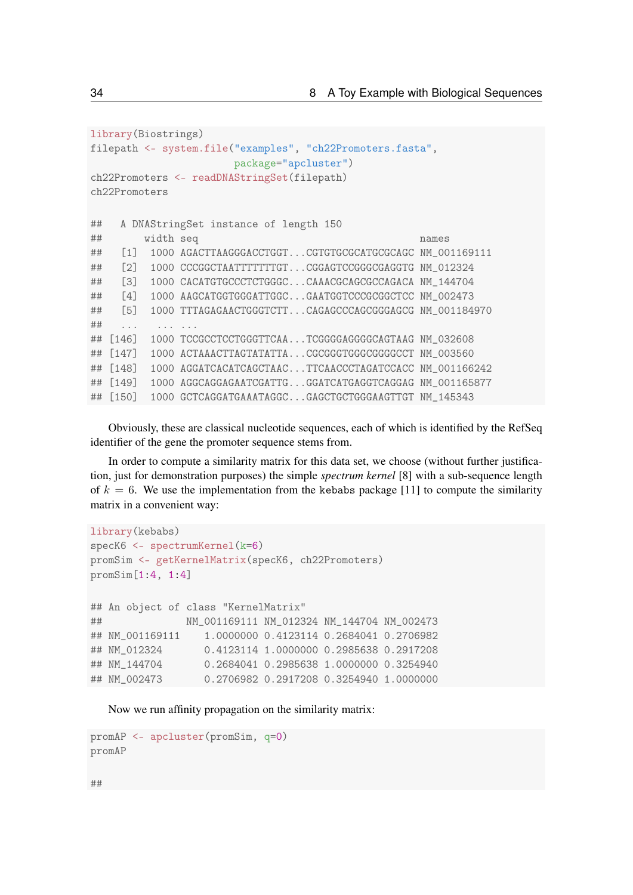```
library(Biostrings)
filepath <- system.file("examples", "ch22Promoters.fasta",
                        package="apcluster")
ch22Promoters <- readDNAStringSet(filepath)
ch22Promoters

##   A DNAStringSet instance of length 150
##       width seq                                         names
##   [1]  1000 AGACTTAAGGGACCTGGT...CGTGTGCGCATGCGCAGC NM_001169111
##   [2]  1000 CCCGGCTAATTTTTTTGT...CGGAGTCCGGGCGAGGTG NM_012324
##   [3]  1000 CACATGTGCCCTCTGGGC...CAAACGCAGCGCCAGACA NM_144704
##   [4]  1000 AAGCATGGTGGGATTGGC...GAATGGTCCCGCGGCTCC NM_002473
##   [5]  1000 TTTAGAGAACTGGGTCTT...CAGAGCCCAGCGGGAGCG NM_001184970
##   ...   ... ...
## [146]  1000 TCCGCCTCCTGGGTTCAA...TCGGGGAGGGGCAGTAAG NM_032608
## [147]  1000 ACTAAACTTAGTATATTA...CGCGGGTGGGCGGGGCCT NM_003560
## [148]  1000 AGGATCACATCAGCTAAC...TTCAACCCTAGATCCACC NM_001166242
## [149]  1000 AGGCAGGAGAATCGATTG...GGATCATGAGGTCAGGAG NM_001165877
## [150]  1000 GCTCAGGATGAAATAGGC...GAGCTGCTGGGAAGTTGT NM_145343
```

Obviously, these are classical nucleotide sequences, each of which is identified by the RefSeq identifier of the gene the promoter sequence stems from.

In order to compute a similarity matrix for this data set, we choose (without further justification, just for demonstration purposes) the simple *spectrum kernel* [8] with a sub-sequence length of $k = 6$. We use the implementation from the `kebabs` package [11] to compute the similarity matrix in a convenient way:

```
library(kebabs)
specK6 <- spectrumKernel(k=6)
promSim <- getKernelMatrix(specK6, ch22Promoters)
promSim[1:4, 1:4]

## An object of class "KernelMatrix"
##              NM_001169111 NM_012324 NM_144704 NM_002473
## NM_001169111    1.0000000 0.4123114 0.2684041 0.2706982
## NM_012324       0.4123114 1.0000000 0.2985638 0.2917208
## NM_144704       0.2684041 0.2985638 1.0000000 0.3254940
## NM_002473       0.2706982 0.2917208 0.3254940 1.0000000
```

Now we run affinity propagation on the similarity matrix:

```
promAP <- apcluster(promSim, q=0)
promAP

##
```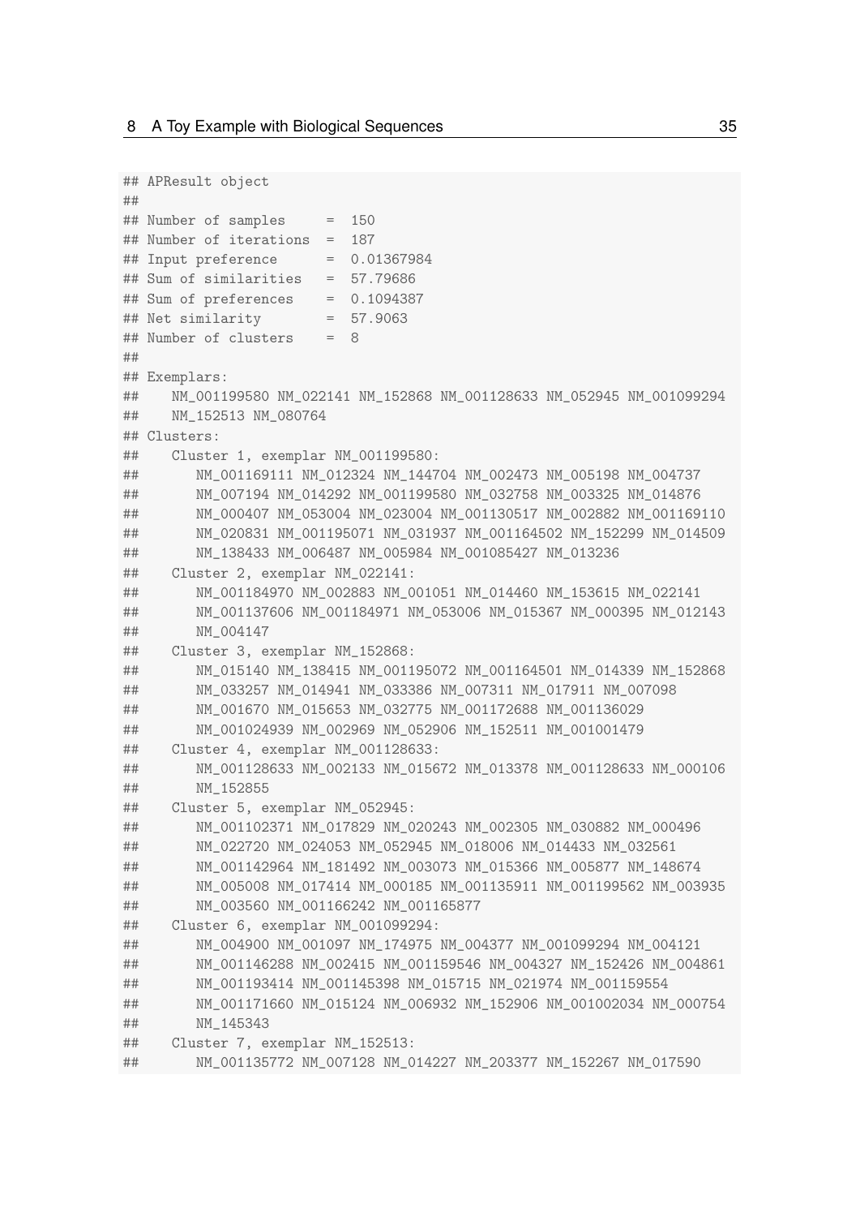```
## APResult object
##
## Number of samples     =  150
## Number of iterations  =  187
## Input preference      =  0.01367984
## Sum of similarities   =  57.79686
## Sum of preferences    =  0.1094387
## Net similarity        =  57.9063
## Number of clusters    =  8
##
## Exemplars:
##    NM_001199580 NM_022141 NM_152868 NM_001128633 NM_052945 NM_001099294
##    NM_152513 NM_080764
## Clusters:
##    Cluster 1, exemplar NM_001199580:
##       NM_001169111 NM_012324 NM_144704 NM_002473 NM_005198 NM_004737
##       NM_007194 NM_014292 NM_001199580 NM_032758 NM_003325 NM_014876
##       NM_000407 NM_053004 NM_023004 NM_001130517 NM_002882 NM_001169110
##       NM_020831 NM_001195071 NM_031937 NM_001164502 NM_152299 NM_014509
##       NM_138433 NM_006487 NM_005984 NM_001085427 NM_013236
##    Cluster 2, exemplar NM_022141:
##       NM_001184970 NM_002883 NM_001051 NM_014460 NM_153615 NM_022141
##       NM_001137606 NM_001184971 NM_053006 NM_015367 NM_000395 NM_012143
##       NM_004147
##    Cluster 3, exemplar NM_152868:
##       NM_015140 NM_138415 NM_001195072 NM_001164501 NM_014339 NM_152868
##       NM_033257 NM_014941 NM_033386 NM_007311 NM_017911 NM_007098
##       NM_001670 NM_015653 NM_032775 NM_001172688 NM_001136029
##       NM_001024939 NM_002969 NM_052906 NM_152511 NM_001001479
##    Cluster 4, exemplar NM_001128633:
##       NM_001128633 NM_002133 NM_015672 NM_013378 NM_001128633 NM_000106
##       NM_152855
##    Cluster 5, exemplar NM_052945:
##       NM_001102371 NM_017829 NM_020243 NM_002305 NM_030882 NM_000496
##       NM_022720 NM_024053 NM_052945 NM_018006 NM_014433 NM_032561
##       NM_001142964 NM_181492 NM_003073 NM_015366 NM_005877 NM_148674
##       NM_005008 NM_017414 NM_000185 NM_001135911 NM_001199562 NM_003935
##       NM_003560 NM_001166242 NM_001165877
##    Cluster 6, exemplar NM_001099294:
##       NM_004900 NM_001097 NM_174975 NM_004377 NM_001099294 NM_004121
##       NM_001146288 NM_002415 NM_001159546 NM_004327 NM_152426 NM_004861
##       NM_001193414 NM_001145398 NM_015715 NM_021974 NM_001159554
##       NM_001171660 NM_015124 NM_006932 NM_152906 NM_001002034 NM_000754
##       NM_145343
##    Cluster 7, exemplar NM_152513:
##       NM_001135772 NM_007128 NM_014227 NM_203377 NM_152267 NM_017590
```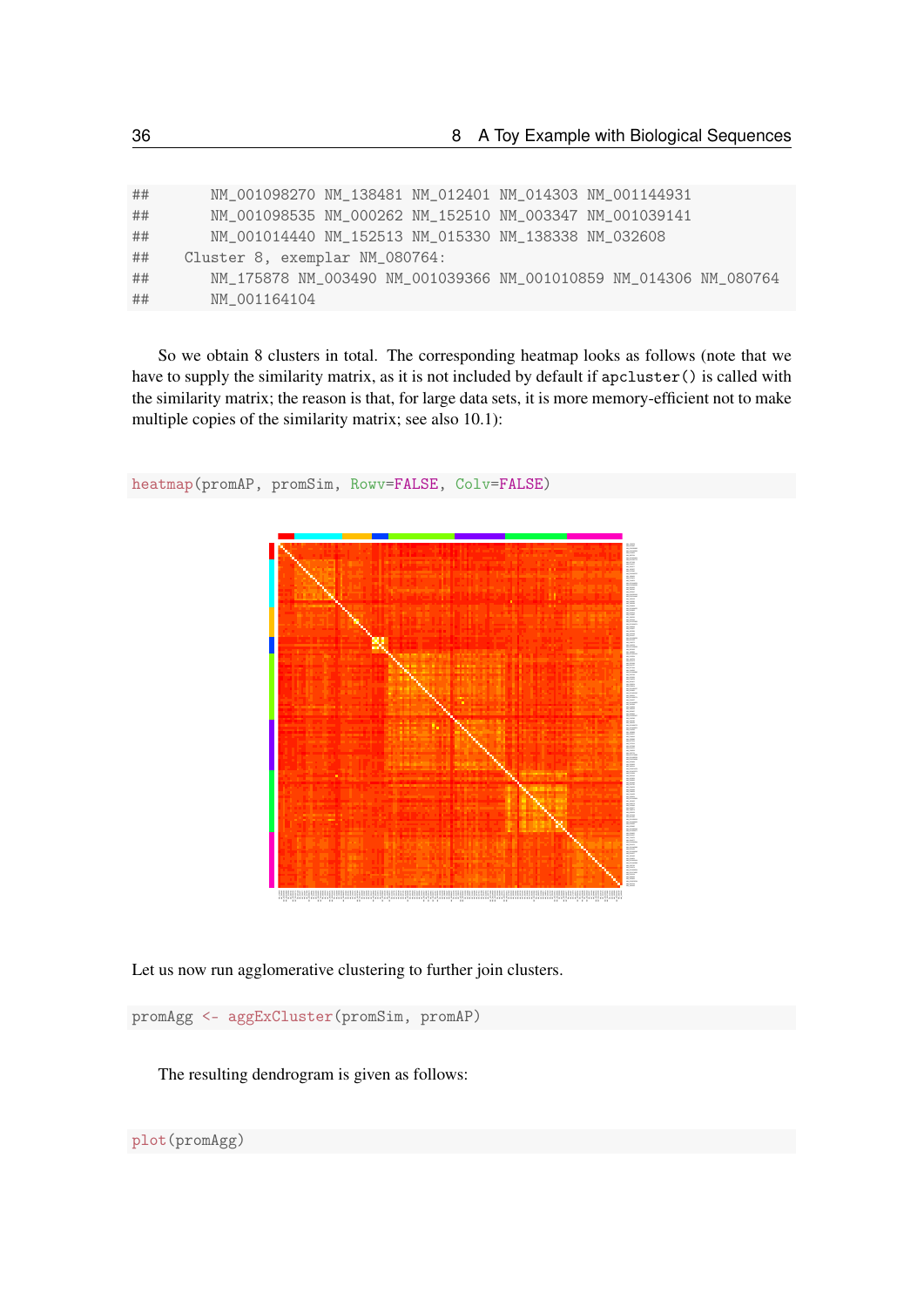```
##       NM_001098270 NM_138481 NM_012401 NM_014303 NM_001144931
##       NM_001098535 NM_000262 NM_152510 NM_003347 NM_001039141
##       NM_001014440 NM_152513 NM_015330 NM_138338 NM_032608
##    Cluster 8, exemplar NM_080764:
##       NM_175878 NM_003490 NM_001039366 NM_001010859 NM_014306 NM_080764
##       NM_001164104
```

So we obtain 8 clusters in total. The corresponding heatmap looks as follows (note that we have to supply the similarity matrix, as it is not included by default if `apcluster()` is called with the similarity matrix; the reason is that, for large data sets, it is more memory-efficient not to make multiple copies of the similarity matrix; see also 10.1):

```
heatmap(promAP, promSim, Rowv=FALSE, Colv=FALSE)
```

Let us now run agglomerative clustering to further join clusters.

```
promAgg <- aggExCluster(promSim, promAP)
```

The resulting dendrogram is given as follows:

```
plot(promAgg)
```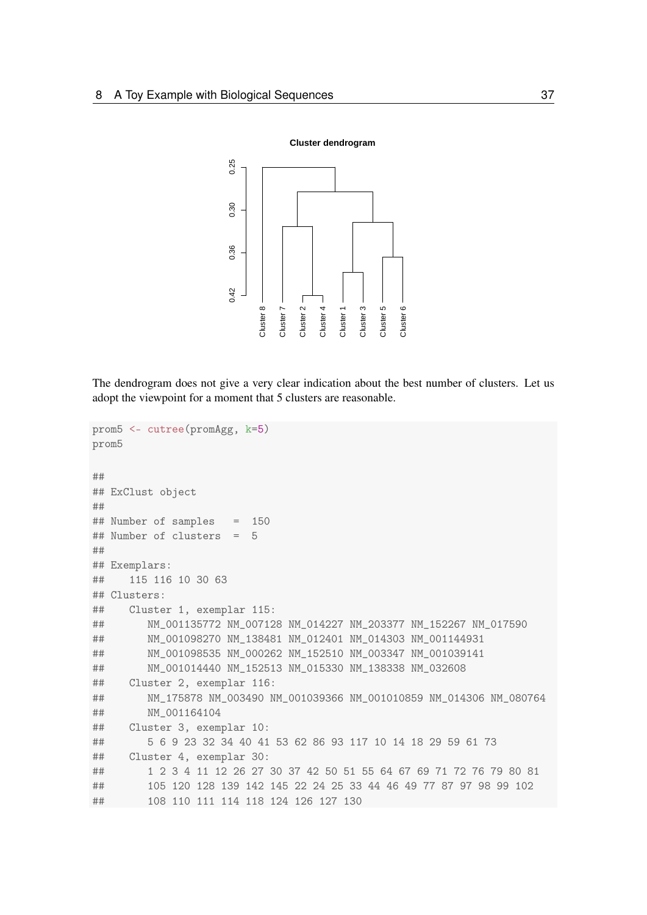The dendrogram does not give a very clear indication about the best number of clusters. Let us adopt the viewpoint for a moment that 5 clusters are reasonable.

```
prom5 <- cutree(promAgg, k=5)
prom5

##
## ExClust object
##
## Number of samples   =  150
## Number of clusters  =  5
##
## Exemplars:
##    115 116 10 30 63
## Clusters:
##    Cluster 1, exemplar 115:
##       NM_001135772 NM_007128 NM_014227 NM_203377 NM_152267 NM_017590
##       NM_001098270 NM_138481 NM_012401 NM_014303 NM_001144931
##       NM_001098535 NM_000262 NM_152510 NM_003347 NM_001039141
##       NM_001014440 NM_152513 NM_015330 NM_138338 NM_032608
##    Cluster 2, exemplar 116:
##       NM_175878 NM_003490 NM_001039366 NM_001010859 NM_014306 NM_080764
##       NM_001164104
##    Cluster 3, exemplar 10:
##       5 6 9 23 32 34 40 41 53 62 86 93 117 10 14 18 29 59 61 73
##    Cluster 4, exemplar 30:
##       1 2 3 4 11 12 26 27 30 37 42 50 51 55 64 67 69 71 72 76 79 80 81
##       105 120 128 139 142 145 22 24 25 33 44 46 49 77 87 97 98 99 102
##       108 110 111 114 118 124 126 127 130
```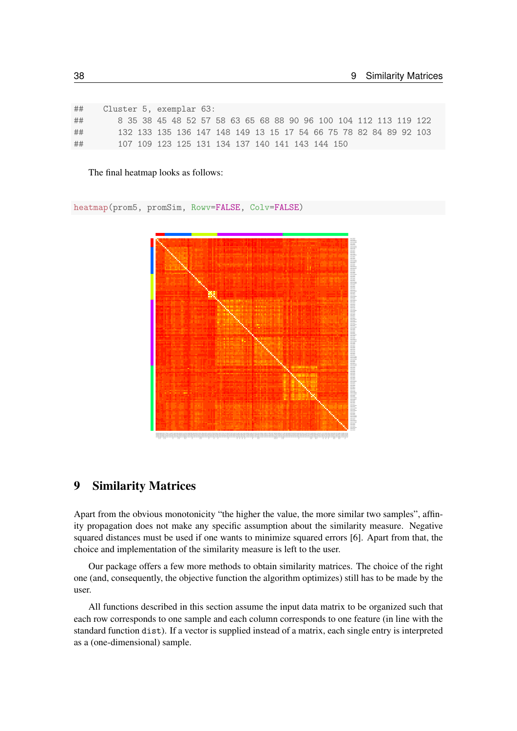```
##    Cluster 5, exemplar 63:
##       8 35 38 45 48 52 57 58 63 65 68 88 90 96 100 104 112 113 119 122
##       132 133 135 136 147 148 149 13 15 17 54 66 75 78 82 84 89 92 103
##       107 109 123 125 131 134 137 140 141 143 144 150
```

The final heatmap looks as follows:

```
heatmap(prom5, promSim, Rowv=FALSE, Colv=FALSE)
```

# 9 Similarity Matrices

Apart from the obvious monotonicity "the higher the value, the more similar two samples", affinity propagation does not make any specific assumption about the similarity measure. Negative squared distances must be used if one wants to minimize squared errors [6]. Apart from that, the choice and implementation of the similarity measure is left to the user.

Our package offers a few more methods to obtain similarity matrices. The choice of the right one (and, consequently, the objective function the algorithm optimizes) still has to be made by the user.

All functions described in this section assume the input data matrix to be organized such that each row corresponds to one sample and each column corresponds to one feature (in line with the standard function `dist`). If a vector is supplied instead of a matrix, each single entry is interpreted as a (one-dimensional) sample.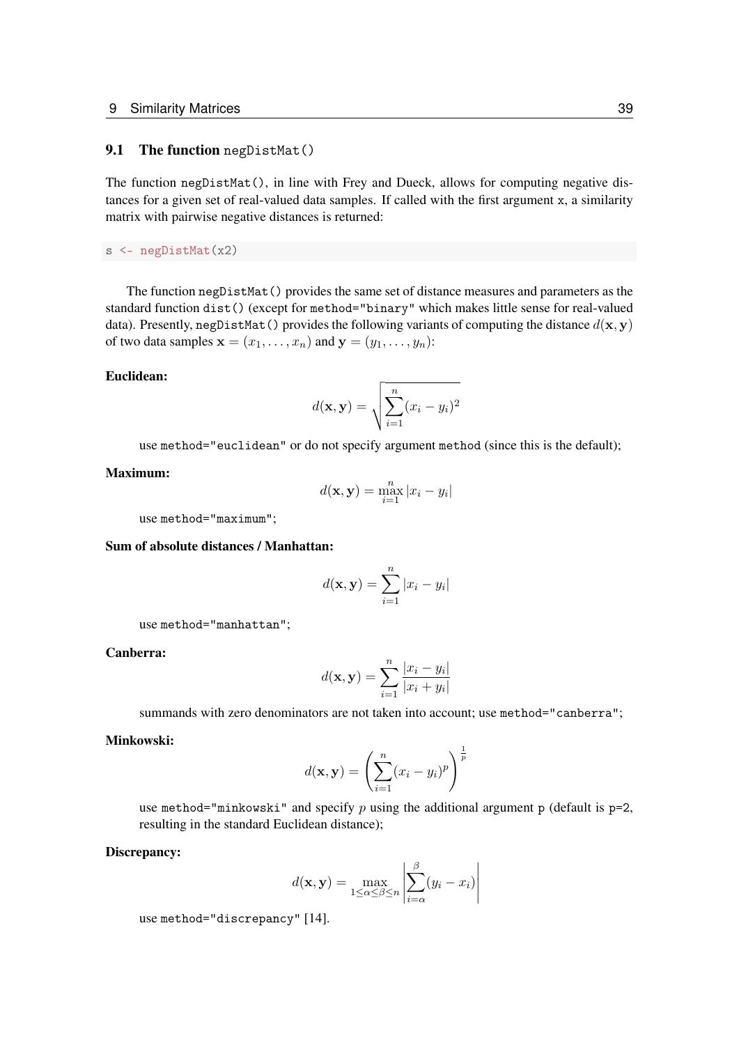## 9.1 The function `negDistMat()`

The function `negDistMat()`, in line with Frey and Dueck, allows for computing negative distances for a given set of real-valued data samples. If called with the first argument `x`, a similarity matrix with pairwise negative distances is returned:

```
s <- negDistMat(x2)
```

The function `negDistMat()` provides the same set of distance measures and parameters as the standard function `dist()` (except for `method="binary"` which makes little sense for real-valued data). Presently, `negDistMat()` provides the following variants of computing the distance $d(\mathbf{x},\mathbf{y})$ of two data samples $\mathbf{x} = (x_1, \ldots, x_n)$ and $\mathbf{y} = (y_1, \ldots, y_n)$:

**Euclidean:**

$$d(\mathbf{x},\mathbf{y}) = \sqrt{\sum_{i=1}^{n} (x_i - y_i)^2}$$

use `method="euclidean"` or do not specify argument `method` (since this is the default);

**Maximum:**

$$d(\mathbf{x},\mathbf{y}) = \max_{i=1}^{n} |x_i - y_i|$$

use `method="maximum"`;

**Sum of absolute distances / Manhattan:**

$$d(\mathbf{x},\mathbf{y}) = \sum_{i=1}^{n} |x_i - y_i|$$

use `method="manhattan"`;

**Canberra:**

$$d(\mathbf{x},\mathbf{y}) = \sum_{i=1}^{n} \frac{|x_i - y_i|}{|x_i + y_i|}$$

summands with zero denominators are not taken into account; use `method="canberra"`;

**Minkowski:**

$$d(\mathbf{x},\mathbf{y}) = \left( \sum_{i=1}^{n} (x_i - y_i)^p \right)^{\frac{1}{p}}$$

use `method="minkowski"` and specify $p$ using the additional argument `p` (default is `p=2`, resulting in the standard Euclidean distance);

**Discrepancy:**

$$d(\mathbf{x},\mathbf{y}) = \max_{1 \leq \alpha \leq \beta \leq n} \left| \sum_{i=\alpha}^{\beta} (y_i - x_i) \right|$$

use `method="discrepancy"` [14].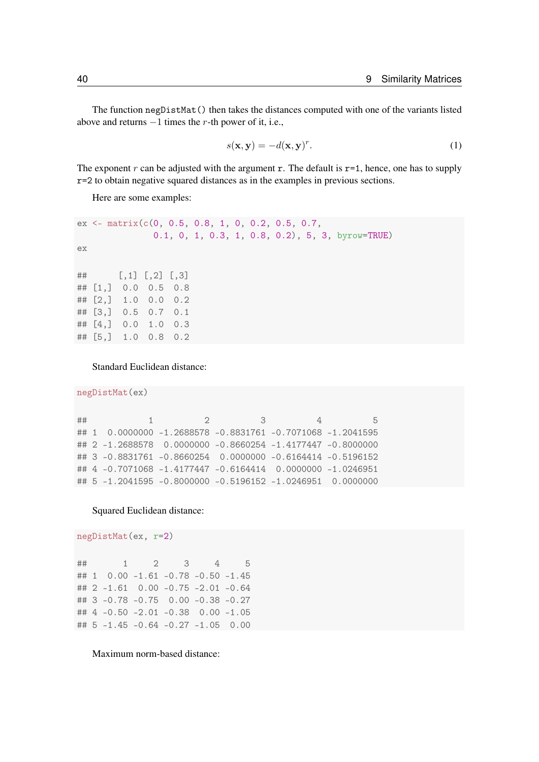The function `negDistMat()` then takes the distances computed with one of the variants listed above and returns $-1$ times the $r$-th power of it, i.e.,

$$s(\mathbf{x}, \mathbf{y}) = -d(\mathbf{x}, \mathbf{y})^r. \tag{1}$$

The exponent $r$ can be adjusted with the argument `r`. The default is `r=1`, hence, one has to supply `r=2` to obtain negative squared distances as in the examples in previous sections.

Here are some examples:

```
ex <- matrix(c(0, 0.5, 0.8, 1, 0, 0.2, 0.5, 0.7,
               0.1, 0, 1, 0.3, 1, 0.8, 0.2), 5, 3, byrow=TRUE)
ex

##      [,1] [,2] [,3]
## [1,]  0.0  0.5  0.8
## [2,]  1.0  0.0  0.2
## [3,]  0.5  0.7  0.1
## [4,]  0.0  1.0  0.3
## [5,]  1.0  0.8  0.2
```

Standard Euclidean distance:

```
negDistMat(ex)

##            1          2          3          4          5
## 1  0.0000000 -1.2688578 -0.8831761 -0.7071068 -1.2041595
## 2 -1.2688578  0.0000000 -0.8660254 -1.4177447 -0.8000000
## 3 -0.8831761 -0.8660254  0.0000000 -0.6164414 -0.5196152
## 4 -0.7071068 -1.4177447 -0.6164414  0.0000000 -1.0246951
## 5 -1.2041595 -0.8000000 -0.5196152 -1.0246951  0.0000000
```

Squared Euclidean distance:

```
negDistMat(ex, r=2)

##       1     2     3     4     5
## 1  0.00 -1.61 -0.78 -0.50 -1.45
## 2 -1.61  0.00 -0.75 -2.01 -0.64
## 3 -0.78 -0.75  0.00 -0.38 -0.27
## 4 -0.50 -2.01 -0.38  0.00 -1.05
## 5 -1.45 -0.64 -0.27 -1.05  0.00
```

Maximum norm-based distance: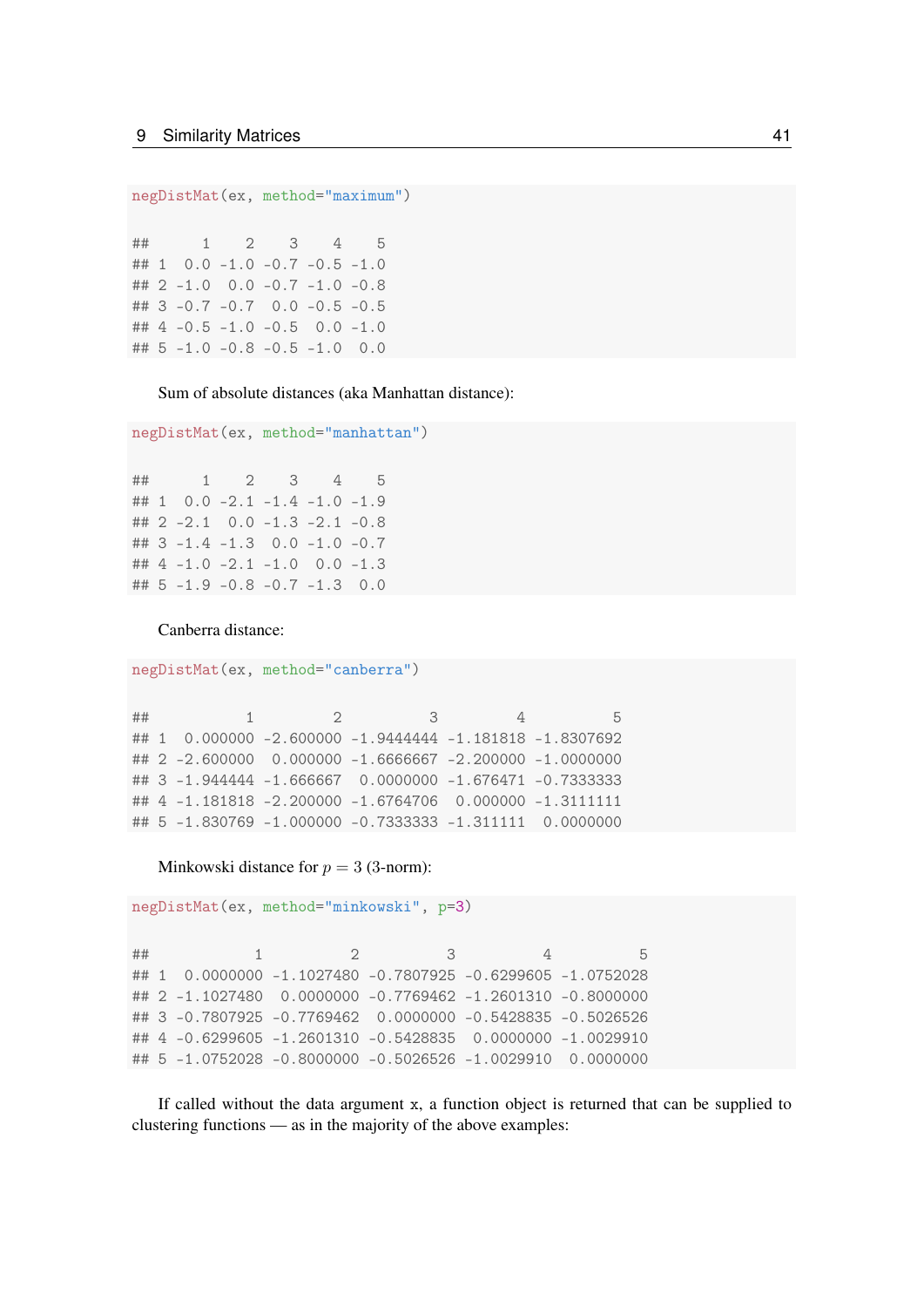```r
negDistMat(ex, method="maximum")

##      1    2    3    4    5
## 1  0.0 -1.0 -0.7 -0.5 -1.0
## 2 -1.0  0.0 -0.7 -1.0 -0.8
## 3 -0.7 -0.7  0.0 -0.5 -0.5
## 4 -0.5 -1.0 -0.5  0.0 -1.0
## 5 -1.0 -0.8 -0.5 -1.0  0.0
```

Sum of absolute distances (aka Manhattan distance):

```r
negDistMat(ex, method="manhattan")

##      1    2    3    4    5
## 1  0.0 -2.1 -1.4 -1.0 -1.9
## 2 -2.1  0.0 -1.3 -2.1 -0.8
## 3 -1.4 -1.3  0.0 -1.0 -0.7
## 4 -1.0 -2.1 -1.0  0.0 -1.3
## 5 -1.9 -0.8 -0.7 -1.3  0.0
```

Canberra distance:

```r
negDistMat(ex, method="canberra")

##           1         2          3         4          5
## 1  0.000000 -2.600000 -1.9444444 -1.181818 -1.8307692
## 2 -2.600000  0.000000 -1.6666667 -2.200000 -1.0000000
## 3 -1.944444 -1.666667  0.0000000 -1.676471 -0.7333333
## 4 -1.181818 -2.200000 -1.6764706  0.000000 -1.3111111
## 5 -1.830769 -1.000000 -0.7333333 -1.311111  0.0000000
```

Minkowski distance for $p = 3$ (3-norm):

```r
negDistMat(ex, method="minkowski", p=3)

##            1          2          3          4          5
## 1  0.0000000 -1.1027480 -0.7807925 -0.6299605 -1.0752028
## 2 -1.1027480  0.0000000 -0.7769462 -1.2601310 -0.8000000
## 3 -0.7807925 -0.7769462  0.0000000 -0.5428835 -0.5026526
## 4 -0.6299605 -1.2601310 -0.5428835  0.0000000 -1.0029910
## 5 -1.0752028 -0.8000000 -0.5026526 -1.0029910  0.0000000
```

If called without the data argument x, a function object is returned that can be supplied to clustering functions — as in the majority of the above examples: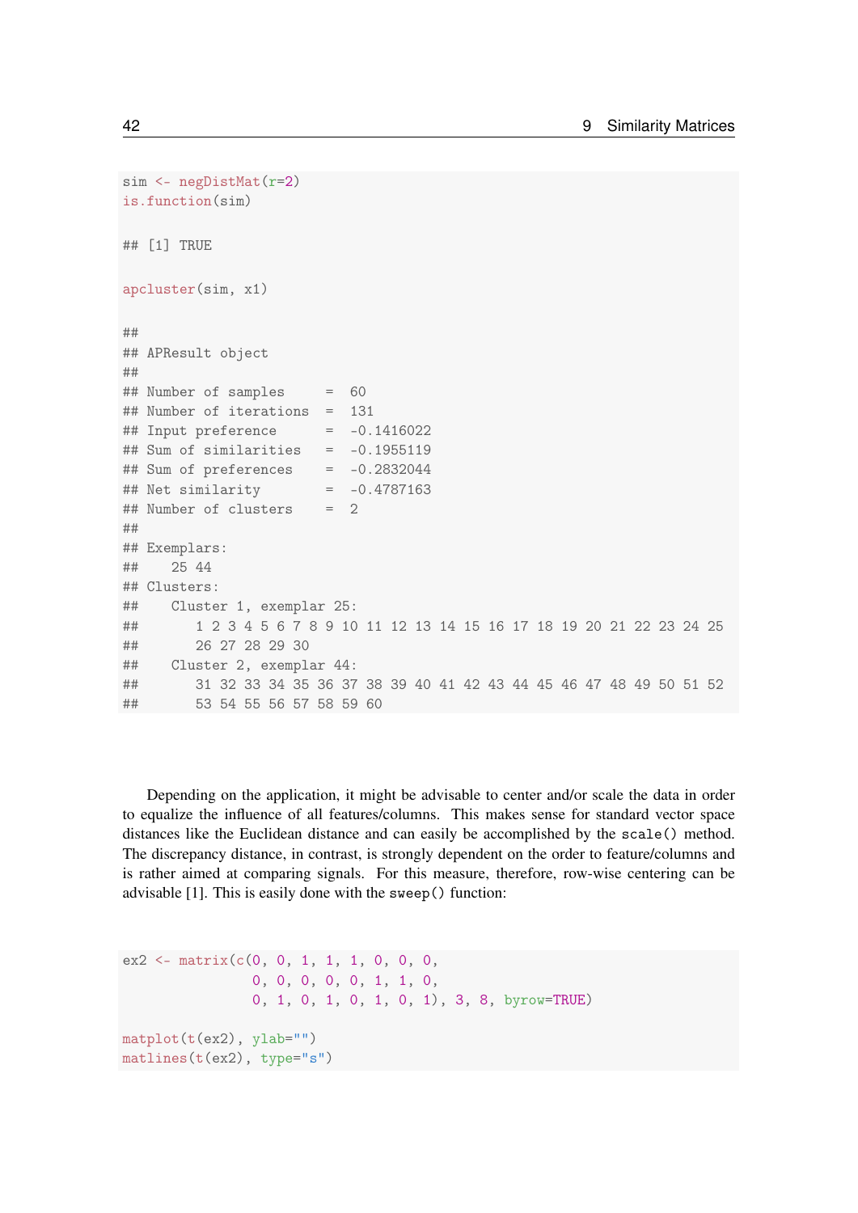```
sim <- negDistMat(r=2)
is.function(sim)

## [1] TRUE

apcluster(sim, x1)

##
## APResult object
##
## Number of samples     =  60
## Number of iterations  =  131
## Input preference      =  -0.1416022
## Sum of similarities   =  -0.1955119
## Sum of preferences    =  -0.2832044
## Net similarity        =  -0.4787163
## Number of clusters    =  2
##
## Exemplars:
##    25 44
## Clusters:
##    Cluster 1, exemplar 25:
##       1 2 3 4 5 6 7 8 9 10 11 12 13 14 15 16 17 18 19 20 21 22 23 24 25
##       26 27 28 29 30
##    Cluster 2, exemplar 44:
##       31 32 33 34 35 36 37 38 39 40 41 42 43 44 45 46 47 48 49 50 51 52
##       53 54 55 56 57 58 59 60
```

Depending on the application, it might be advisable to center and/or scale the data in order to equalize the influence of all features/columns. This makes sense for standard vector space distances like the Euclidean distance and can easily be accomplished by the `scale()` method. The discrepancy distance, in contrast, is strongly dependent on the order to feature/columns and is rather aimed at comparing signals. For this measure, therefore, row-wise centering can be advisable [1]. This is easily done with the `sweep()` function:

```
ex2 <- matrix(c(0, 0, 1, 1, 1, 0, 0, 0,
                0, 0, 0, 0, 0, 1, 1, 0,
                0, 1, 0, 1, 0, 1, 0, 1), 3, 8, byrow=TRUE)

matplot(t(ex2), ylab="")
matlines(t(ex2), type="s")
```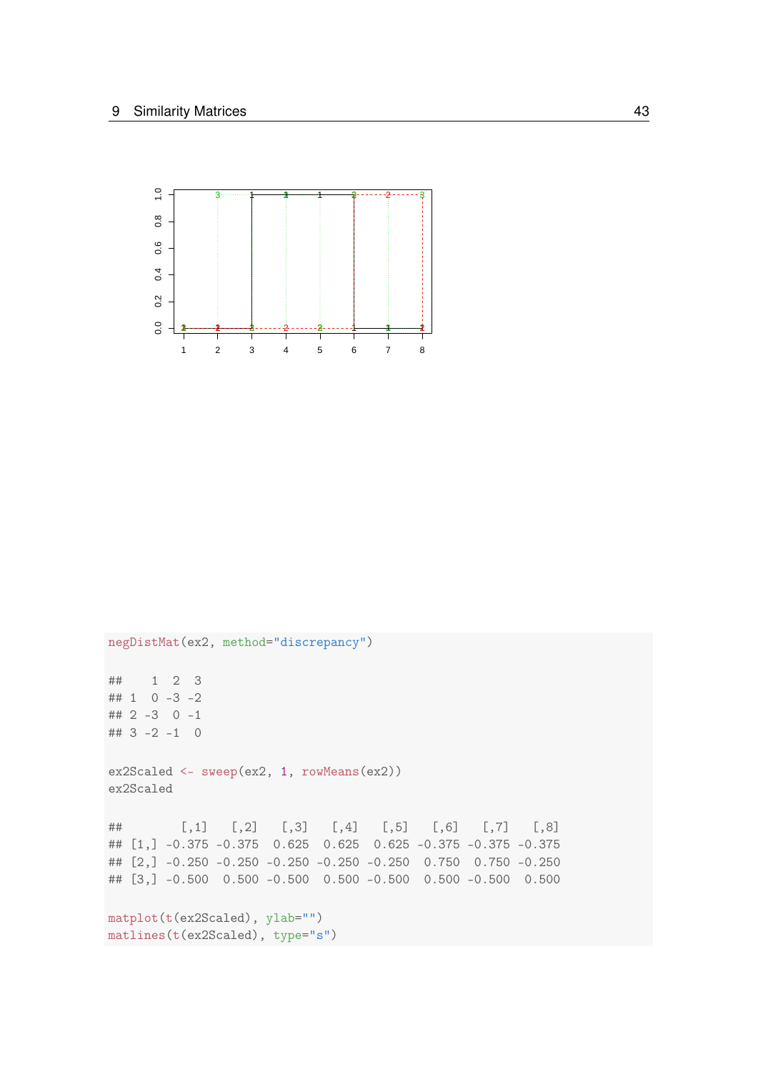```
negDistMat(ex2, method="discrepancy")

##    1  2  3
## 1  0 -3 -2
## 2 -3  0 -1
## 3 -2 -1  0

ex2Scaled <- sweep(ex2, 1, rowMeans(ex2))
ex2Scaled

##        [,1]   [,2]   [,3]   [,4]   [,5]   [,6]   [,7]   [,8]
## [1,] -0.375 -0.375  0.625  0.625  0.625 -0.375 -0.375 -0.375
## [2,] -0.250 -0.250 -0.250 -0.250 -0.250  0.750  0.750 -0.250
## [3,] -0.500  0.500 -0.500  0.500 -0.500  0.500 -0.500  0.500

matplot(t(ex2Scaled), ylab="")
matlines(t(ex2Scaled), type="s")
```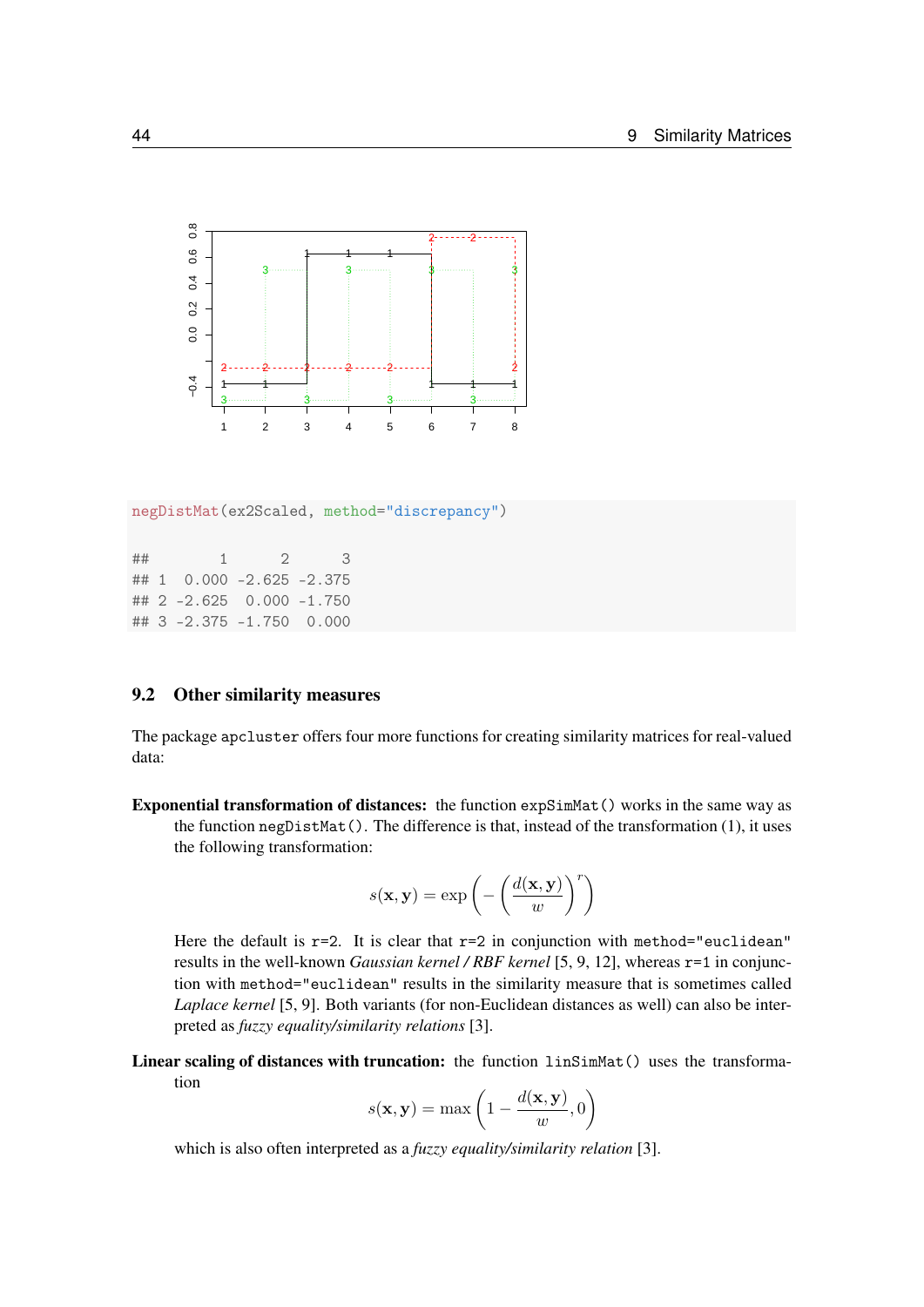```r
negDistMat(ex2Scaled, method="discrepancy")
```

```
##        1      2      3
## 1  0.000 -2.625 -2.375
## 2 -2.625  0.000 -1.750
## 3 -2.375 -1.750  0.000
```

## 9.2 Other similarity measures

The package `apcluster` offers four more functions for creating similarity matrices for real-valued data:

**Exponential transformation of distances:** the function `expSimMat()` works in the same way as the function `negDistMat()`. The difference is that, instead of the transformation (1), it uses the following transformation:

$$s(\mathbf{x}, \mathbf{y}) = \exp\left(-\left(\frac{d(\mathbf{x}, \mathbf{y})}{w}\right)^r\right)$$

Here the default is `r=2`. It is clear that `r=2` in conjunction with `method="euclidean"` results in the well-known *Gaussian kernel / RBF kernel* [5, 9, 12], whereas `r=1` in conjunction with `method="euclidean"` results in the similarity measure that is sometimes called *Laplace kernel* [5, 9]. Both variants (for non-Euclidean distances as well) can also be interpreted as *fuzzy equality/similarity relations* [3].

**Linear scaling of distances with truncation:** the function `linSimMat()` uses the transformation

$$s(\mathbf{x}, \mathbf{y}) = \max\left(1 - \frac{d(\mathbf{x}, \mathbf{y})}{w}, 0\right)$$

which is also often interpreted as a *fuzzy equality/similarity relation* [3].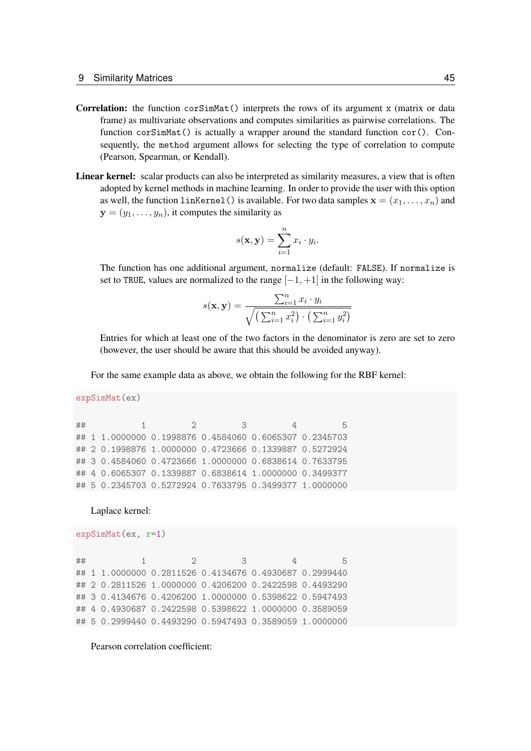**Correlation:** the function `corSimMat()` interprets the rows of its argument `x` (matrix or data frame) as multivariate observations and computes similarities as pairwise correlations. The function `corSimMat()` is actually a wrapper around the standard function `cor()`. Consequently, the `method` argument allows for selecting the type of correlation to compute (Pearson, Spearman, or Kendall).

**Linear kernel:** scalar products can also be interpreted as similarity measures, a view that is often adopted by kernel methods in machine learning. In order to provide the user with this option as well, the function `linKernel()` is available. For two data samples $\mathbf{x} = (x_1, \ldots, x_n)$ and $\mathbf{y} = (y_1, \ldots, y_n)$, it computes the similarity as

$$s(\mathbf{x}, \mathbf{y}) = \sum_{i=1}^{n} x_i \cdot y_i.$$

The function has one additional argument, `normalize` (default: `FALSE`). If `normalize` is set to `TRUE`, values are normalized to the range $[-1, +1]$ in the following way:

$$s(\mathbf{x}, \mathbf{y}) = \frac{\sum_{i=1}^{n} x_i \cdot y_i}{\sqrt{\left(\sum_{i=1}^{n} x_i^2\right) \cdot \left(\sum_{i=1}^{n} y_i^2\right)}}$$

Entries for which at least one of the two factors in the denominator is zero are set to zero (however, the user should be aware that this should be avoided anyway).

For the same example data as above, we obtain the following for the RBF kernel:

```
expSimMat(ex)

##           1         2         3         4         5
## 1 1.0000000 0.1998876 0.4584060 0.6065307 0.2345703
## 2 0.1998876 1.0000000 0.4723666 0.1339887 0.5272924
## 3 0.4584060 0.4723666 1.0000000 0.6838614 0.7633795
## 4 0.6065307 0.1339887 0.6838614 1.0000000 0.3499377
## 5 0.2345703 0.5272924 0.7633795 0.3499377 1.0000000
```

Laplace kernel:

```
expSimMat(ex, r=1)

##           1         2         3         4         5
## 1 1.0000000 0.2811526 0.4134676 0.4930687 0.2999440
## 2 0.2811526 1.0000000 0.4206200 0.2422598 0.4493290
## 3 0.4134676 0.4206200 1.0000000 0.5398622 0.5947493
## 4 0.4930687 0.2422598 0.5398622 1.0000000 0.3589059
## 5 0.2999440 0.4493290 0.5947493 0.3589059 1.0000000
```

Pearson correlation coefficient: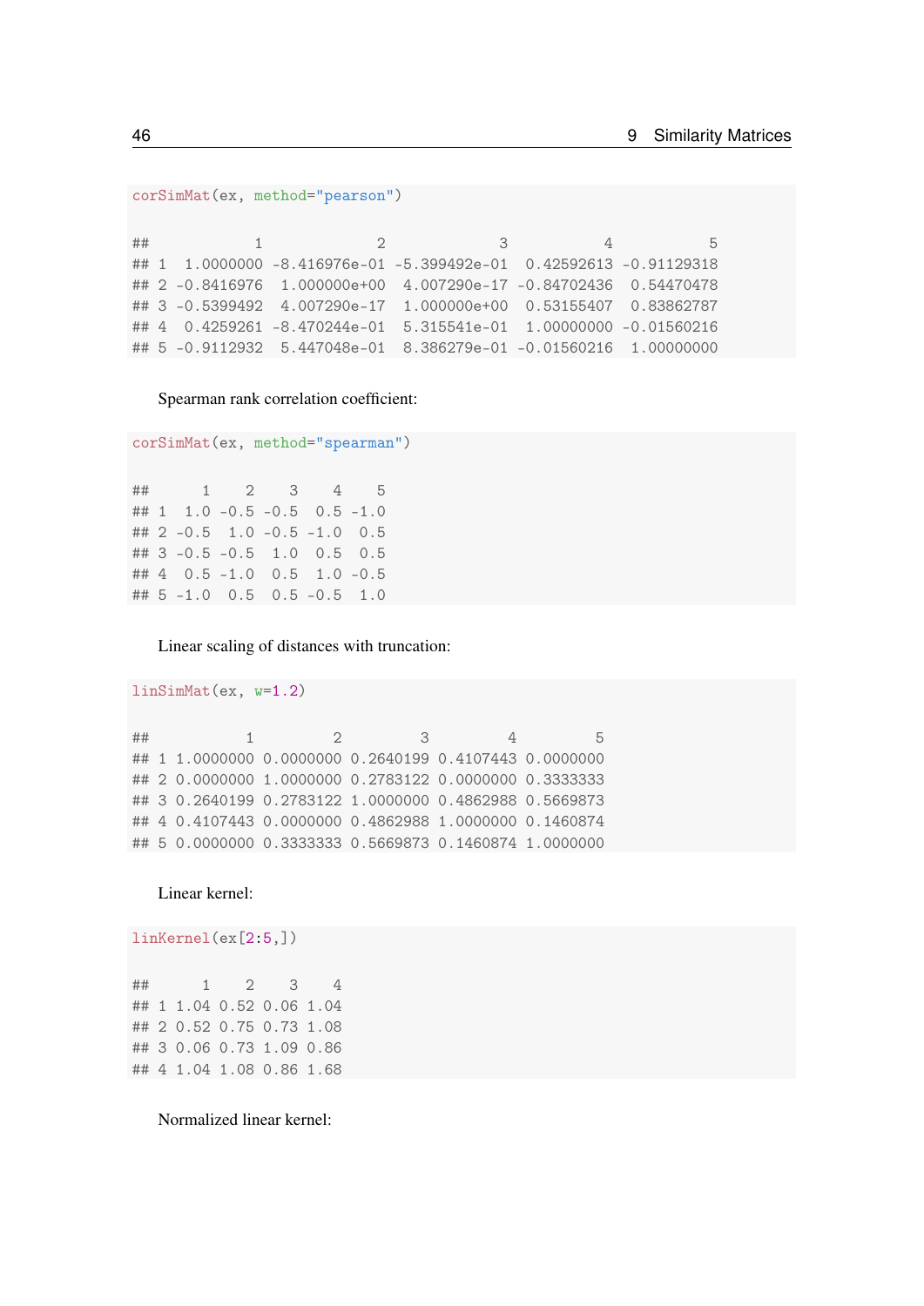```r
corSimMat(ex, method="pearson")
```

```
##            1             2             3           4           5
## 1  1.0000000 -8.416976e-01 -5.399492e-01  0.42592613 -0.91129318
## 2 -0.8416976  1.000000e+00  4.007290e-17 -0.84702436  0.54470478
## 3 -0.5399492  4.007290e-17  1.000000e+00  0.53155407  0.83862787
## 4  0.4259261 -8.470244e-01  5.315541e-01  1.00000000 -0.01560216
## 5 -0.9112932  5.447048e-01  8.386279e-01 -0.01560216  1.00000000
```

Spearman rank correlation coefficient:

```r
corSimMat(ex, method="spearman")
```

```
##      1    2    3    4    5
## 1  1.0 -0.5 -0.5  0.5 -1.0
## 2 -0.5  1.0 -0.5 -1.0  0.5
## 3 -0.5 -0.5  1.0  0.5  0.5
## 4  0.5 -1.0  0.5  1.0 -0.5
## 5 -1.0  0.5  0.5 -0.5  1.0
```

Linear scaling of distances with truncation:

```r
linSimMat(ex, w=1.2)
```

```
##           1         2         3         4         5
## 1 1.0000000 0.0000000 0.2640199 0.4107443 0.0000000
## 2 0.0000000 1.0000000 0.2783122 0.0000000 0.3333333
## 3 0.2640199 0.2783122 1.0000000 0.4862988 0.5669873
## 4 0.4107443 0.0000000 0.4862988 1.0000000 0.1460874
## 5 0.0000000 0.3333333 0.5669873 0.1460874 1.0000000
```

Linear kernel:

```r
linKernel(ex[2:5,])
```

```
##      1    2    3    4
## 1 1.04 0.52 0.06 1.04
## 2 0.52 0.75 0.73 1.08
## 3 0.06 0.73 1.09 0.86
## 4 1.04 1.08 0.86 1.68
```

Normalized linear kernel: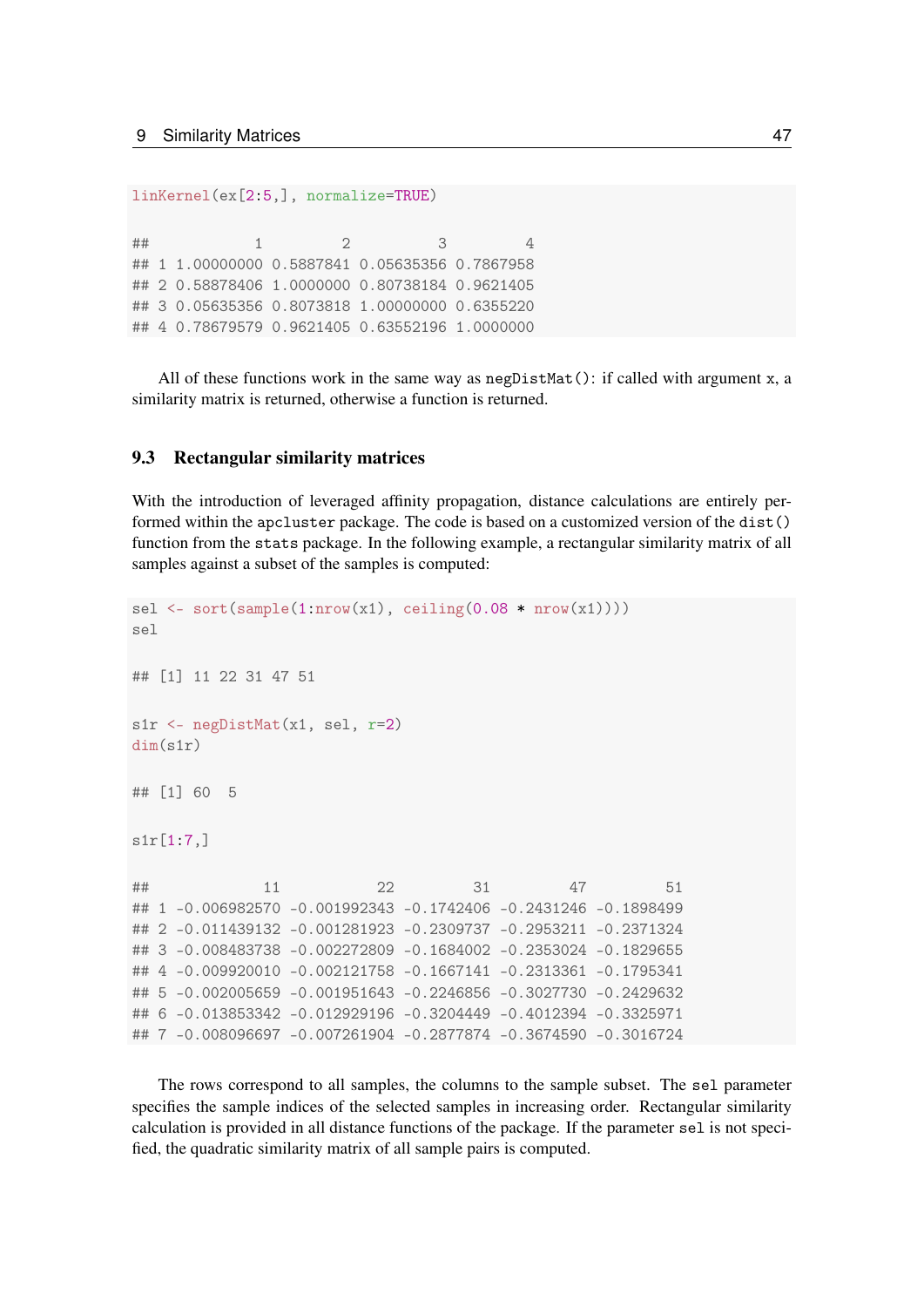```
linKernel(ex[2:5,], normalize=TRUE)

##            1         2          3         4
## 1 1.00000000 0.5887841 0.05635356 0.7867958
## 2 0.58878406 1.0000000 0.80738184 0.9621405
## 3 0.05635356 0.8073818 1.00000000 0.6355220
## 4 0.78679579 0.9621405 0.63552196 1.0000000
```

All of these functions work in the same way as `negDistMat()`: if called with argument `x`, a similarity matrix is returned, otherwise a function is returned.

### 9.3 Rectangular similarity matrices

With the introduction of leveraged affinity propagation, distance calculations are entirely performed within the `apcluster` package. The code is based on a customized version of the `dist()` function from the `stats` package. In the following example, a rectangular similarity matrix of all samples against a subset of the samples is computed:

```
sel <- sort(sample(1:nrow(x1), ceiling(0.08 * nrow(x1))))
sel

## [1] 11 22 31 47 51

s1r <- negDistMat(x1, sel, r=2)
dim(s1r)

## [1] 60  5

s1r[1:7,]

##             11           22         31         47         51
## 1 -0.006982570 -0.001992343 -0.1742406 -0.2431246 -0.1898499
## 2 -0.011439132 -0.001281923 -0.2309737 -0.2953211 -0.2371324
## 3 -0.008483738 -0.002272809 -0.1684002 -0.2353024 -0.1829655
## 4 -0.009920010 -0.002121758 -0.1667141 -0.2313361 -0.1795341
## 5 -0.002005659 -0.001951643 -0.2246856 -0.3027730 -0.2429632
## 6 -0.013853342 -0.012929196 -0.3204449 -0.4012394 -0.3325971
## 7 -0.008096697 -0.007261904 -0.2877874 -0.3674590 -0.3016724
```

The rows correspond to all samples, the columns to the sample subset. The `sel` parameter specifies the sample indices of the selected samples in increasing order. Rectangular similarity calculation is provided in all distance functions of the package. If the parameter `sel` is not specified, the quadratic similarity matrix of all sample pairs is computed.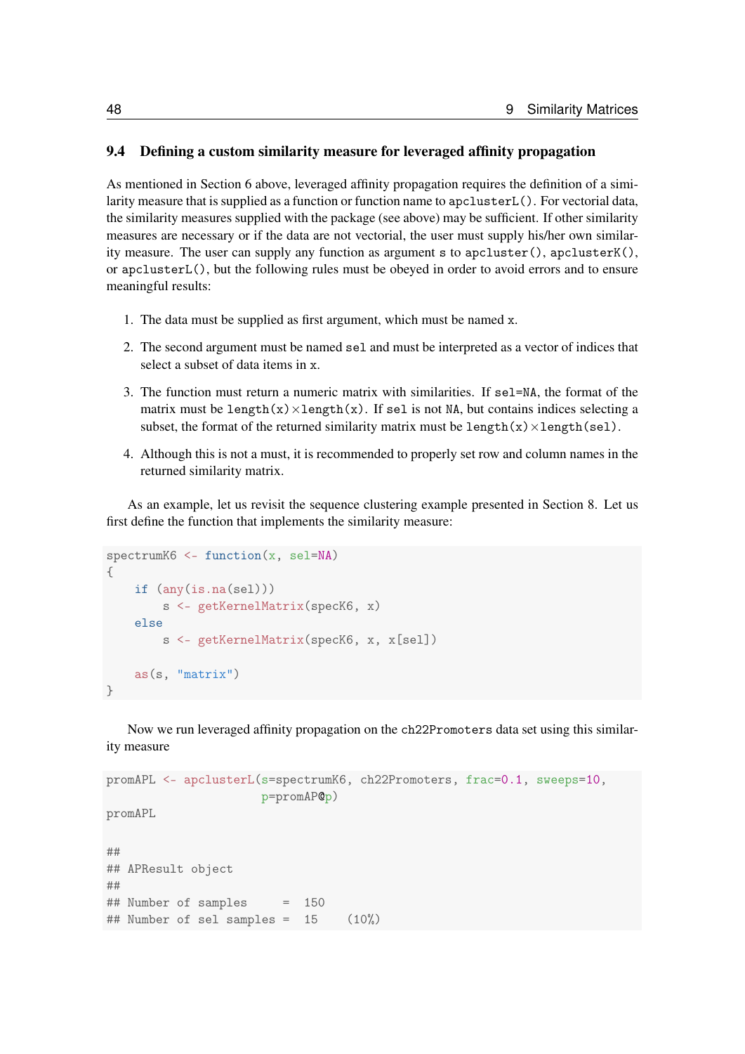### 9.4 Defining a custom similarity measure for leveraged affinity propagation

As mentioned in Section 6 above, leveraged affinity propagation requires the definition of a similarity measure that is supplied as a function or function name to `apclusterL()`. For vectorial data, the similarity measures supplied with the package (see above) may be sufficient. If other similarity measures are necessary or if the data are not vectorial, the user must supply his/her own similarity measure. The user can supply any function as argument `s` to `apcluster()`, `apclusterK()`, or `apclusterL()`, but the following rules must be obeyed in order to avoid errors and to ensure meaningful results:

1. The data must be supplied as first argument, which must be named `x`.
2. The second argument must be named `sel` and must be interpreted as a vector of indices that select a subset of data items in `x`.
3. The function must return a numeric matrix with similarities. If `sel=NA`, the format of the matrix must be `length(x)`×`length(x)`. If `sel` is not `NA`, but contains indices selecting a subset, the format of the returned similarity matrix must be `length(x)`×`length(sel)`.
4. Although this is not a must, it is recommended to properly set row and column names in the returned similarity matrix.

As an example, let us revisit the sequence clustering example presented in Section 8. Let us first define the function that implements the similarity measure:

```
spectrumK6 <- function(x, sel=NA)
{
    if (any(is.na(sel)))
        s <- getKernelMatrix(specK6, x)
    else
        s <- getKernelMatrix(specK6, x, x[sel])

    as(s, "matrix")
}
```

Now we run leveraged affinity propagation on the `ch22Promoters` data set using this similarity measure

```
promAPL <- apclusterL(s=spectrumK6, ch22Promoters, frac=0.1, sweeps=10,
                      p=promAP@p)
promAPL

##
## APResult object
##
## Number of samples     =  150
## Number of sel samples =  15    (10%)
```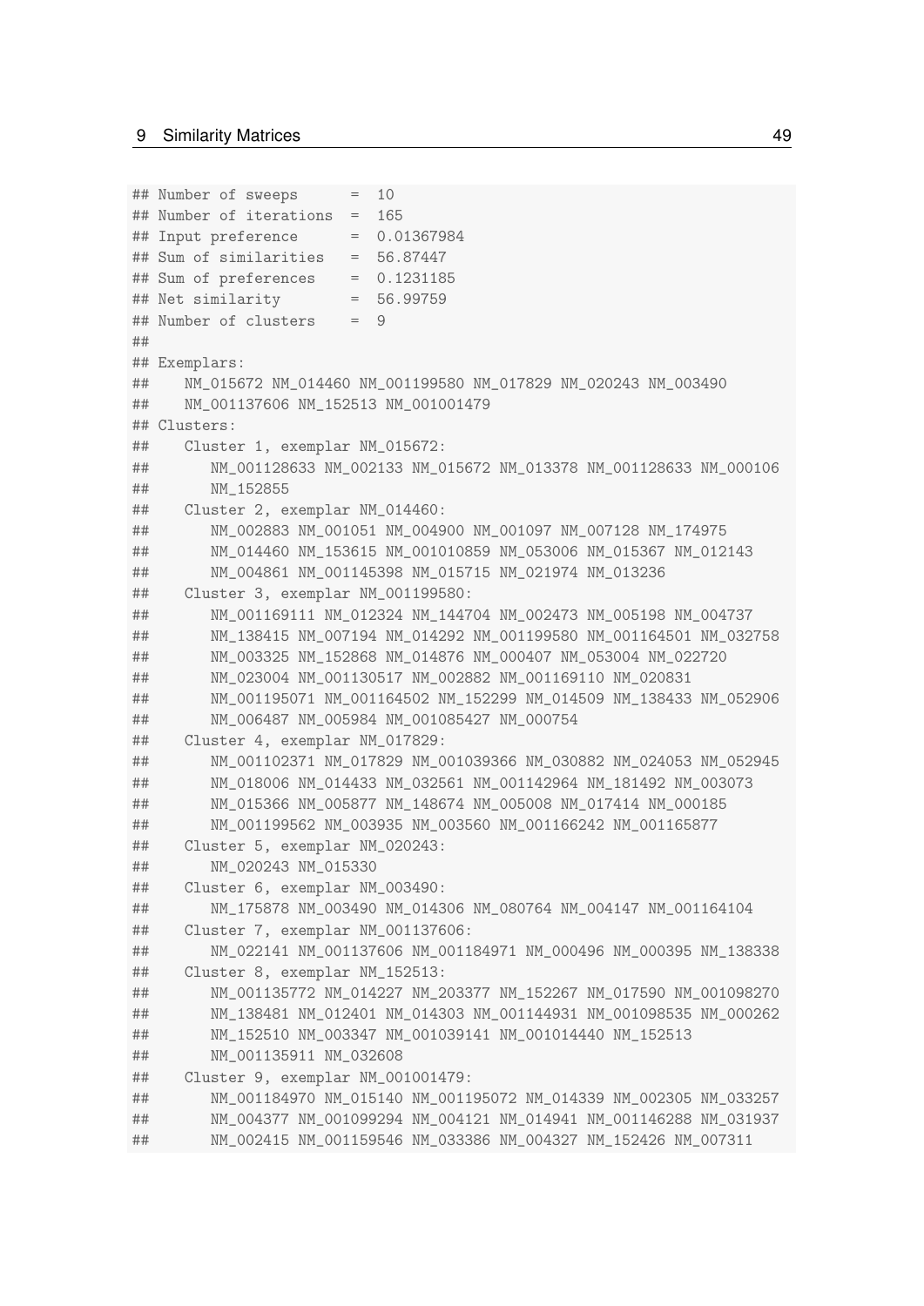```
## Number of sweeps      =  10
## Number of iterations  =  165
## Input preference      =  0.01367984
## Sum of similarities   =  56.87447
## Sum of preferences    =  0.1231185
## Net similarity        =  56.99759
## Number of clusters    =  9
##
## Exemplars:
##    NM_015672 NM_014460 NM_001199580 NM_017829 NM_020243 NM_003490
##    NM_001137606 NM_152513 NM_001001479
## Clusters:
##    Cluster 1, exemplar NM_015672:
##       NM_001128633 NM_002133 NM_015672 NM_013378 NM_001128633 NM_000106
##       NM_152855
##    Cluster 2, exemplar NM_014460:
##       NM_002883 NM_001051 NM_004900 NM_001097 NM_007128 NM_174975
##       NM_014460 NM_153615 NM_001010859 NM_053006 NM_015367 NM_012143
##       NM_004861 NM_001145398 NM_015715 NM_021974 NM_013236
##    Cluster 3, exemplar NM_001199580:
##       NM_001169111 NM_012324 NM_144704 NM_002473 NM_005198 NM_004737
##       NM_138415 NM_007194 NM_014292 NM_001199580 NM_001164501 NM_032758
##       NM_003325 NM_152868 NM_014876 NM_000407 NM_053004 NM_022720
##       NM_023004 NM_001130517 NM_002882 NM_001169110 NM_020831
##       NM_001195071 NM_001164502 NM_152299 NM_014509 NM_138433 NM_052906
##       NM_006487 NM_005984 NM_001085427 NM_000754
##    Cluster 4, exemplar NM_017829:
##       NM_001102371 NM_017829 NM_001039366 NM_030882 NM_024053 NM_052945
##       NM_018006 NM_014433 NM_032561 NM_001142964 NM_181492 NM_003073
##       NM_015366 NM_005877 NM_148674 NM_005008 NM_017414 NM_000185
##       NM_001199562 NM_003935 NM_003560 NM_001166242 NM_001165877
##    Cluster 5, exemplar NM_020243:
##       NM_020243 NM_015330
##    Cluster 6, exemplar NM_003490:
##       NM_175878 NM_003490 NM_014306 NM_080764 NM_004147 NM_001164104
##    Cluster 7, exemplar NM_001137606:
##       NM_022141 NM_001137606 NM_001184971 NM_000496 NM_000395 NM_138338
##    Cluster 8, exemplar NM_152513:
##       NM_001135772 NM_014227 NM_203377 NM_152267 NM_017590 NM_001098270
##       NM_138481 NM_012401 NM_014303 NM_001144931 NM_001098535 NM_000262
##       NM_152510 NM_003347 NM_001039141 NM_001014440 NM_152513
##       NM_001135911 NM_032608
##    Cluster 9, exemplar NM_001001479:
##       NM_001184970 NM_015140 NM_001195072 NM_014339 NM_002305 NM_033257
##       NM_004377 NM_001099294 NM_004121 NM_014941 NM_001146288 NM_031937
##       NM_002415 NM_001159546 NM_033386 NM_004327 NM_152426 NM_007311
```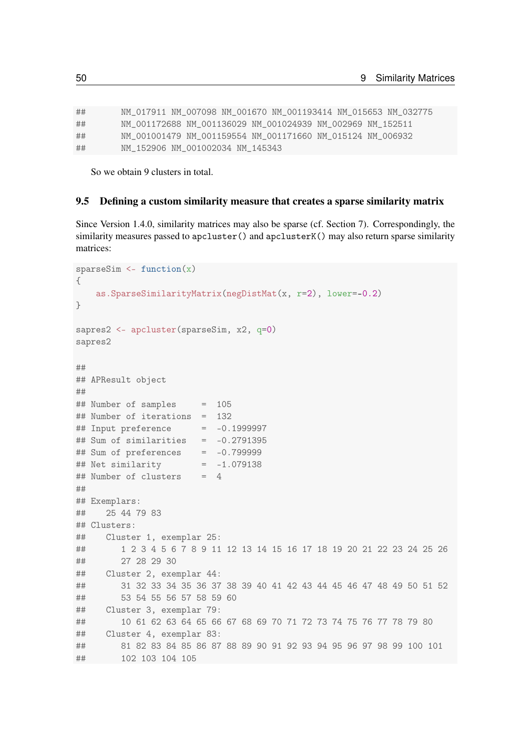```
##       NM_017911 NM_007098 NM_001670 NM_001193414 NM_015653 NM_032775
##       NM_001172688 NM_001136029 NM_001024939 NM_002969 NM_152511
##       NM_001001479 NM_001159554 NM_001171660 NM_015124 NM_006932
##       NM_152906 NM_001002034 NM_145343
```

So we obtain 9 clusters in total.

## 9.5 Defining a custom similarity measure that creates a sparse similarity matrix

Since Version 1.4.0, similarity matrices may also be sparse (cf. Section 7). Correspondingly, the similarity measures passed to `apcluster()` and `apclusterK()` may also return sparse similarity matrices:

```
sparseSim <- function(x)
{
    as.SparseSimilarityMatrix(negDistMat(x, r=2), lower=-0.2)
}

sapres2 <- apcluster(sparseSim, x2, q=0)
sapres2

##
## APResult object
##
## Number of samples     =  105
## Number of iterations  =  132
## Input preference      =  -0.1999997
## Sum of similarities   =  -0.2791395
## Sum of preferences    =  -0.799999
## Net similarity        =  -1.079138
## Number of clusters    =  4
##
## Exemplars:
##    25 44 79 83
## Clusters:
##    Cluster 1, exemplar 25:
##       1 2 3 4 5 6 7 8 9 11 12 13 14 15 16 17 18 19 20 21 22 23 24 25 26
##       27 28 29 30
##    Cluster 2, exemplar 44:
##       31 32 33 34 35 36 37 38 39 40 41 42 43 44 45 46 47 48 49 50 51 52
##       53 54 55 56 57 58 59 60
##    Cluster 3, exemplar 79:
##       10 61 62 63 64 65 66 67 68 69 70 71 72 73 74 75 76 77 78 79 80
##    Cluster 4, exemplar 83:
##       81 82 83 84 85 86 87 88 89 90 91 92 93 94 95 96 97 98 99 100 101
##       102 103 104 105
```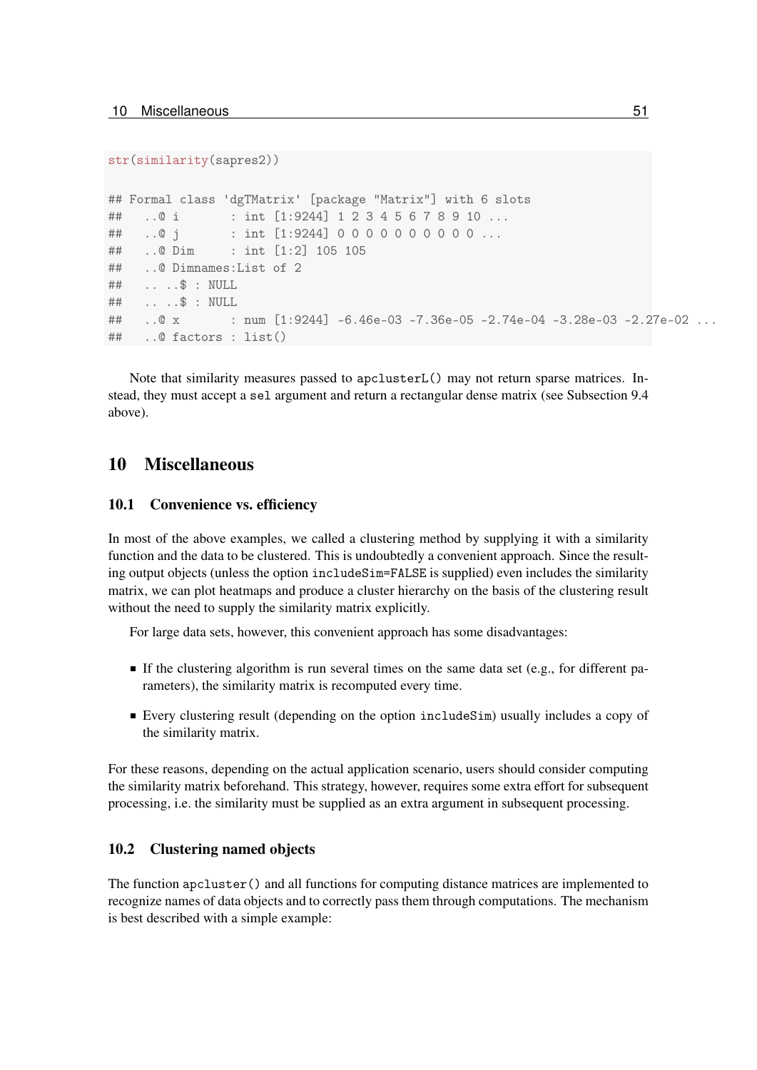```
str(similarity(sapres2))

## Formal class 'dgTMatrix' [package "Matrix"] with 6 slots
##   ..@ i       : int [1:9244] 1 2 3 4 5 6 7 8 9 10 ...
##   ..@ j       : int [1:9244] 0 0 0 0 0 0 0 0 0 0 ...
##   ..@ Dim     : int [1:2] 105 105
##   ..@ Dimnames:List of 2
##   .. ..$ : NULL
##   .. ..$ : NULL
##   ..@ x       : num [1:9244] -6.46e-03 -7.36e-05 -2.74e-04 -3.28e-03 -2.27e-02 ...
##   ..@ factors : list()
```

Note that similarity measures passed to apclusterL() may not return sparse matrices. Instead, they must accept a sel argument and return a rectangular dense matrix (see Subsection 9.4 above).

# 10 Miscellaneous

## 10.1 Convenience vs. efficiency

In most of the above examples, we called a clustering method by supplying it with a similarity function and the data to be clustered. This is undoubtedly a convenient approach. Since the resulting output objects (unless the option includeSim=FALSE is supplied) even includes the similarity matrix, we can plot heatmaps and produce a cluster hierarchy on the basis of the clustering result without the need to supply the similarity matrix explicitly.

For large data sets, however, this convenient approach has some disadvantages:

- If the clustering algorithm is run several times on the same data set (e.g., for different parameters), the similarity matrix is recomputed every time.
- Every clustering result (depending on the option includeSim) usually includes a copy of the similarity matrix.

For these reasons, depending on the actual application scenario, users should consider computing the similarity matrix beforehand. This strategy, however, requires some extra effort for subsequent processing, i.e. the similarity must be supplied as an extra argument in subsequent processing.

## 10.2 Clustering named objects

The function apcluster() and all functions for computing distance matrices are implemented to recognize names of data objects and to correctly pass them through computations. The mechanism is best described with a simple example: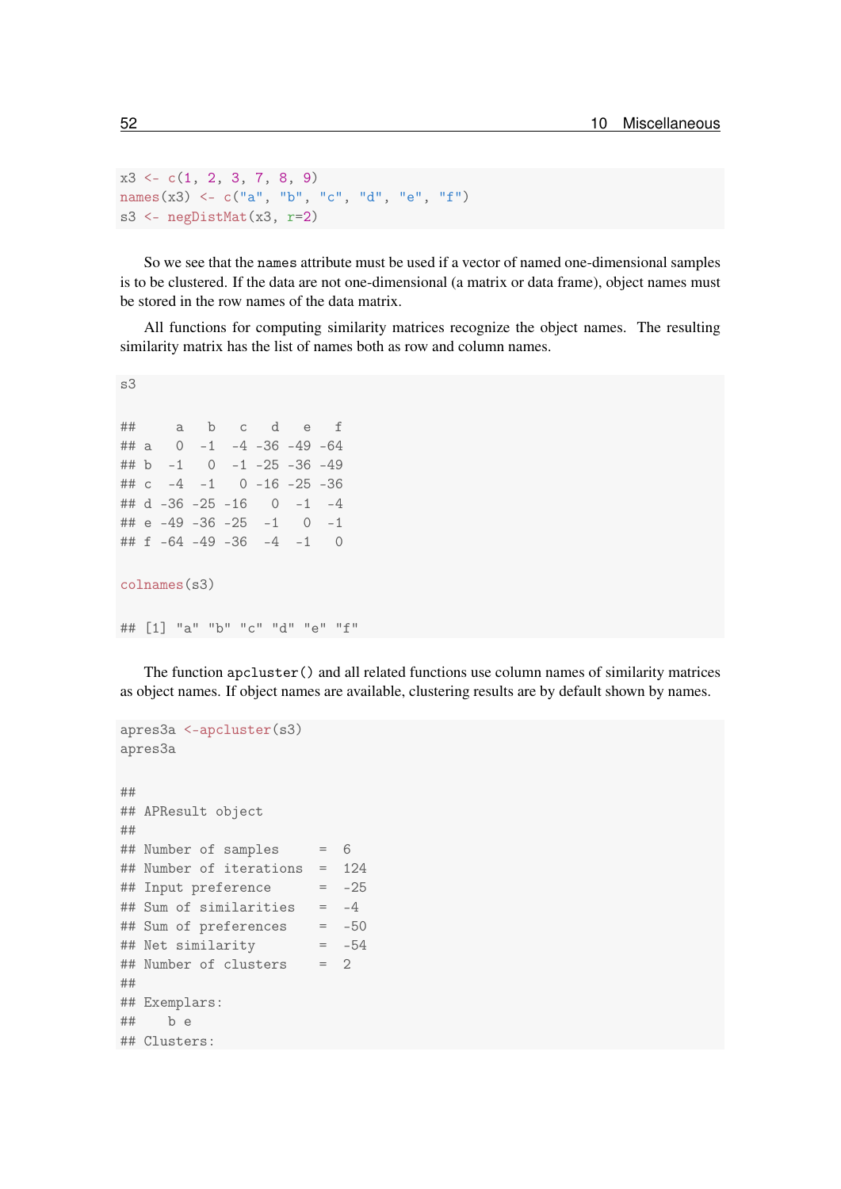```r
x3 <- c(1, 2, 3, 7, 8, 9)
names(x3) <- c("a", "b", "c", "d", "e", "f")
s3 <- negDistMat(x3, r=2)
```

So we see that the `names` attribute must be used if a vector of named one-dimensional samples is to be clustered. If the data are not one-dimensional (a matrix or data frame), object names must be stored in the row names of the data matrix.

All functions for computing similarity matrices recognize the object names. The resulting similarity matrix has the list of names both as row and column names.

```r
s3

##     a   b   c   d   e   f
## a   0  -1  -4 -36 -49 -64
## b  -1   0  -1 -25 -36 -49
## c  -4  -1   0 -16 -25 -36
## d -36 -25 -16   0  -1  -4
## e -49 -36 -25  -1   0  -1
## f -64 -49 -36  -4  -1   0

colnames(s3)

## [1] "a" "b" "c" "d" "e" "f"
```

The function `apcluster()` and all related functions use column names of similarity matrices as object names. If object names are available, clustering results are by default shown by names.

```r
apres3a <-apcluster(s3)
apres3a

##
## APResult object
##
## Number of samples     =  6
## Number of iterations  =  124
## Input preference      =  -25
## Sum of similarities   =  -4
## Sum of preferences    =  -50
## Net similarity        =  -54
## Number of clusters    =  2
##
## Exemplars:
##    b e
## Clusters:
```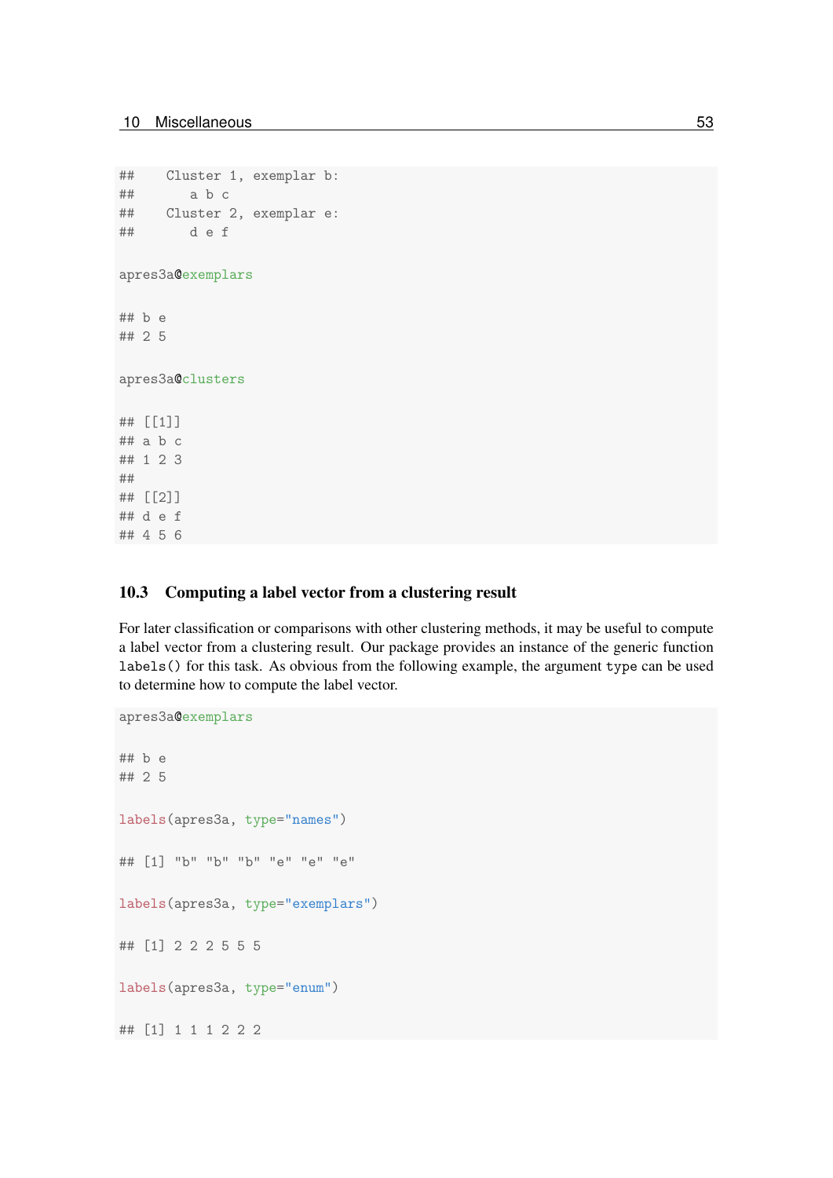```
##    Cluster 1, exemplar b:
##       a b c
##    Cluster 2, exemplar e:
##       d e f
```

```
apres3a@exemplars
```

```
## b e
## 2 5
```

```
apres3a@clusters
```

```
## [[1]]
## a b c
## 1 2 3
##
## [[2]]
## d e f
## 4 5 6
```

### 10.3 Computing a label vector from a clustering result

For later classification or comparisons with other clustering methods, it may be useful to compute a label vector from a clustering result. Our package provides an instance of the generic function `labels()` for this task. As obvious from the following example, the argument `type` can be used to determine how to compute the label vector.

```
apres3a@exemplars
```

```
## b e
## 2 5
```

```
labels(apres3a, type="names")
```

```
## [1] "b" "b" "b" "e" "e" "e"
```

```
labels(apres3a, type="exemplars")
```

```
## [1] 2 2 2 5 5 5
```

```
labels(apres3a, type="enum")
```

```
## [1] 1 1 1 2 2 2
```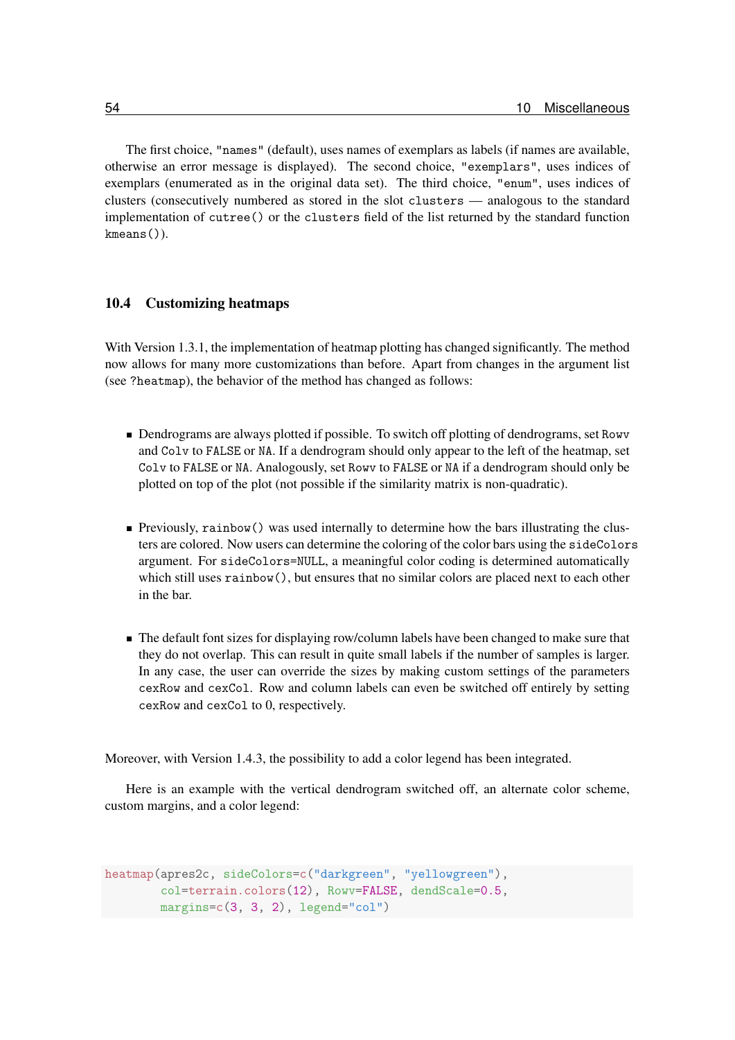The first choice, `"names"` (default), uses names of exemplars as labels (if names are available, otherwise an error message is displayed). The second choice, `"exemplars"`, uses indices of exemplars (enumerated as in the original data set). The third choice, `"enum"`, uses indices of clusters (consecutively numbered as stored in the slot `clusters` — analogous to the standard implementation of `cutree()` or the `clusters` field of the list returned by the standard function `kmeans()`).

## 10.4 Customizing heatmaps

With Version 1.3.1, the implementation of heatmap plotting has changed significantly. The method now allows for many more customizations than before. Apart from changes in the argument list (see `?heatmap`), the behavior of the method has changed as follows:

- Dendrograms are always plotted if possible. To switch off plotting of dendrograms, set `Rowv` and `Colv` to `FALSE` or `NA`. If a dendrogram should only appear to the left of the heatmap, set `Colv` to `FALSE` or `NA`. Analogously, set `Rowv` to `FALSE` or `NA` if a dendrogram should only be plotted on top of the plot (not possible if the similarity matrix is non-quadratic).
- Previously, `rainbow()` was used internally to determine how the bars illustrating the clusters are colored. Now users can determine the coloring of the color bars using the `sideColors` argument. For `sideColors=NULL`, a meaningful color coding is determined automatically which still uses `rainbow()`, but ensures that no similar colors are placed next to each other in the bar.
- The default font sizes for displaying row/column labels have been changed to make sure that they do not overlap. This can result in quite small labels if the number of samples is larger. In any case, the user can override the sizes by making custom settings of the parameters `cexRow` and `cexCol`. Row and column labels can even be switched off entirely by setting `cexRow` and `cexCol` to 0, respectively.

Moreover, with Version 1.4.3, the possibility to add a color legend has been integrated.

Here is an example with the vertical dendrogram switched off, an alternate color scheme, custom margins, and a color legend:

```
heatmap(apres2c, sideColors=c("darkgreen", "yellowgreen"),
        col=terrain.colors(12), Rowv=FALSE, dendScale=0.5,
        margins=c(3, 3, 2), legend="col")
```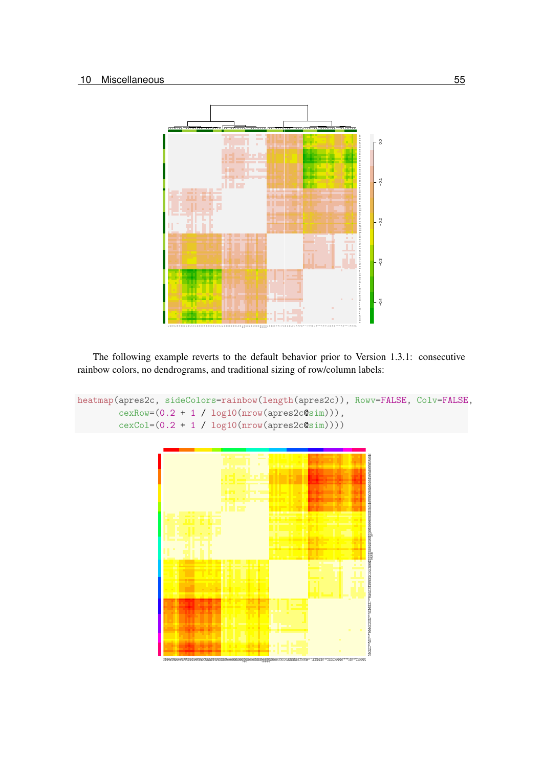The following example reverts to the default behavior prior to Version 1.3.1: consecutive rainbow colors, no dendrograms, and traditional sizing of row/column labels:

```
heatmap(apres2c, sideColors=rainbow(length(apres2c)), Rowv=FALSE, Colv=FALSE,
        cexRow=(0.2 + 1 / log10(nrow(apres2c@sim))),
        cexCol=(0.2 + 1 / log10(nrow(apres2c@sim))))
```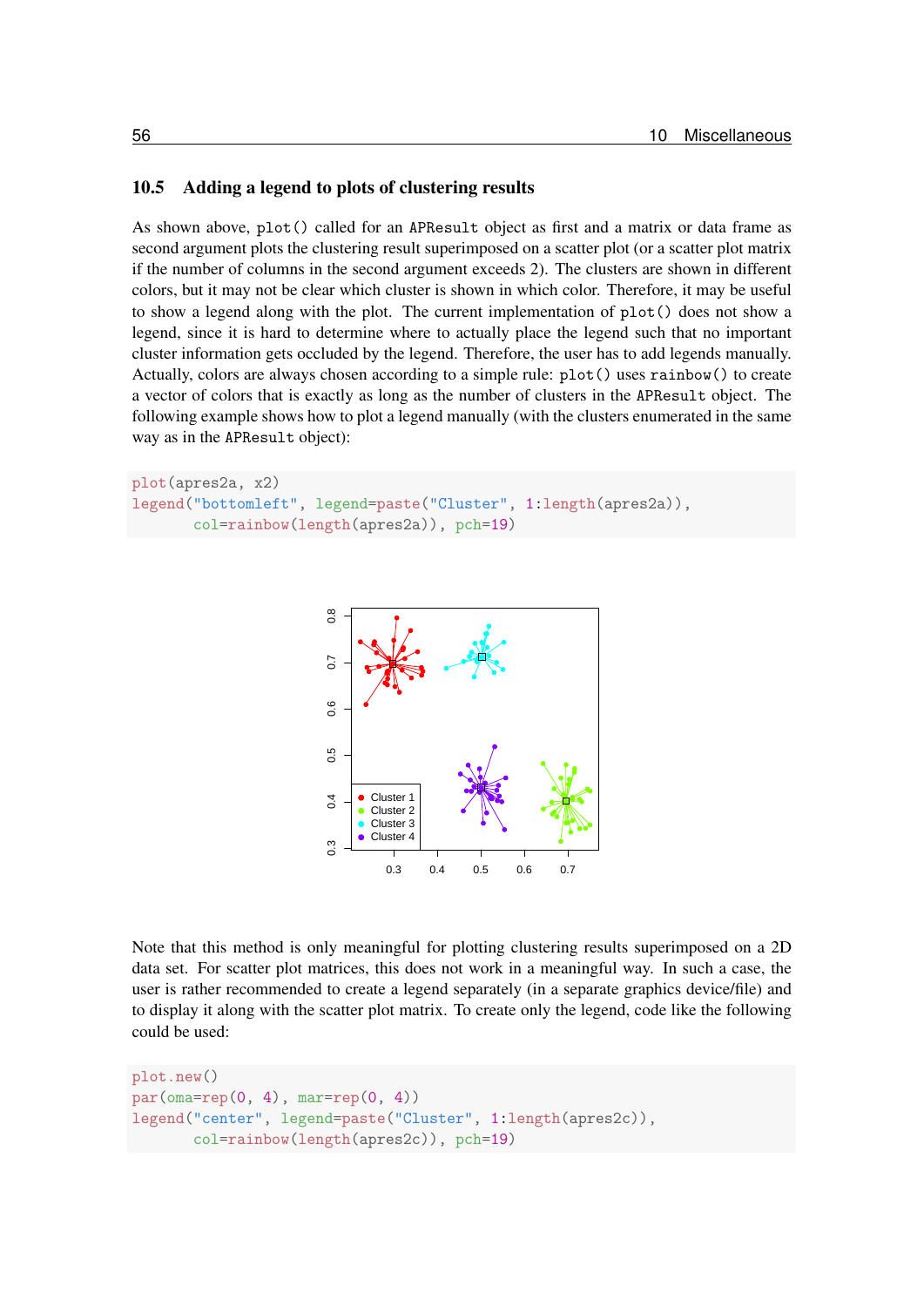## 10.5 Adding a legend to plots of clustering results

As shown above, `plot()` called for an `APResult` object as first and a matrix or data frame as second argument plots the clustering result superimposed on a scatter plot (or a scatter plot matrix if the number of columns in the second argument exceeds 2). The clusters are shown in different colors, but it may not be clear which cluster is shown in which color. Therefore, it may be useful to show a legend along with the plot. The current implementation of `plot()` does not show a legend, since it is hard to determine where to actually place the legend such that no important cluster information gets occluded by the legend. Therefore, the user has to add legends manually. Actually, colors are always chosen according to a simple rule: `plot()` uses `rainbow()` to create a vector of colors that is exactly as long as the number of clusters in the `APResult` object. The following example shows how to plot a legend manually (with the clusters enumerated in the same way as in the `APResult` object):

```
plot(apres2a, x2)
legend("bottomleft", legend=paste("Cluster", 1:length(apres2a)),
       col=rainbow(length(apres2a)), pch=19)
```

Note that this method is only meaningful for plotting clustering results superimposed on a 2D data set. For scatter plot matrices, this does not work in a meaningful way. In such a case, the user is rather recommended to create a legend separately (in a separate graphics device/file) and to display it along with the scatter plot matrix. To create only the legend, code like the following could be used:

```
plot.new()
par(oma=rep(0, 4), mar=rep(0, 4))
legend("center", legend=paste("Cluster", 1:length(apres2c)),
       col=rainbow(length(apres2c)), pch=19)
```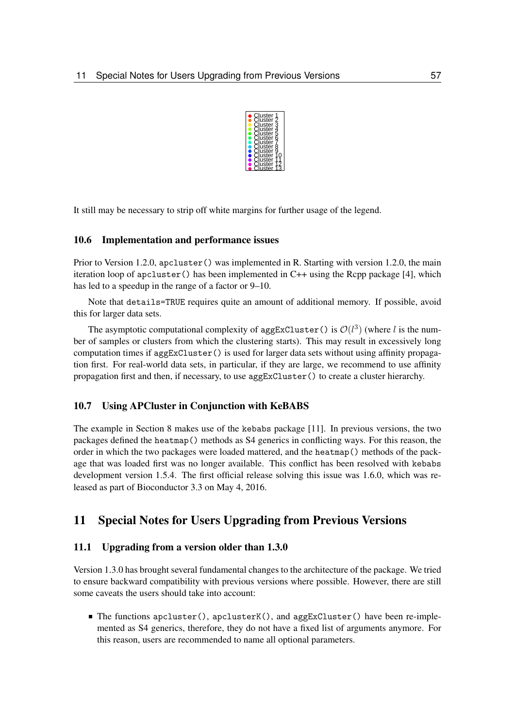Cluster 1
Cluster 2
Cluster 3
Cluster 4
Cluster 5
Cluster 6
Cluster 7
Cluster 8
Cluster 9
Cluster 10
Cluster 11
Cluster 12
Cluster 13

It still may be necessary to strip off white margins for further usage of the legend.

### 10.6 Implementation and performance issues

Prior to Version 1.2.0, `apcluster()` was implemented in R. Starting with version 1.2.0, the main iteration loop of `apcluster()` has been implemented in C++ using the Rcpp package [4], which has led to a speedup in the range of a factor or 9–10.

Note that `details=TRUE` requires quite an amount of additional memory. If possible, avoid this for larger data sets.

The asymptotic computational complexity of `aggExCluster()` is $\mathcal{O}(l^3)$ (where $l$ is the number of samples or clusters from which the clustering starts). This may result in excessively long computation times if `aggExCluster()` is used for larger data sets without using affinity propagation first. For real-world data sets, in particular, if they are large, we recommend to use affinity propagation first and then, if necessary, to use `aggExCluster()` to create a cluster hierarchy.

### 10.7 Using APCluster in Conjunction with KeBABS

The example in Section 8 makes use of the `kebabs` package [11]. In previous versions, the two packages defined the `heatmap()` methods as S4 generics in conflicting ways. For this reason, the order in which the two packages were loaded mattered, and the `heatmap()` methods of the package that was loaded first was no longer available. This conflict has been resolved with `kebabs` development version 1.5.4. The first official release solving this issue was 1.6.0, which was released as part of Bioconductor 3.3 on May 4, 2016.

## 11 Special Notes for Users Upgrading from Previous Versions

### 11.1 Upgrading from a version older than 1.3.0

Version 1.3.0 has brought several fundamental changes to the architecture of the package. We tried to ensure backward compatibility with previous versions where possible. However, there are still some caveats the users should take into account:

- The functions `apcluster()`, `apclusterK()`, and `aggExCluster()` have been re-implemented as S4 generics, therefore, they do not have a fixed list of arguments anymore. For this reason, users are recommended to name all optional parameters.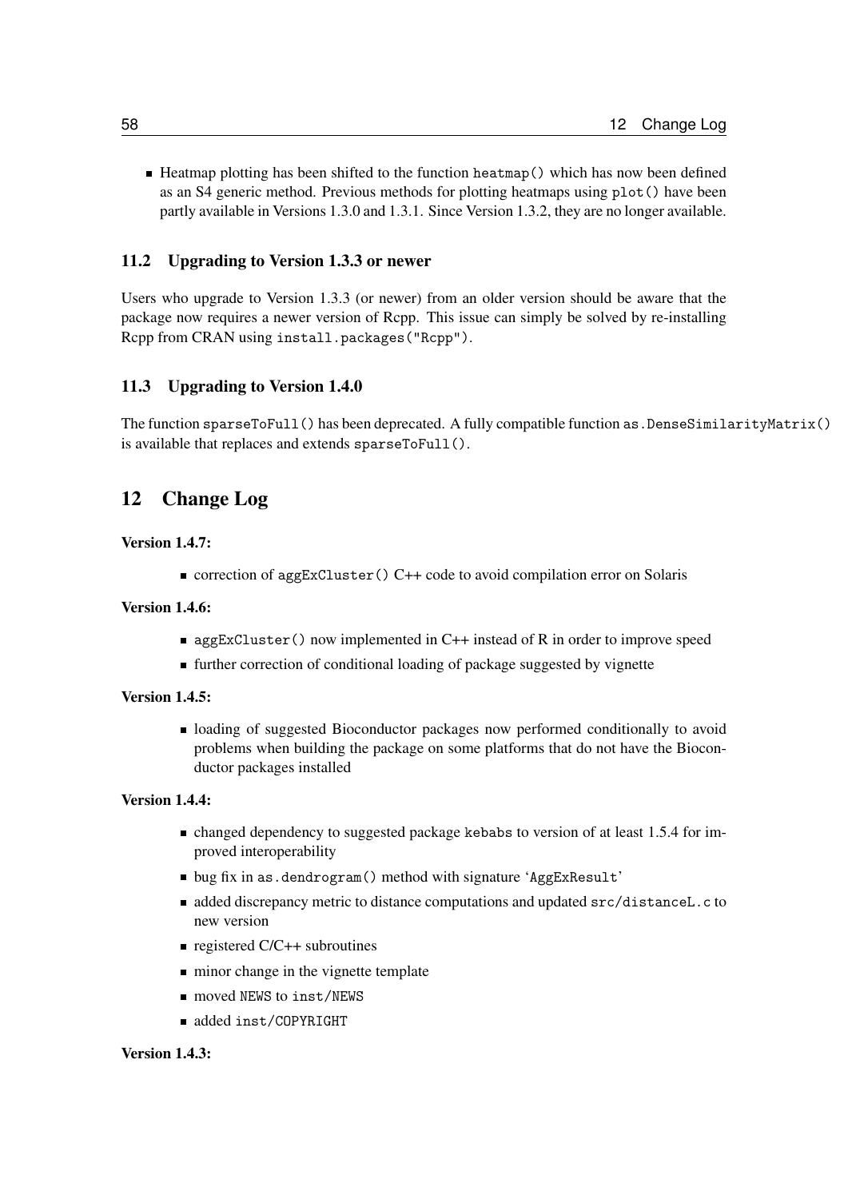- Heatmap plotting has been shifted to the function `heatmap()` which has now been defined as an S4 generic method. Previous methods for plotting heatmaps using `plot()` have been partly available in Versions 1.3.0 and 1.3.1. Since Version 1.3.2, they are no longer available.

### 11.2 Upgrading to Version 1.3.3 or newer

Users who upgrade to Version 1.3.3 (or newer) from an older version should be aware that the package now requires a newer version of Rcpp. This issue can simply be solved by re-installing Rcpp from CRAN using `install.packages("Rcpp")`.

### 11.3 Upgrading to Version 1.4.0

The function `sparseToFull()` has been deprecated. A fully compatible function `as.DenseSimilarityMatrix()` is available that replaces and extends `sparseToFull()`.

## 12 Change Log

**Version 1.4.7:**

- correction of `aggExCluster()` C++ code to avoid compilation error on Solaris

**Version 1.4.6:**

- `aggExCluster()` now implemented in C++ instead of R in order to improve speed
- further correction of conditional loading of package suggested by vignette

**Version 1.4.5:**

- loading of suggested Bioconductor packages now performed conditionally to avoid problems when building the package on some platforms that do not have the Bioconductor packages installed

**Version 1.4.4:**

- changed dependency to suggested package `kebabs` to version of at least 1.5.4 for improved interoperability
- bug fix in `as.dendrogram()` method with signature '`AggExResult`'
- added discrepancy metric to distance computations and updated `src/distanceL.c` to new version
- registered C/C++ subroutines
- minor change in the vignette template
- moved `NEWS` to `inst/NEWS`
- added `inst/COPYRIGHT`

**Version 1.4.3:**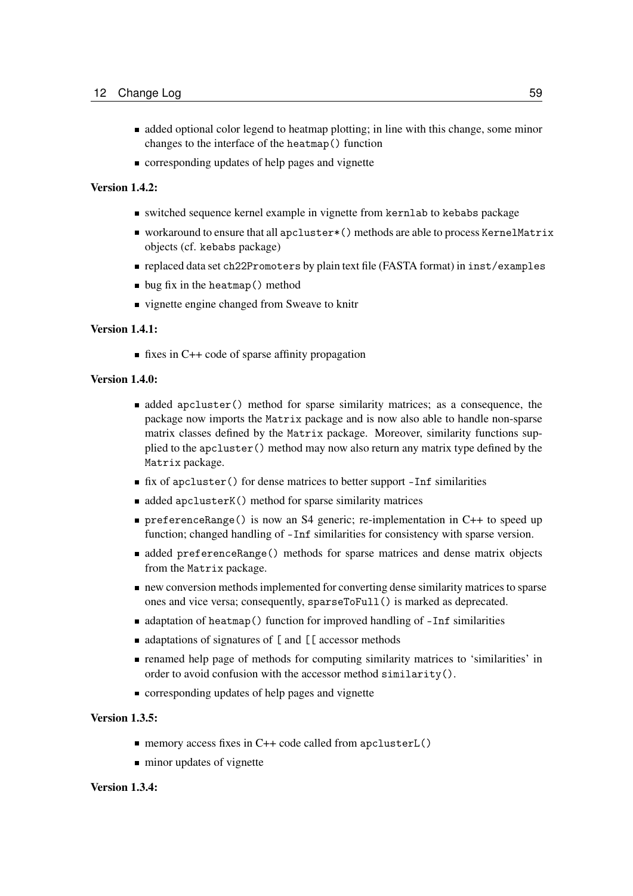- added optional color legend to heatmap plotting; in line with this change, some minor changes to the interface of the `heatmap()` function
- corresponding updates of help pages and vignette

**Version 1.4.2:**

- switched sequence kernel example in vignette from `kernlab` to `kebabs` package
- workaround to ensure that all `apcluster*()` methods are able to process `KernelMatrix` objects (cf. `kebabs` package)
- replaced data set `ch22Promoters` by plain text file (FASTA format) in `inst/examples`
- bug fix in the `heatmap()` method
- vignette engine changed from Sweave to knitr

**Version 1.4.1:**

- fixes in C++ code of sparse affinity propagation

**Version 1.4.0:**

- added `apcluster()` method for sparse similarity matrices; as a consequence, the package now imports the `Matrix` package and is now also able to handle non-sparse matrix classes defined by the `Matrix` package. Moreover, similarity functions supplied to the `apcluster()` method may now also return any matrix type defined by the `Matrix` package.
- fix of `apcluster()` for dense matrices to better support `-Inf` similarities
- added `apclusterK()` method for sparse similarity matrices
- `preferenceRange()` is now an S4 generic; re-implementation in C++ to speed up function; changed handling of `-Inf` similarities for consistency with sparse version.
- added `preferenceRange()` methods for sparse matrices and dense matrix objects from the `Matrix` package.
- new conversion methods implemented for converting dense similarity matrices to sparse ones and vice versa; consequently, `sparseToFull()` is marked as deprecated.
- adaptation of `heatmap()` function for improved handling of `-Inf` similarities
- adaptations of signatures of `[` and `[[` accessor methods
- renamed help page of methods for computing similarity matrices to 'similarities' in order to avoid confusion with the accessor method `similarity()`.
- corresponding updates of help pages and vignette

**Version 1.3.5:**

- memory access fixes in C++ code called from `apclusterL()`
- minor updates of vignette

**Version 1.3.4:**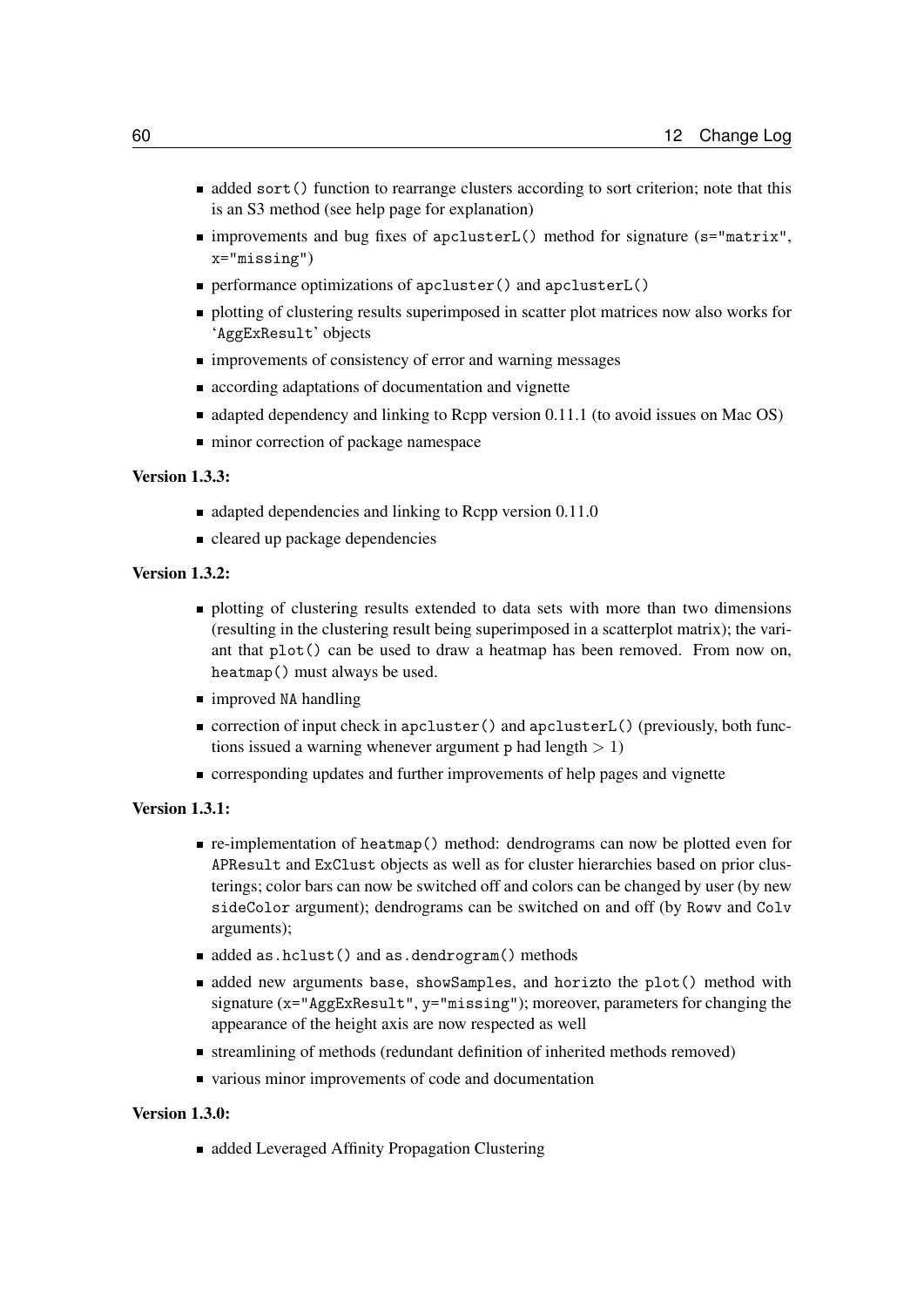- added sort() function to rearrange clusters according to sort criterion; note that this is an S3 method (see help page for explanation)
- improvements and bug fixes of apclusterL() method for signature (s="matrix", x="missing")
- performance optimizations of apcluster() and apclusterL()
- plotting of clustering results superimposed in scatter plot matrices now also works for 'AggExResult' objects
- improvements of consistency of error and warning messages
- according adaptations of documentation and vignette
- adapted dependency and linking to Rcpp version 0.11.1 (to avoid issues on Mac OS)
- minor correction of package namespace

**Version 1.3.3:**

- adapted dependencies and linking to Rcpp version 0.11.0
- cleared up package dependencies

**Version 1.3.2:**

- plotting of clustering results extended to data sets with more than two dimensions (resulting in the clustering result being superimposed in a scatterplot matrix); the variant that plot() can be used to draw a heatmap has been removed. From now on, heatmap() must always be used.
- improved NA handling
- correction of input check in apcluster() and apclusterL() (previously, both functions issued a warning whenever argument p had length $> 1$)
- corresponding updates and further improvements of help pages and vignette

**Version 1.3.1:**

- re-implementation of heatmap() method: dendrograms can now be plotted even for APResult and ExClust objects as well as for cluster hierarchies based on prior clusterings; color bars can now be switched off and colors can be changed by user (by new sideColor argument); dendrograms can be switched on and off (by Rowv and Colv arguments);
- added as.hclust() and as.dendrogram() methods
- added new arguments base, showSamples, and horizto the plot() method with signature (x="AggExResult", y="missing"); moreover, parameters for changing the appearance of the height axis are now respected as well
- streamlining of methods (redundant definition of inherited methods removed)
- various minor improvements of code and documentation

**Version 1.3.0:**

- added Leveraged Affinity Propagation Clustering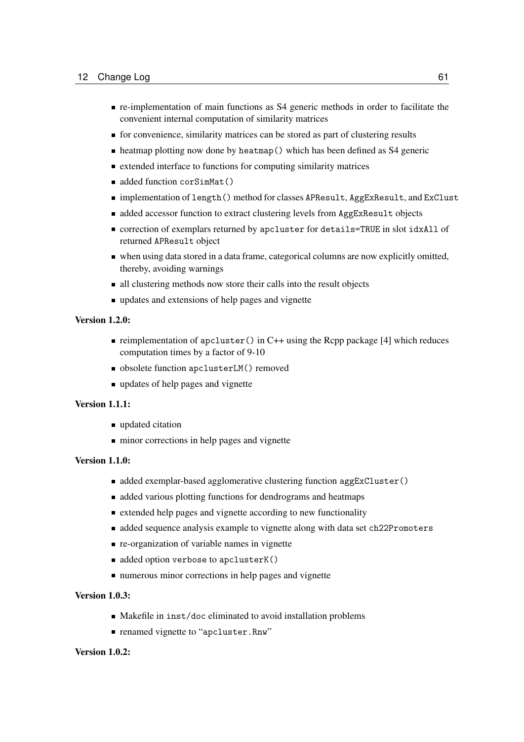- re-implementation of main functions as S4 generic methods in order to facilitate the convenient internal computation of similarity matrices
- for convenience, similarity matrices can be stored as part of clustering results
- heatmap plotting now done by `heatmap()` which has been defined as S4 generic
- extended interface to functions for computing similarity matrices
- added function `corSimMat()`
- implementation of `length()` method for classes `APResult`, `AggExResult`, and `ExClust`
- added accessor function to extract clustering levels from `AggExResult` objects
- correction of exemplars returned by `apcluster` for `details=TRUE` in slot `idxAll` of returned `APResult` object
- when using data stored in a data frame, categorical columns are now explicitly omitted, thereby, avoiding warnings
- all clustering methods now store their calls into the result objects
- updates and extensions of help pages and vignette

**Version 1.2.0:**

- reimplementation of `apcluster()` in C++ using the Rcpp package [4] which reduces computation times by a factor of 9-10
- obsolete function `apclusterLM()` removed
- updates of help pages and vignette

**Version 1.1.1:**

- updated citation
- minor corrections in help pages and vignette

**Version 1.1.0:**

- added exemplar-based agglomerative clustering function `aggExCluster()`
- added various plotting functions for dendrograms and heatmaps
- extended help pages and vignette according to new functionality
- added sequence analysis example to vignette along with data set `ch22Promoters`
- re-organization of variable names in vignette
- added option `verbose` to `apclusterK()`
- numerous minor corrections in help pages and vignette

**Version 1.0.3:**

- Makefile in `inst/doc` eliminated to avoid installation problems
- renamed vignette to "`apcluster.Rnw`"

**Version 1.0.2:**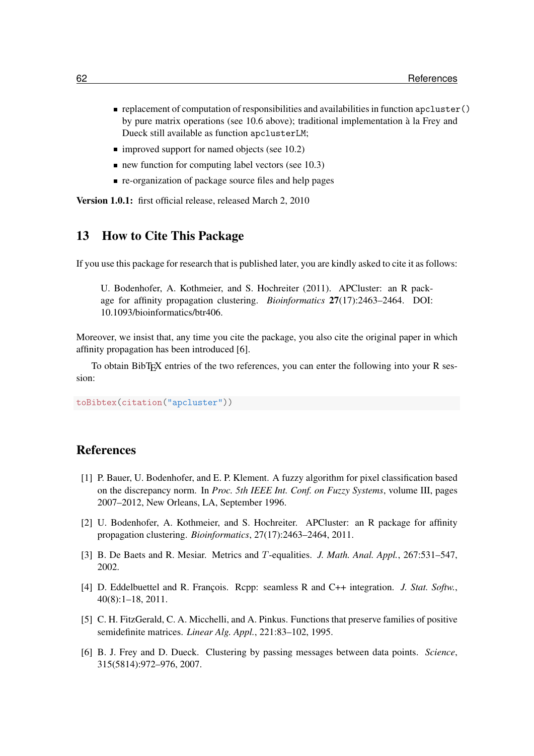- replacement of computation of responsibilities and availabilities in function `apcluster()` by pure matrix operations (see 10.6 above); traditional implementation à la Frey and Dueck still available as function `apclusterLM`;
- improved support for named objects (see 10.2)
- new function for computing label vectors (see 10.3)
- re-organization of package source files and help pages

**Version 1.0.1:** first official release, released March 2, 2010

## 13 How to Cite This Package

If you use this package for research that is published later, you are kindly asked to cite it as follows:

> U. Bodenhofer, A. Kothmeier, and S. Hochreiter (2011). APCluster: an R package for affinity propagation clustering. *Bioinformatics* **27**(17):2463–2464. DOI: 10.1093/bioinformatics/btr406.

Moreover, we insist that, any time you cite the package, you also cite the original paper in which affinity propagation has been introduced [6].

To obtain BibTEX entries of the two references, you can enter the following into your R session:

```
toBibtex(citation("apcluster"))
```

## References

[1] P. Bauer, U. Bodenhofer, and E. P. Klement. A fuzzy algorithm for pixel classification based on the discrepancy norm. In *Proc. 5th IEEE Int. Conf. on Fuzzy Systems*, volume III, pages 2007–2012, New Orleans, LA, September 1996.

[2] U. Bodenhofer, A. Kothmeier, and S. Hochreiter. APCluster: an R package for affinity propagation clustering. *Bioinformatics*, 27(17):2463–2464, 2011.

[3] B. De Baets and R. Mesiar. Metrics and $T$-equalities. *J. Math. Anal. Appl.*, 267:531–547, 2002.

[4] D. Eddelbuettel and R. François. Rcpp: seamless R and C++ integration. *J. Stat. Softw.*, 40(8):1–18, 2011.

[5] C. H. FitzGerald, C. A. Micchelli, and A. Pinkus. Functions that preserve families of positive semidefinite matrices. *Linear Alg. Appl.*, 221:83–102, 1995.

[6] B. J. Frey and D. Dueck. Clustering by passing messages between data points. *Science*, 315(5814):972–976, 2007.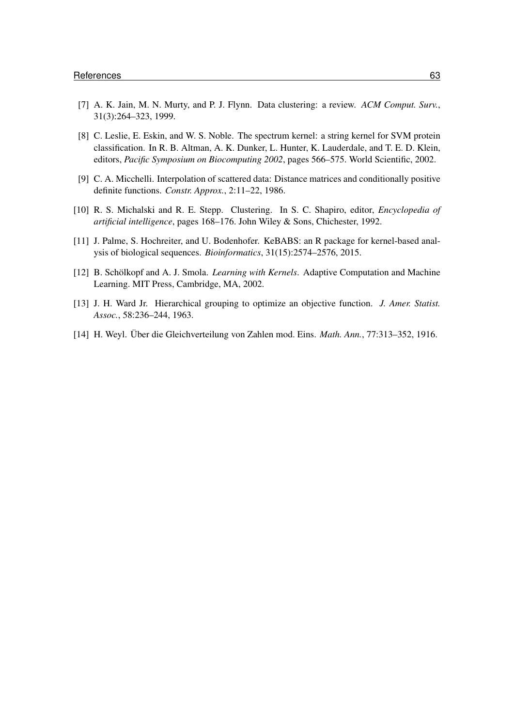[7] A. K. Jain, M. N. Murty, and P. J. Flynn. Data clustering: a review. *ACM Comput. Surv.*, 31(3):264–323, 1999.

[8] C. Leslie, E. Eskin, and W. S. Noble. The spectrum kernel: a string kernel for SVM protein classification. In R. B. Altman, A. K. Dunker, L. Hunter, K. Lauderdale, and T. E. D. Klein, editors, *Pacific Symposium on Biocomputing 2002*, pages 566–575. World Scientific, 2002.

[9] C. A. Micchelli. Interpolation of scattered data: Distance matrices and conditionally positive definite functions. *Constr. Approx.*, 2:11–22, 1986.

[10] R. S. Michalski and R. E. Stepp. Clustering. In S. C. Shapiro, editor, *Encyclopedia of artificial intelligence*, pages 168–176. John Wiley & Sons, Chichester, 1992.

[11] J. Palme, S. Hochreiter, and U. Bodenhofer. KeBABS: an R package for kernel-based analysis of biological sequences. *Bioinformatics*, 31(15):2574–2576, 2015.

[12] B. Schölkopf and A. J. Smola. *Learning with Kernels*. Adaptive Computation and Machine Learning. MIT Press, Cambridge, MA, 2002.

[13] J. H. Ward Jr. Hierarchical grouping to optimize an objective function. *J. Amer. Statist. Assoc.*, 58:236–244, 1963.

[14] H. Weyl. Über die Gleichverteilung von Zahlen mod. Eins. *Math. Ann.*, 77:313–352, 1916.